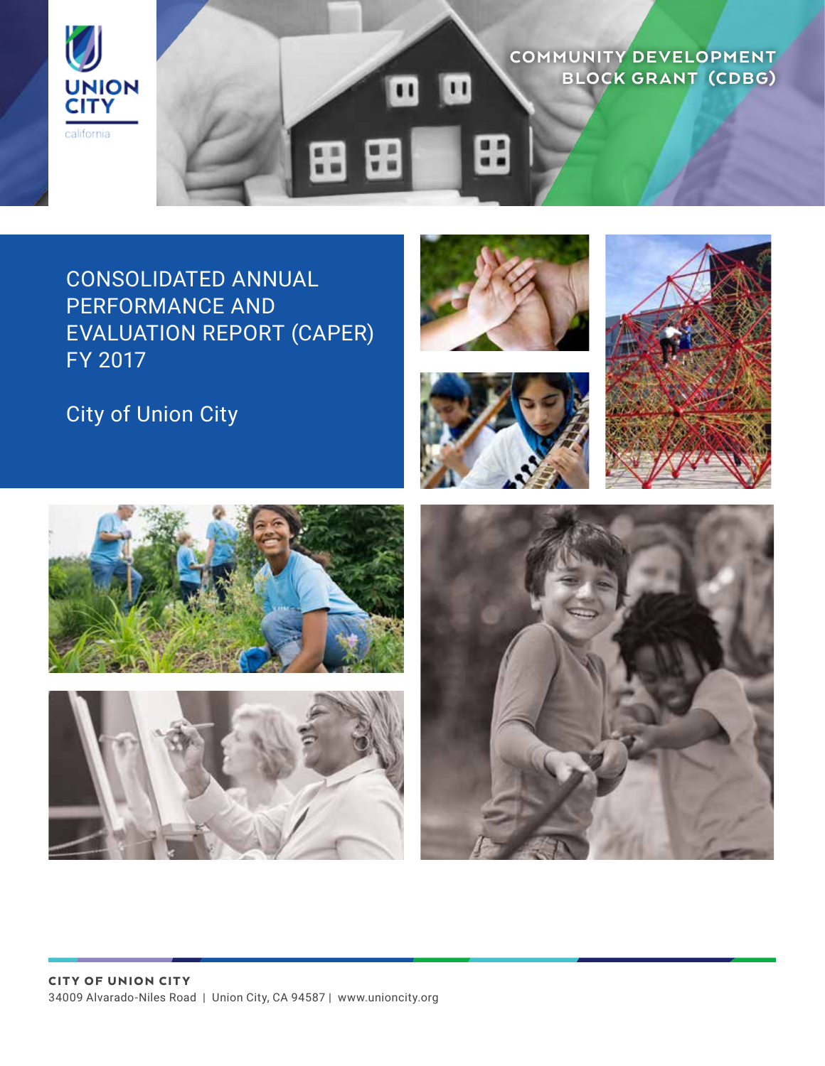UNION CITY
california

COMMUNITY DEVELOPMENT BLOCK GRANT (CDBG)

# CONSOLIDATED ANNUAL PERFORMANCE AND EVALUATION REPORT (CAPER) FY 2017

## City of Union City

**CITY OF UNION CITY**
34009 Alvarado-Niles Road | Union City, CA 94587 | www.unioncity.org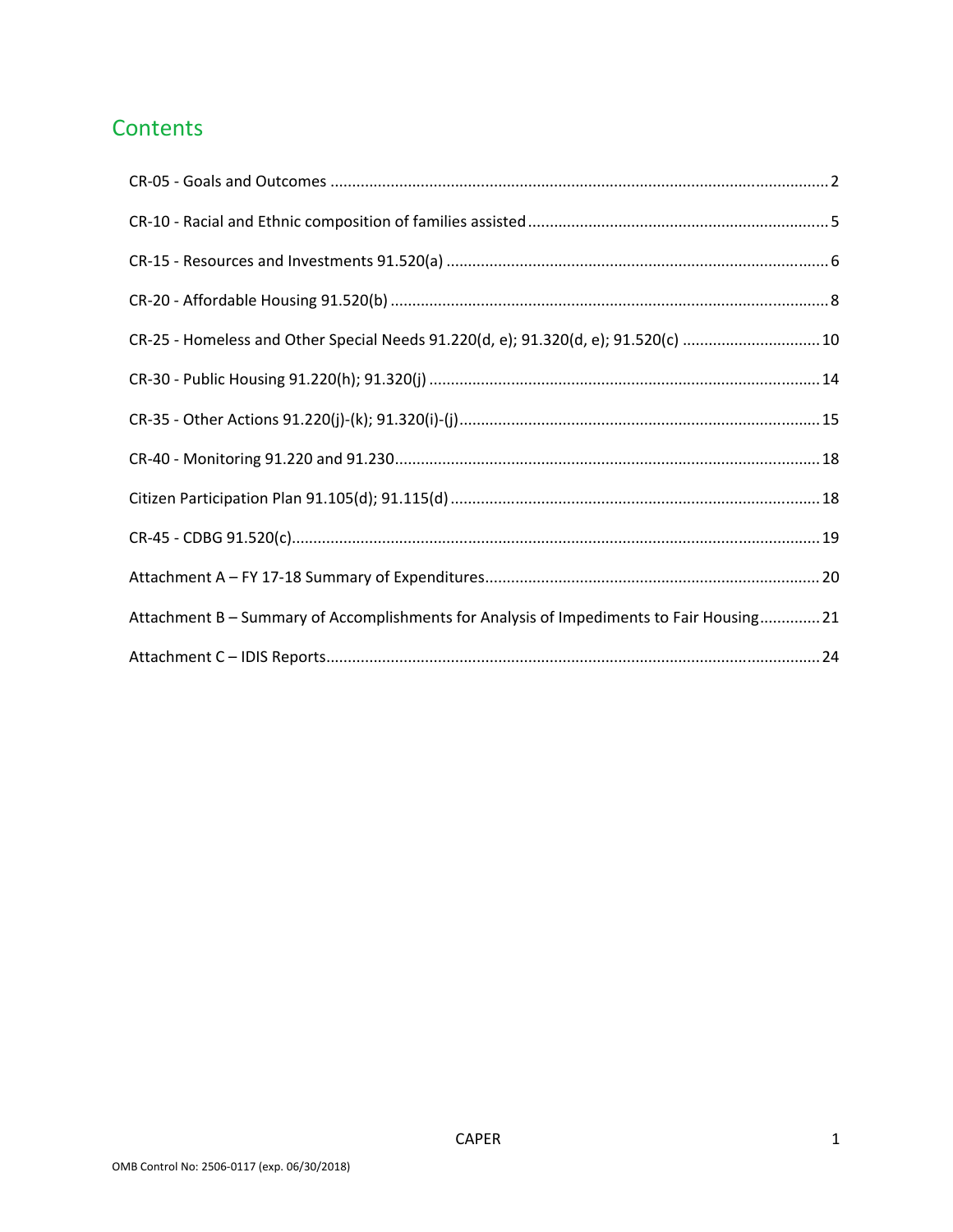# Contents

CR-05 - Goals and Outcomes ........................................................ 2

CR-10 - Racial and Ethnic composition of families assisted ........................................................ 5

CR-15 - Resources and Investments 91.520(a) ........................................................ 6

CR-20 - Affordable Housing 91.520(b) ........................................................ 8

CR-25 - Homeless and Other Special Needs 91.220(d, e); 91.320(d, e); 91.520(c) ........................................................ 10

CR-30 - Public Housing 91.220(h); 91.320(j) ........................................................ 14

CR-35 - Other Actions 91.220(j)-(k); 91.320(i)-(j) ........................................................ 15

CR-40 - Monitoring 91.220 and 91.230 ........................................................ 18

Citizen Participation Plan 91.105(d); 91.115(d) ........................................................ 18

CR-45 - CDBG 91.520(c) ........................................................ 19

Attachment A – FY 17-18 Summary of Expenditures ........................................................ 20

Attachment B – Summary of Accomplishments for Analysis of Impediments to Fair Housing ........................................................ 21

Attachment C – IDIS Reports ........................................................ 24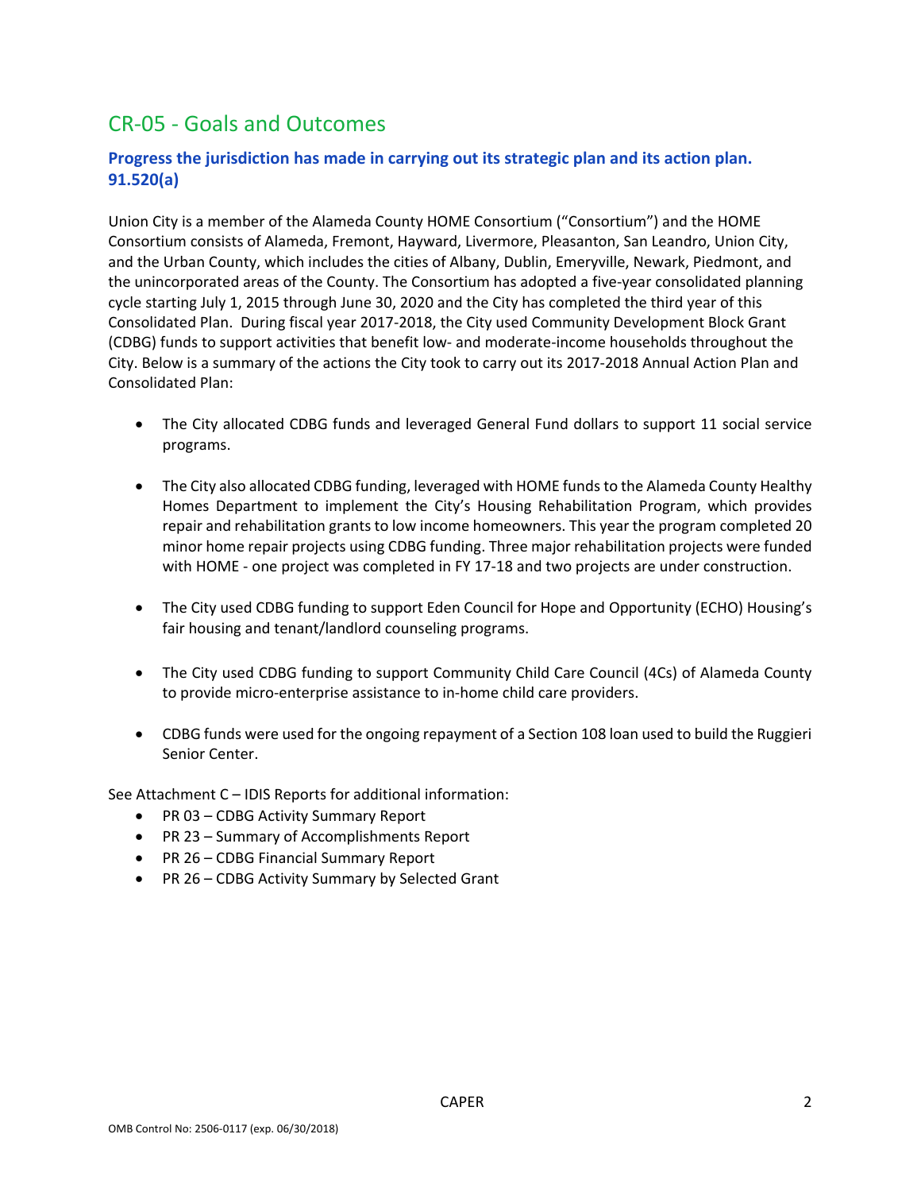## CR-05 - Goals and Outcomes

### Progress the jurisdiction has made in carrying out its strategic plan and its action plan. 91.520(a)

Union City is a member of the Alameda County HOME Consortium ("Consortium") and the HOME Consortium consists of Alameda, Fremont, Hayward, Livermore, Pleasanton, San Leandro, Union City, and the Urban County, which includes the cities of Albany, Dublin, Emeryville, Newark, Piedmont, and the unincorporated areas of the County. The Consortium has adopted a five-year consolidated planning cycle starting July 1, 2015 through June 30, 2020 and the City has completed the third year of this Consolidated Plan. During fiscal year 2017-2018, the City used Community Development Block Grant (CDBG) funds to support activities that benefit low- and moderate-income households throughout the City. Below is a summary of the actions the City took to carry out its 2017-2018 Annual Action Plan and Consolidated Plan:

- The City allocated CDBG funds and leveraged General Fund dollars to support 11 social service programs.
- The City also allocated CDBG funding, leveraged with HOME funds to the Alameda County Healthy Homes Department to implement the City's Housing Rehabilitation Program, which provides repair and rehabilitation grants to low income homeowners. This year the program completed 20 minor home repair projects using CDBG funding. Three major rehabilitation projects were funded with HOME - one project was completed in FY 17-18 and two projects are under construction.
- The City used CDBG funding to support Eden Council for Hope and Opportunity (ECHO) Housing's fair housing and tenant/landlord counseling programs.
- The City used CDBG funding to support Community Child Care Council (4Cs) of Alameda County to provide micro-enterprise assistance to in-home child care providers.
- CDBG funds were used for the ongoing repayment of a Section 108 loan used to build the Ruggieri Senior Center.

See Attachment C – IDIS Reports for additional information:

- PR 03 – CDBG Activity Summary Report
- PR 23 – Summary of Accomplishments Report
- PR 26 – CDBG Financial Summary Report
- PR 26 – CDBG Activity Summary by Selected Grant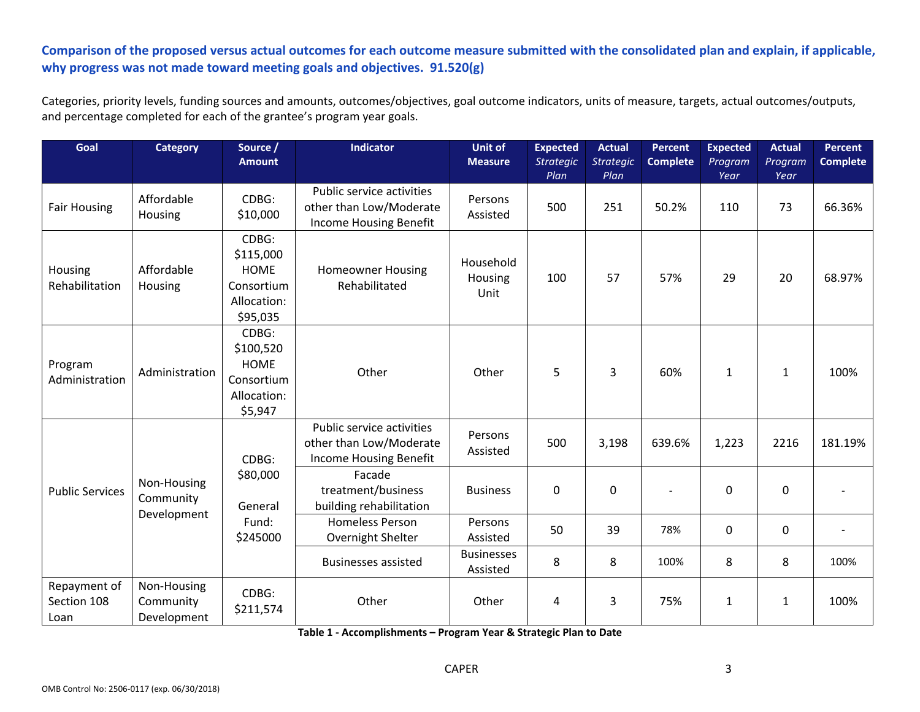## Comparison of the proposed versus actual outcomes for each outcome measure submitted with the consolidated plan and explain, if applicable, why progress was not made toward meeting goals and objectives. 91.520(g)

Categories, priority levels, funding sources and amounts, outcomes/objectives, goal outcome indicators, units of measure, targets, actual outcomes/outputs, and percentage completed for each of the grantee's program year goals.

| Goal | Category | Source / Amount | Indicator | Unit of Measure | Expected *Strategic Plan* | Actual *Strategic Plan* | Percent Complete | Expected *Program Year* | Actual *Program Year* | Percent Complete |
|---|---|---|---|---|---|---|---|---|---|---|
| Fair Housing | Affordable Housing | CDBG: $10,000 | Public service activities other than Low/Moderate Income Housing Benefit | Persons Assisted | 500 | 251 | 50.2% | 110 | 73 | 66.36% |
| Housing Rehabilitation | Affordable Housing | CDBG: $115,000 HOME Consortium Allocation: $95,035 | Homeowner Housing Rehabilitated | Household Housing Unit | 100 | 57 | 57% | 29 | 20 | 68.97% |
| Program Administration | Administration | CDBG: $100,520 HOME Consortium Allocation: $5,947 | Other | Other | 5 | 3 | 60% | 1 | 1 | 100% |
| Public Services | Non-Housing Community Development | CDBG: $80,000 General Fund: $245000 | Public service activities other than Low/Moderate Income Housing Benefit | Persons Assisted | 500 | 3,198 | 639.6% | 1,223 | 2216 | 181.19% |
| | | | Facade treatment/business building rehabilitation | Business | 0 | 0 | - | 0 | 0 | - |
| | | | Homeless Person Overnight Shelter | Persons Assisted | 50 | 39 | 78% | 0 | 0 | - |
| | | | Businesses assisted | Businesses Assisted | 8 | 8 | 100% | 8 | 8 | 100% |
| Repayment of Section 108 Loan | Non-Housing Community Development | CDBG: $211,574 | Other | Other | 4 | 3 | 75% | 1 | 1 | 100% |

**Table 1 - Accomplishments – Program Year & Strategic Plan to Date**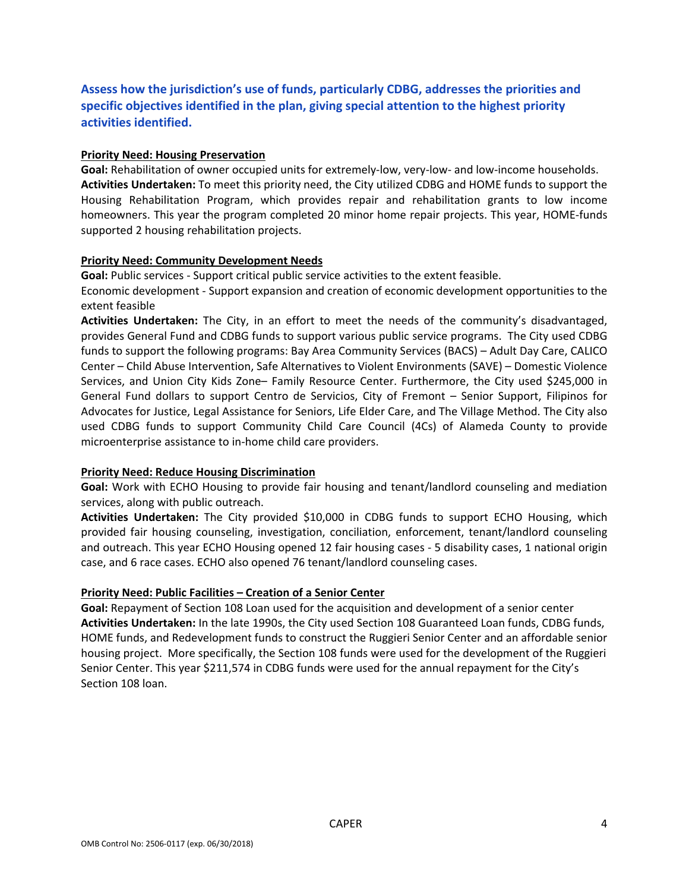## Assess how the jurisdiction's use of funds, particularly CDBG, addresses the priorities and specific objectives identified in the plan, giving special attention to the highest priority activities identified.

**Priority Need: Housing Preservation**

**Goal:** Rehabilitation of owner occupied units for extremely-low, very-low- and low-income households.
**Activities Undertaken:** To meet this priority need, the City utilized CDBG and HOME funds to support the Housing Rehabilitation Program, which provides repair and rehabilitation grants to low income homeowners. This year the program completed 20 minor home repair projects. This year, HOME-funds supported 2 housing rehabilitation projects.

**Priority Need: Community Development Needs**

**Goal:** Public services - Support critical public service activities to the extent feasible.
Economic development - Support expansion and creation of economic development opportunities to the extent feasible
**Activities Undertaken:** The City, in an effort to meet the needs of the community's disadvantaged, provides General Fund and CDBG funds to support various public service programs. The City used CDBG funds to support the following programs: Bay Area Community Services (BACS) – Adult Day Care, CALICO Center – Child Abuse Intervention, Safe Alternatives to Violent Environments (SAVE) – Domestic Violence Services, and Union City Kids Zone– Family Resource Center. Furthermore, the City used $245,000 in General Fund dollars to support Centro de Servicios, City of Fremont – Senior Support, Filipinos for Advocates for Justice, Legal Assistance for Seniors, Life Elder Care, and The Village Method. The City also used CDBG funds to support Community Child Care Council (4Cs) of Alameda County to provide microenterprise assistance to in-home child care providers.

**Priority Need: Reduce Housing Discrimination**

**Goal:** Work with ECHO Housing to provide fair housing and tenant/landlord counseling and mediation services, along with public outreach.
**Activities Undertaken:** The City provided $10,000 in CDBG funds to support ECHO Housing, which provided fair housing counseling, investigation, conciliation, enforcement, tenant/landlord counseling and outreach. This year ECHO Housing opened 12 fair housing cases - 5 disability cases, 1 national origin case, and 6 race cases. ECHO also opened 76 tenant/landlord counseling cases.

**Priority Need: Public Facilities – Creation of a Senior Center**

**Goal:** Repayment of Section 108 Loan used for the acquisition and development of a senior center
**Activities Undertaken:** In the late 1990s, the City used Section 108 Guaranteed Loan funds, CDBG funds, HOME funds, and Redevelopment funds to construct the Ruggieri Senior Center and an affordable senior housing project. More specifically, the Section 108 funds were used for the development of the Ruggieri Senior Center. This year $211,574 in CDBG funds were used for the annual repayment for the City's Section 108 loan.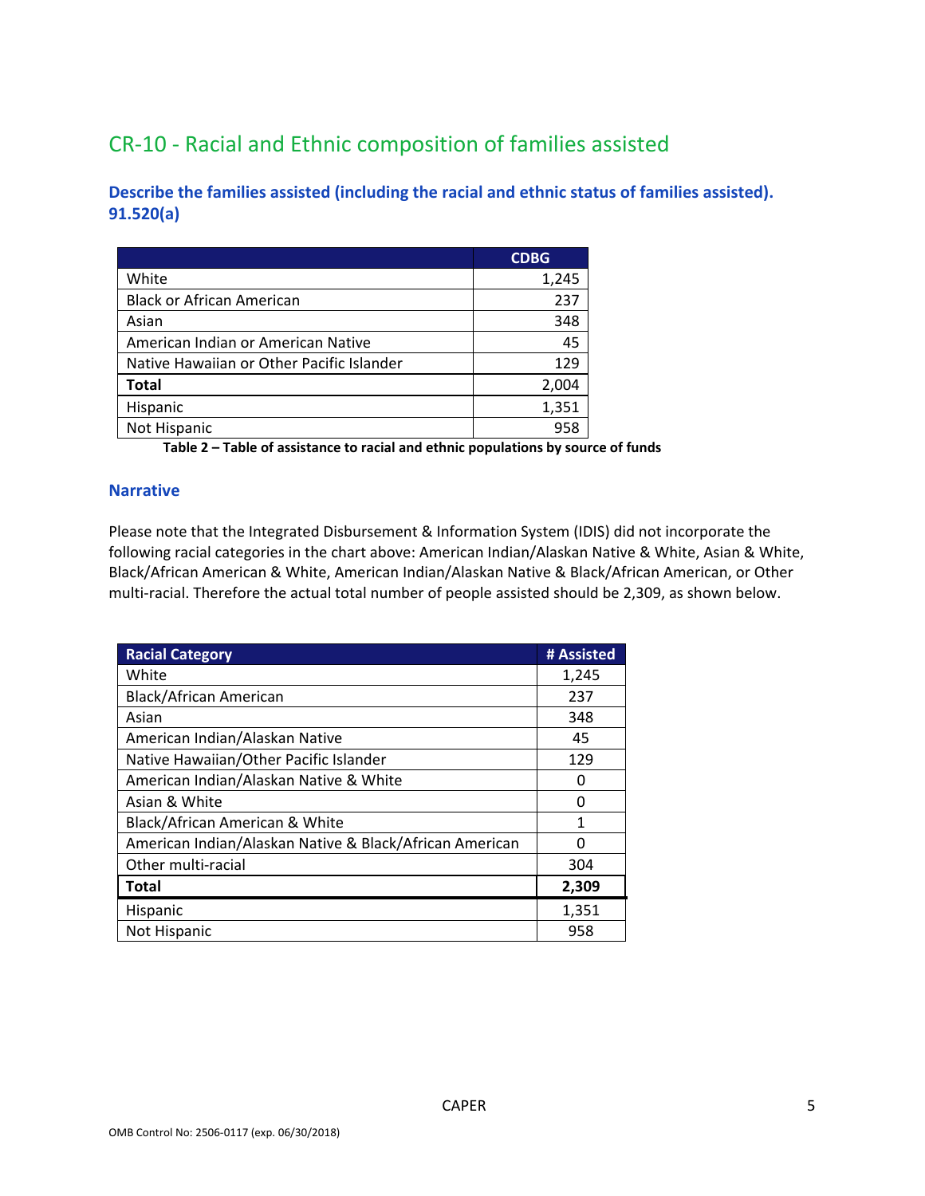## CR-10 - Racial and Ethnic composition of families assisted

### Describe the families assisted (including the racial and ethnic status of families assisted). 91.520(a)

| | CDBG |
|---|---|
| White | 1,245 |
| Black or African American | 237 |
| Asian | 348 |
| American Indian or American Native | 45 |
| Native Hawaiian or Other Pacific Islander | 129 |
| **Total** | 2,004 |
| Hispanic | 1,351 |
| Not Hispanic | 958 |

**Table 2 – Table of assistance to racial and ethnic populations by source of funds**

### Narrative

Please note that the Integrated Disbursement & Information System (IDIS) did not incorporate the following racial categories in the chart above: American Indian/Alaskan Native & White, Asian & White, Black/African American & White, American Indian/Alaskan Native & Black/African American, or Other multi-racial. Therefore the actual total number of people assisted should be 2,309, as shown below.

| Racial Category | # Assisted |
|---|---|
| White | 1,245 |
| Black/African American | 237 |
| Asian | 348 |
| American Indian/Alaskan Native | 45 |
| Native Hawaiian/Other Pacific Islander | 129 |
| American Indian/Alaskan Native & White | 0 |
| Asian & White | 0 |
| Black/African American & White | 1 |
| American Indian/Alaskan Native & Black/African American | 0 |
| Other multi-racial | 304 |
| **Total** | **2,309** |
| Hispanic | 1,351 |
| Not Hispanic | 958 |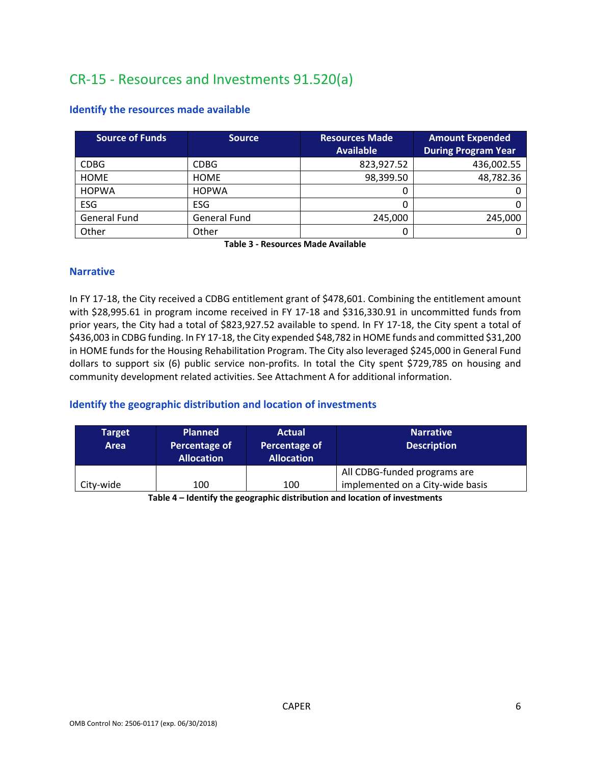## CR-15 - Resources and Investments 91.520(a)

### Identify the resources made available

| Source of Funds | Source | Resources Made Available | Amount Expended During Program Year |
|---|---|---|---|
| CDBG | CDBG | 823,927.52 | 436,002.55 |
| HOME | HOME | 98,399.50 | 48,782.36 |
| HOPWA | HOPWA | 0 | 0 |
| ESG | ESG | 0 | 0 |
| General Fund | General Fund | 245,000 | 245,000 |
| Other | Other | 0 | 0 |

**Table 3 - Resources Made Available**

### Narrative

In FY 17-18, the City received a CDBG entitlement grant of $478,601. Combining the entitlement amount with $28,995.61 in program income received in FY 17-18 and $316,330.91 in uncommitted funds from prior years, the City had a total of $823,927.52 available to spend. In FY 17-18, the City spent a total of $436,003 in CDBG funding. In FY 17-18, the City expended $48,782 in HOME funds and committed $31,200 in HOME funds for the Housing Rehabilitation Program. The City also leveraged $245,000 in General Fund dollars to support six (6) public service non-profits. In total the City spent $729,785 on housing and community development related activities. See Attachment A for additional information.

### Identify the geographic distribution and location of investments

| Target Area | Planned Percentage of Allocation | Actual Percentage of Allocation | Narrative Description |
|---|---|---|---|
| City-wide | 100 | 100 | All CDBG-funded programs are implemented on a City-wide basis |

**Table 4 – Identify the geographic distribution and location of investments**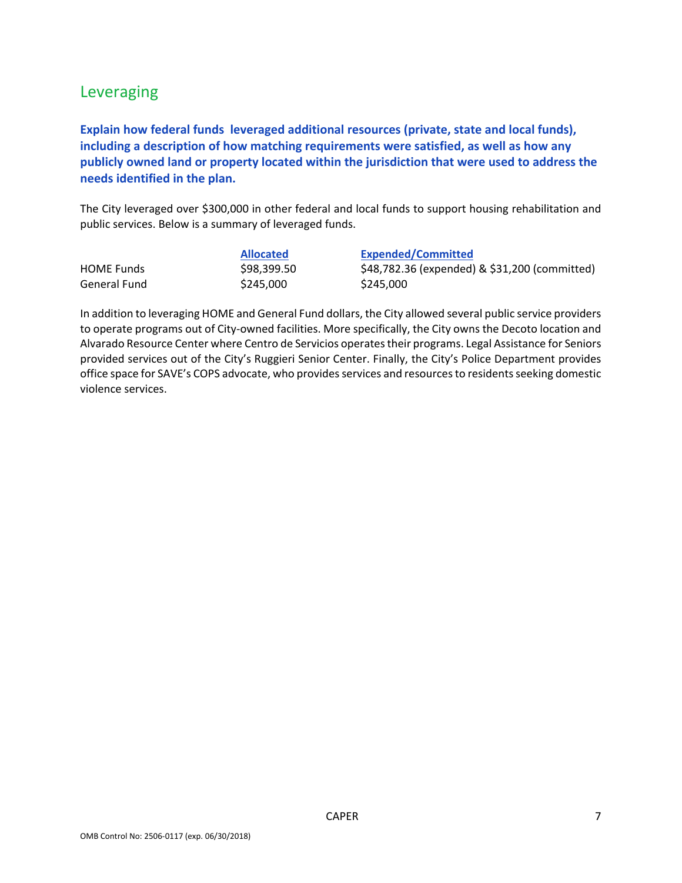## Leveraging

**Explain how federal funds leveraged additional resources (private, state and local funds), including a description of how matching requirements were satisfied, as well as how any publicly owned land or property located within the jurisdiction that were used to address the needs identified in the plan.**

The City leveraged over $300,000 in other federal and local funds to support housing rehabilitation and public services. Below is a summary of leveraged funds.

| | Allocated | Expended/Committed |
|---|---|---|
| HOME Funds | $98,399.50 | $48,782.36 (expended) & $31,200 (committed) |
| General Fund | $245,000 | $245,000 |

In addition to leveraging HOME and General Fund dollars, the City allowed several public service providers to operate programs out of City-owned facilities. More specifically, the City owns the Decoto location and Alvarado Resource Center where Centro de Servicios operates their programs. Legal Assistance for Seniors provided services out of the City's Ruggieri Senior Center. Finally, the City's Police Department provides office space for SAVE's COPS advocate, who provides services and resources to residents seeking domestic violence services.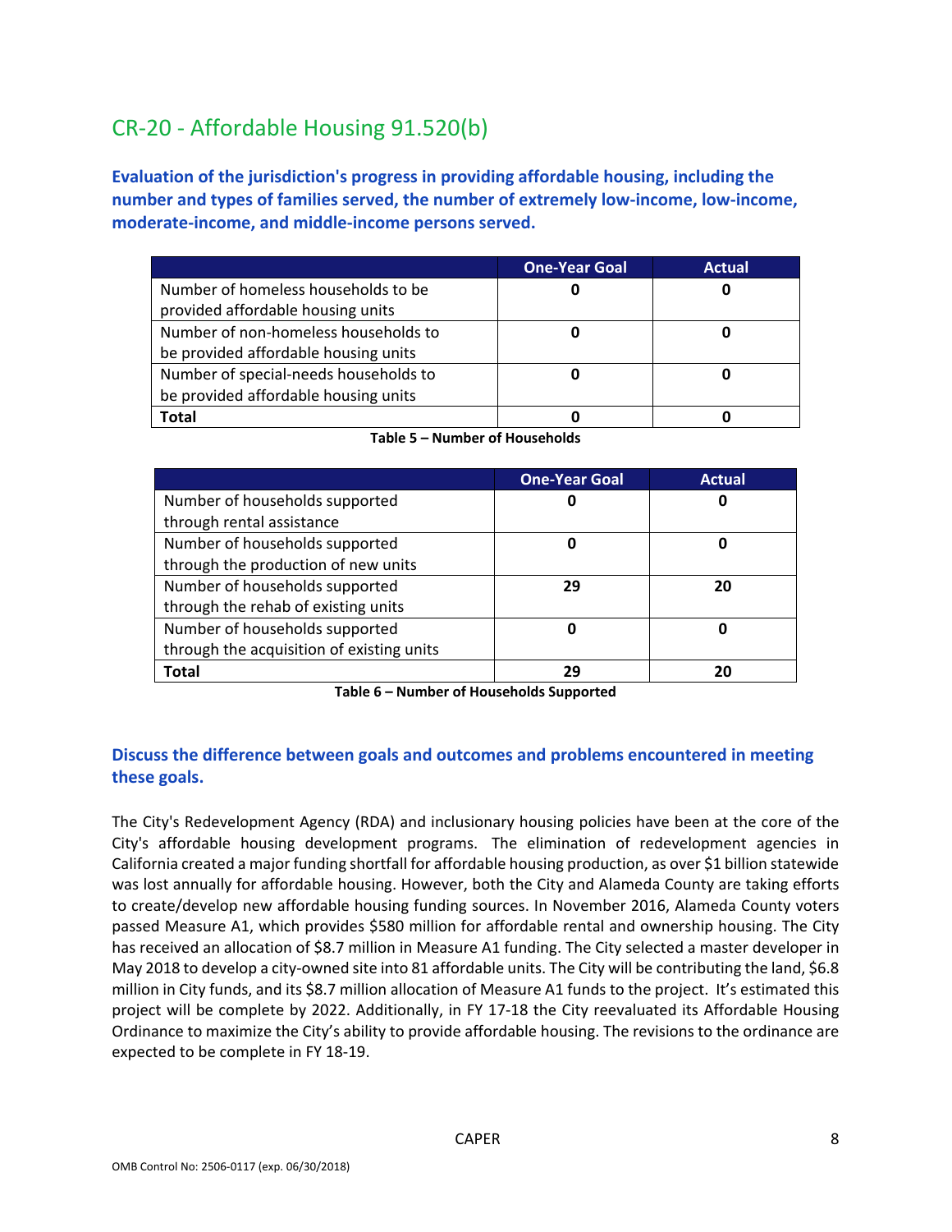## CR-20 - Affordable Housing 91.520(b)

**Evaluation of the jurisdiction's progress in providing affordable housing, including the number and types of families served, the number of extremely low-income, low-income, moderate-income, and middle-income persons served.**

| | One-Year Goal | Actual |
|---|---|---|
| Number of homeless households to be provided affordable housing units | 0 | 0 |
| Number of non-homeless households to be provided affordable housing units | 0 | 0 |
| Number of special-needs households to be provided affordable housing units | 0 | 0 |
| **Total** | **0** | **0** |

**Table 5 – Number of Households**

| | One-Year Goal | Actual |
|---|---|---|
| Number of households supported through rental assistance | 0 | 0 |
| Number of households supported through the production of new units | 0 | 0 |
| Number of households supported through the rehab of existing units | 29 | 20 |
| Number of households supported through the acquisition of existing units | 0 | 0 |
| **Total** | **29** | **20** |

**Table 6 – Number of Households Supported**

**Discuss the difference between goals and outcomes and problems encountered in meeting these goals.**

The City's Redevelopment Agency (RDA) and inclusionary housing policies have been at the core of the City's affordable housing development programs. The elimination of redevelopment agencies in California created a major funding shortfall for affordable housing production, as over $1 billion statewide was lost annually for affordable housing. However, both the City and Alameda County are taking efforts to create/develop new affordable housing funding sources. In November 2016, Alameda County voters passed Measure A1, which provides $580 million for affordable rental and ownership housing. The City has received an allocation of $8.7 million in Measure A1 funding. The City selected a master developer in May 2018 to develop a city-owned site into 81 affordable units. The City will be contributing the land, $6.8 million in City funds, and its $8.7 million allocation of Measure A1 funds to the project. It's estimated this project will be complete by 2022. Additionally, in FY 17-18 the City reevaluated its Affordable Housing Ordinance to maximize the City's ability to provide affordable housing. The revisions to the ordinance are expected to be complete in FY 18-19.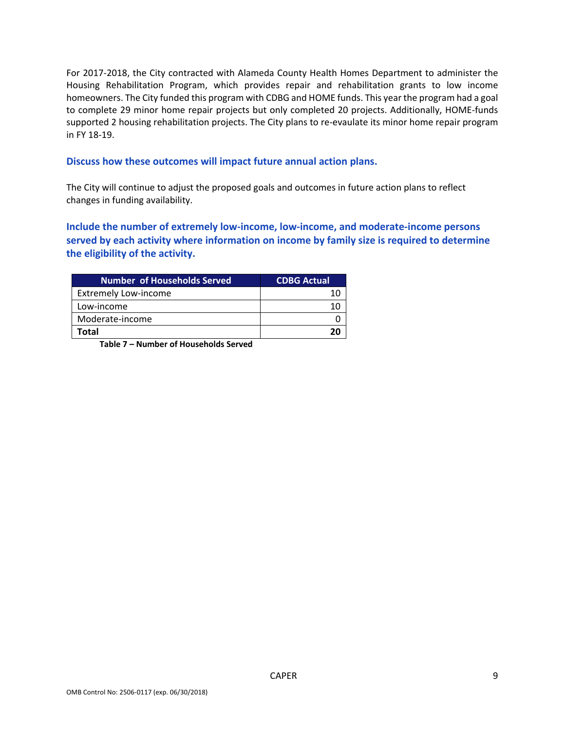For 2017-2018, the City contracted with Alameda County Health Homes Department to administer the Housing Rehabilitation Program, which provides repair and rehabilitation grants to low income homeowners. The City funded this program with CDBG and HOME funds. This year the program had a goal to complete 29 minor home repair projects but only completed 20 projects. Additionally, HOME-funds supported 2 housing rehabilitation projects. The City plans to re-evaulate its minor home repair program in FY 18-19.

### Discuss how these outcomes will impact future annual action plans.

The City will continue to adjust the proposed goals and outcomes in future action plans to reflect changes in funding availability.

### Include the number of extremely low-income, low-income, and moderate-income persons served by each activity where information on income by family size is required to determine the eligibility of the activity.

| Number of Households Served | CDBG Actual |
|---|---|
| Extremely Low-income | 10 |
| Low-income | 10 |
| Moderate-income | 0 |
| **Total** | **20** |

**Table 7 – Number of Households Served**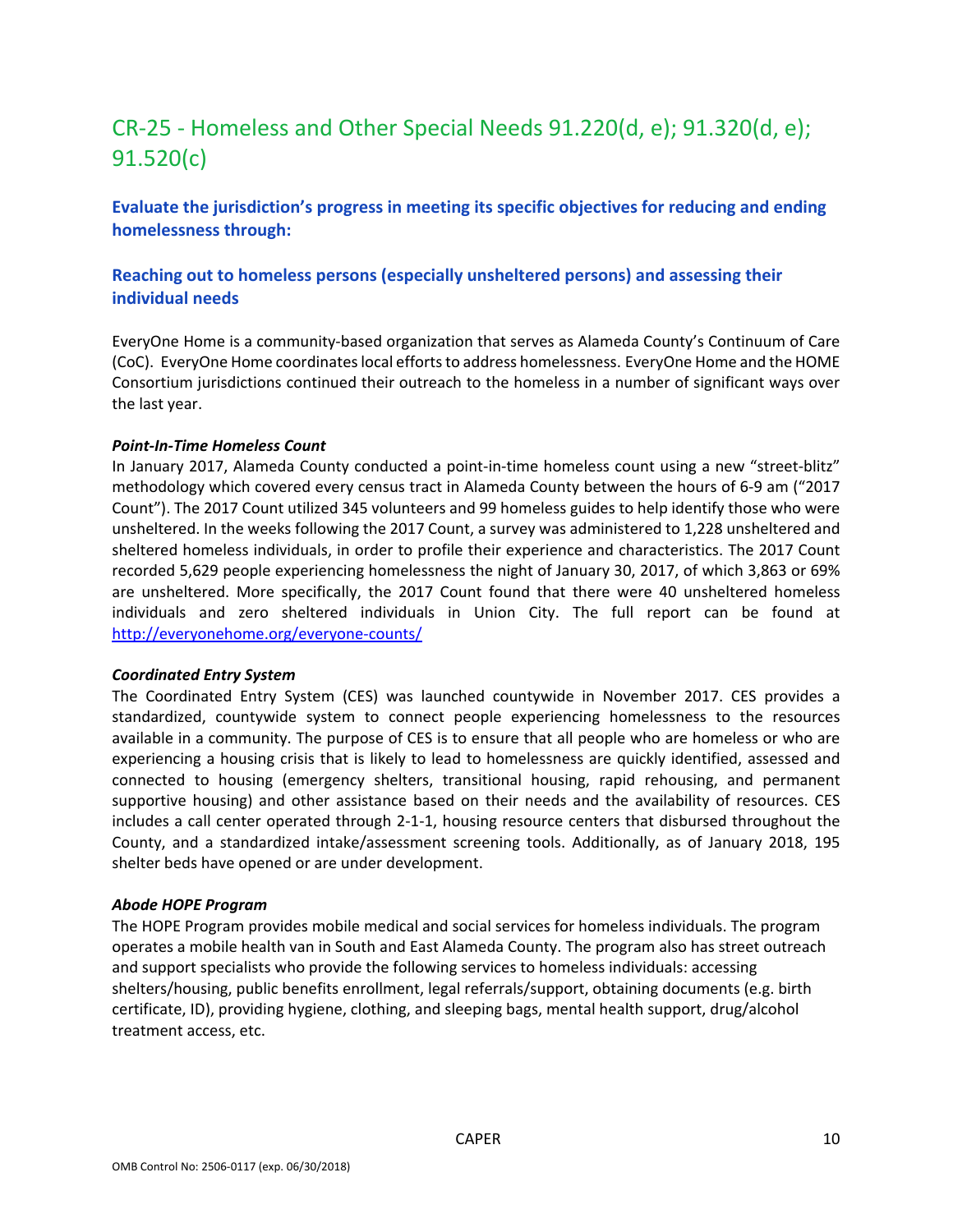# CR-25 - Homeless and Other Special Needs 91.220(d, e); 91.320(d, e); 91.520(c)

## Evaluate the jurisdiction's progress in meeting its specific objectives for reducing and ending homelessness through:

## Reaching out to homeless persons (especially unsheltered persons) and assessing their individual needs

EveryOne Home is a community-based organization that serves as Alameda County's Continuum of Care (CoC). EveryOne Home coordinates local efforts to address homelessness. EveryOne Home and the HOME Consortium jurisdictions continued their outreach to the homeless in a number of significant ways over the last year.

***Point-In-Time Homeless Count***

In January 2017, Alameda County conducted a point-in-time homeless count using a new "street-blitz" methodology which covered every census tract in Alameda County between the hours of 6-9 am ("2017 Count"). The 2017 Count utilized 345 volunteers and 99 homeless guides to help identify those who were unsheltered. In the weeks following the 2017 Count, a survey was administered to 1,228 unsheltered and sheltered homeless individuals, in order to profile their experience and characteristics. The 2017 Count recorded 5,629 people experiencing homelessness the night of January 30, 2017, of which 3,863 or 69% are unsheltered. More specifically, the 2017 Count found that there were 40 unsheltered homeless individuals and zero sheltered individuals in Union City. The full report can be found at http://everyonehome.org/everyone-counts/

***Coordinated Entry System***

The Coordinated Entry System (CES) was launched countywide in November 2017. CES provides a standardized, countywide system to connect people experiencing homelessness to the resources available in a community. The purpose of CES is to ensure that all people who are homeless or who are experiencing a housing crisis that is likely to lead to homelessness are quickly identified, assessed and connected to housing (emergency shelters, transitional housing, rapid rehousing, and permanent supportive housing) and other assistance based on their needs and the availability of resources. CES includes a call center operated through 2-1-1, housing resource centers that disbursed throughout the County, and a standardized intake/assessment screening tools. Additionally, as of January 2018, 195 shelter beds have opened or are under development.

***Abode HOPE Program***

The HOPE Program provides mobile medical and social services for homeless individuals. The program operates a mobile health van in South and East Alameda County. The program also has street outreach and support specialists who provide the following services to homeless individuals: accessing shelters/housing, public benefits enrollment, legal referrals/support, obtaining documents (e.g. birth certificate, ID), providing hygiene, clothing, and sleeping bags, mental health support, drug/alcohol treatment access, etc.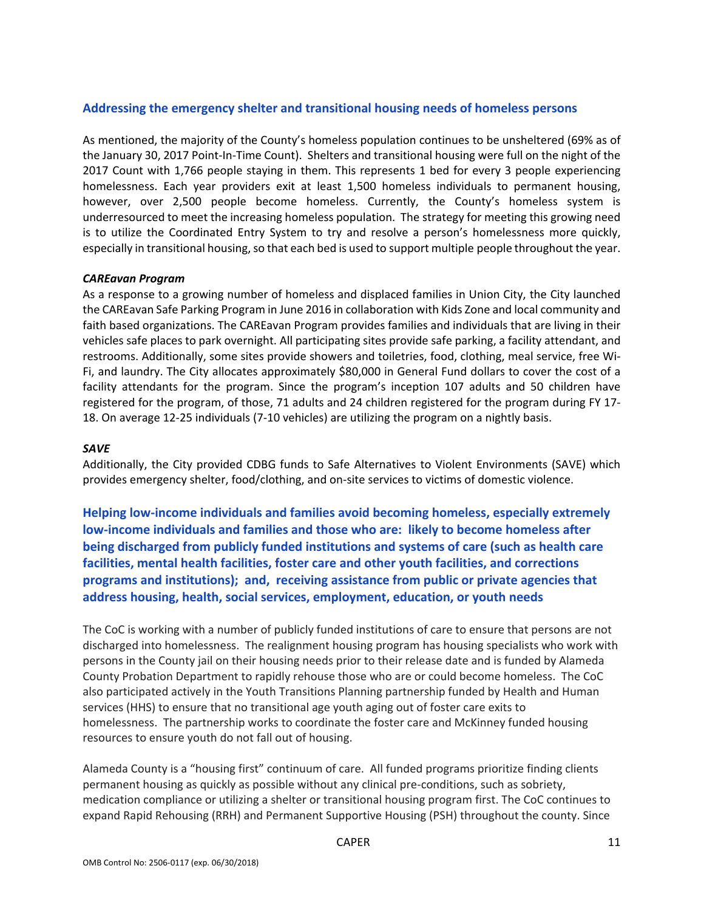## Addressing the emergency shelter and transitional housing needs of homeless persons

As mentioned, the majority of the County's homeless population continues to be unsheltered (69% as of the January 30, 2017 Point-In-Time Count). Shelters and transitional housing were full on the night of the 2017 Count with 1,766 people staying in them. This represents 1 bed for every 3 people experiencing homelessness. Each year providers exit at least 1,500 homeless individuals to permanent housing, however, over 2,500 people become homeless. Currently, the County's homeless system is underresourced to meet the increasing homeless population. The strategy for meeting this growing need is to utilize the Coordinated Entry System to try and resolve a person's homelessness more quickly, especially in transitional housing, so that each bed is used to support multiple people throughout the year.

***CAREavan Program***

As a response to a growing number of homeless and displaced families in Union City, the City launched the CAREavan Safe Parking Program in June 2016 in collaboration with Kids Zone and local community and faith based organizations. The CAREavan Program provides families and individuals that are living in their vehicles safe places to park overnight. All participating sites provide safe parking, a facility attendant, and restrooms. Additionally, some sites provide showers and toiletries, food, clothing, meal service, free Wi-Fi, and laundry. The City allocates approximately $80,000 in General Fund dollars to cover the cost of a facility attendants for the program. Since the program's inception 107 adults and 50 children have registered for the program, of those, 71 adults and 24 children registered for the program during FY 17-18. On average 12-25 individuals (7-10 vehicles) are utilizing the program on a nightly basis.

***SAVE***

Additionally, the City provided CDBG funds to Safe Alternatives to Violent Environments (SAVE) which provides emergency shelter, food/clothing, and on-site services to victims of domestic violence.

## Helping low-income individuals and families avoid becoming homeless, especially extremely low-income individuals and families and those who are: likely to become homeless after being discharged from publicly funded institutions and systems of care (such as health care facilities, mental health facilities, foster care and other youth facilities, and corrections programs and institutions); and, receiving assistance from public or private agencies that address housing, health, social services, employment, education, or youth needs

The CoC is working with a number of publicly funded institutions of care to ensure that persons are not discharged into homelessness. The realignment housing program has housing specialists who work with persons in the County jail on their housing needs prior to their release date and is funded by Alameda County Probation Department to rapidly rehouse those who are or could become homeless. The CoC also participated actively in the Youth Transitions Planning partnership funded by Health and Human services (HHS) to ensure that no transitional age youth aging out of foster care exits to homelessness. The partnership works to coordinate the foster care and McKinney funded housing resources to ensure youth do not fall out of housing.

Alameda County is a "housing first" continuum of care. All funded programs prioritize finding clients permanent housing as quickly as possible without any clinical pre-conditions, such as sobriety, medication compliance or utilizing a shelter or transitional housing program first. The CoC continues to expand Rapid Rehousing (RRH) and Permanent Supportive Housing (PSH) throughout the county. Since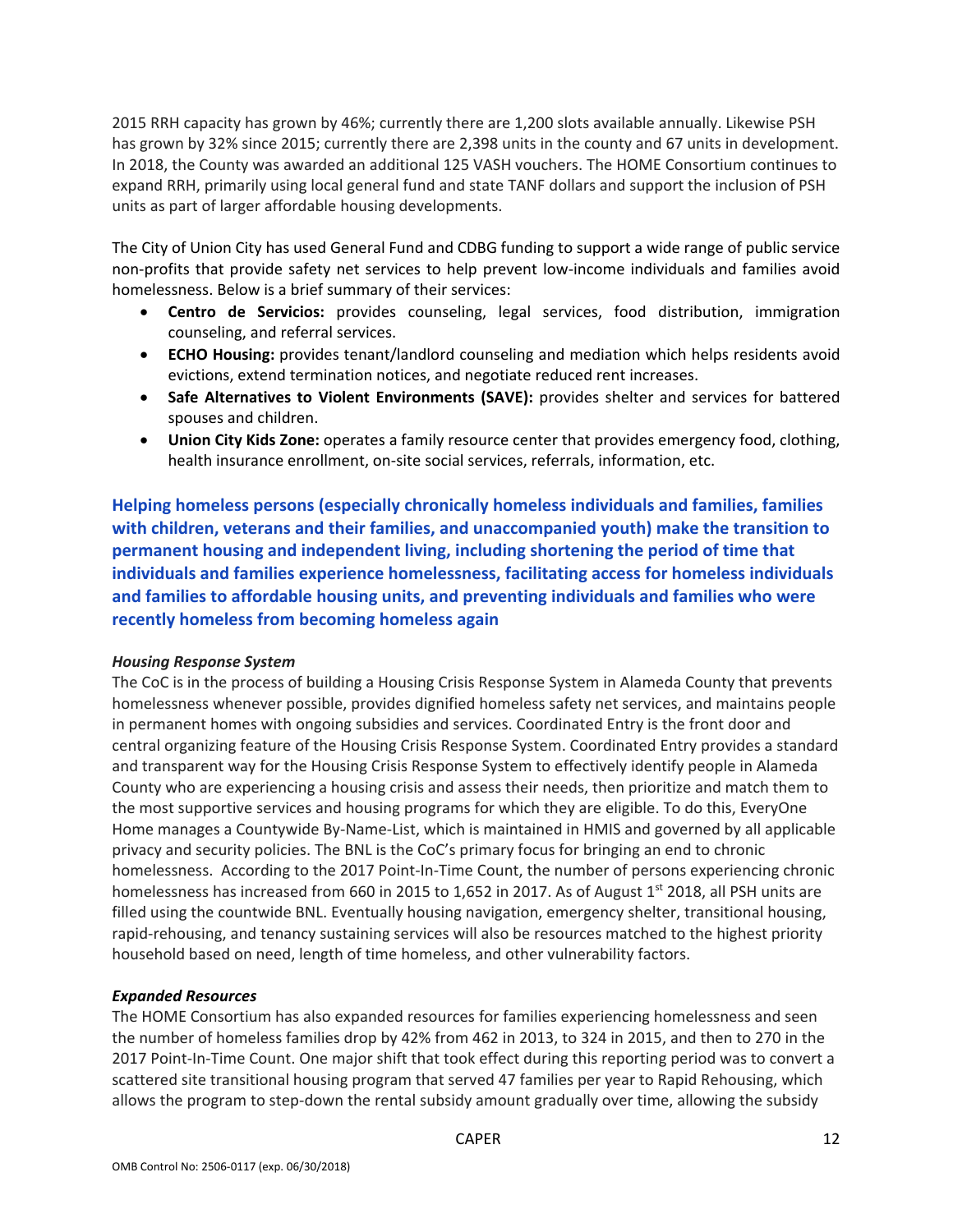2015 RRH capacity has grown by 46%; currently there are 1,200 slots available annually. Likewise PSH has grown by 32% since 2015; currently there are 2,398 units in the county and 67 units in development. In 2018, the County was awarded an additional 125 VASH vouchers. The HOME Consortium continues to expand RRH, primarily using local general fund and state TANF dollars and support the inclusion of PSH units as part of larger affordable housing developments.

The City of Union City has used General Fund and CDBG funding to support a wide range of public service non-profits that provide safety net services to help prevent low-income individuals and families avoid homelessness. Below is a brief summary of their services:

- **Centro de Servicios:** provides counseling, legal services, food distribution, immigration counseling, and referral services.
- **ECHO Housing:** provides tenant/landlord counseling and mediation which helps residents avoid evictions, extend termination notices, and negotiate reduced rent increases.
- **Safe Alternatives to Violent Environments (SAVE):** provides shelter and services for battered spouses and children.
- **Union City Kids Zone:** operates a family resource center that provides emergency food, clothing, health insurance enrollment, on-site social services, referrals, information, etc.

## Helping homeless persons (especially chronically homeless individuals and families, families with children, veterans and their families, and unaccompanied youth) make the transition to permanent housing and independent living, including shortening the period of time that individuals and families experience homelessness, facilitating access for homeless individuals and families to affordable housing units, and preventing individuals and families who were recently homeless from becoming homeless again

***Housing Response System***

The CoC is in the process of building a Housing Crisis Response System in Alameda County that prevents homelessness whenever possible, provides dignified homeless safety net services, and maintains people in permanent homes with ongoing subsidies and services. Coordinated Entry is the front door and central organizing feature of the Housing Crisis Response System. Coordinated Entry provides a standard and transparent way for the Housing Crisis Response System to effectively identify people in Alameda County who are experiencing a housing crisis and assess their needs, then prioritize and match them to the most supportive services and housing programs for which they are eligible. To do this, EveryOne Home manages a Countywide By-Name-List, which is maintained in HMIS and governed by all applicable privacy and security policies. The BNL is the CoC's primary focus for bringing an end to chronic homelessness. According to the 2017 Point-In-Time Count, the number of persons experiencing chronic homelessness has increased from 660 in 2015 to 1,652 in 2017. As of August 1st 2018, all PSH units are filled using the countwide BNL. Eventually housing navigation, emergency shelter, transitional housing, rapid-rehousing, and tenancy sustaining services will also be resources matched to the highest priority household based on need, length of time homeless, and other vulnerability factors.

***Expanded Resources***

The HOME Consortium has also expanded resources for families experiencing homelessness and seen the number of homeless families drop by 42% from 462 in 2013, to 324 in 2015, and then to 270 in the 2017 Point-In-Time Count. One major shift that took effect during this reporting period was to convert a scattered site transitional housing program that served 47 families per year to Rapid Rehousing, which allows the program to step-down the rental subsidy amount gradually over time, allowing the subsidy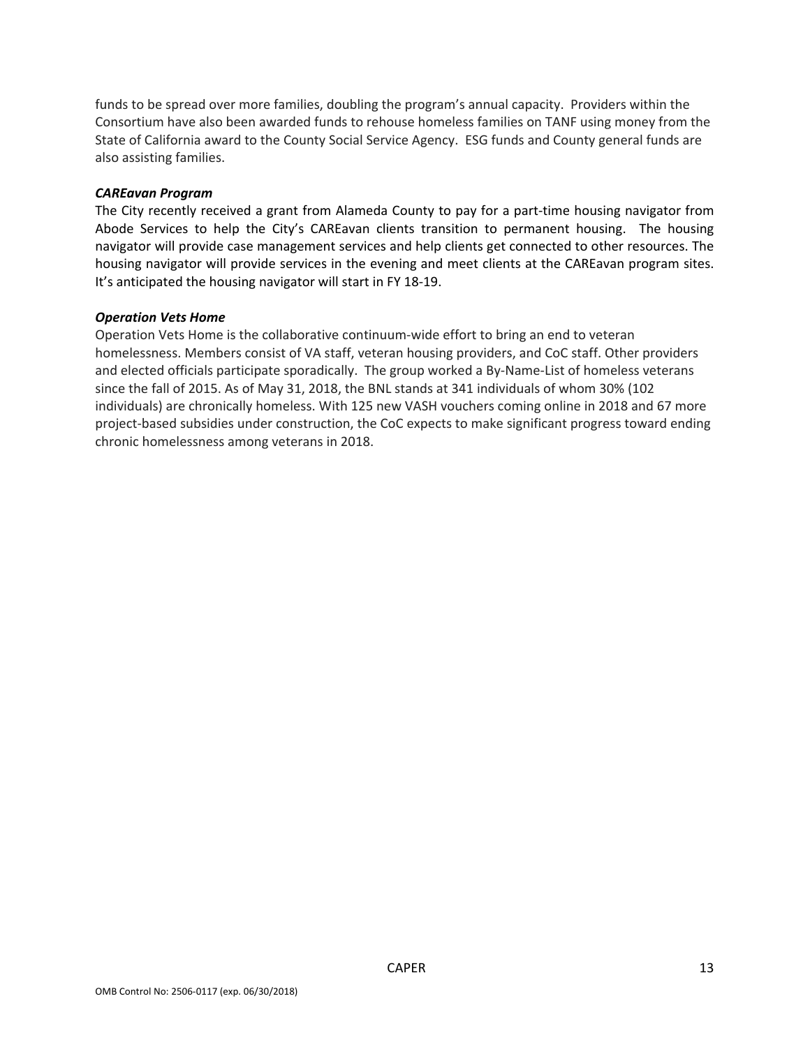funds to be spread over more families, doubling the program's annual capacity. Providers within the Consortium have also been awarded funds to rehouse homeless families on TANF using money from the State of California award to the County Social Service Agency. ESG funds and County general funds are also assisting families.

***CAREavan Program***

The City recently received a grant from Alameda County to pay for a part-time housing navigator from Abode Services to help the City's CAREavan clients transition to permanent housing. The housing navigator will provide case management services and help clients get connected to other resources. The housing navigator will provide services in the evening and meet clients at the CAREavan program sites. It's anticipated the housing navigator will start in FY 18-19.

***Operation Vets Home***

Operation Vets Home is the collaborative continuum-wide effort to bring an end to veteran homelessness. Members consist of VA staff, veteran housing providers, and CoC staff. Other providers and elected officials participate sporadically. The group worked a By-Name-List of homeless veterans since the fall of 2015. As of May 31, 2018, the BNL stands at 341 individuals of whom 30% (102 individuals) are chronically homeless. With 125 new VASH vouchers coming online in 2018 and 67 more project-based subsidies under construction, the CoC expects to make significant progress toward ending chronic homelessness among veterans in 2018.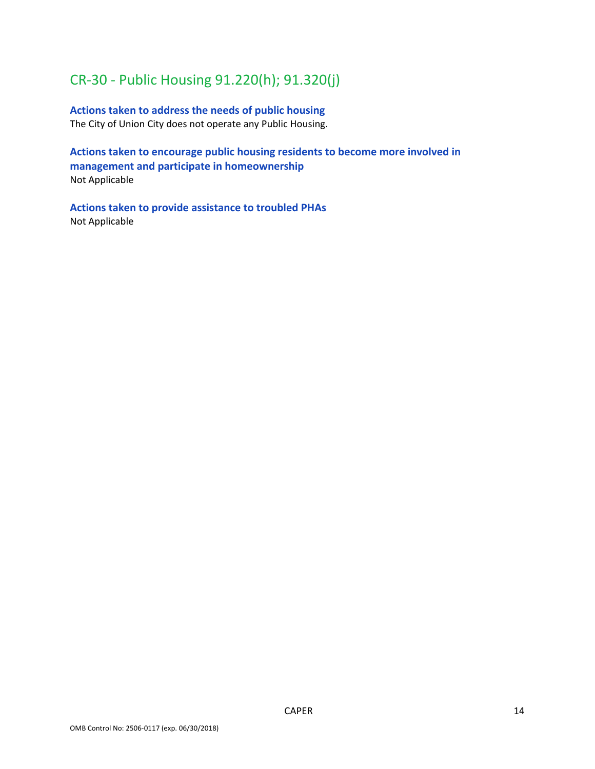## CR-30 - Public Housing 91.220(h); 91.320(j)

**Actions taken to address the needs of public housing**

The City of Union City does not operate any Public Housing.

**Actions taken to encourage public housing residents to become more involved in management and participate in homeownership**

Not Applicable

**Actions taken to provide assistance to troubled PHAs**

Not Applicable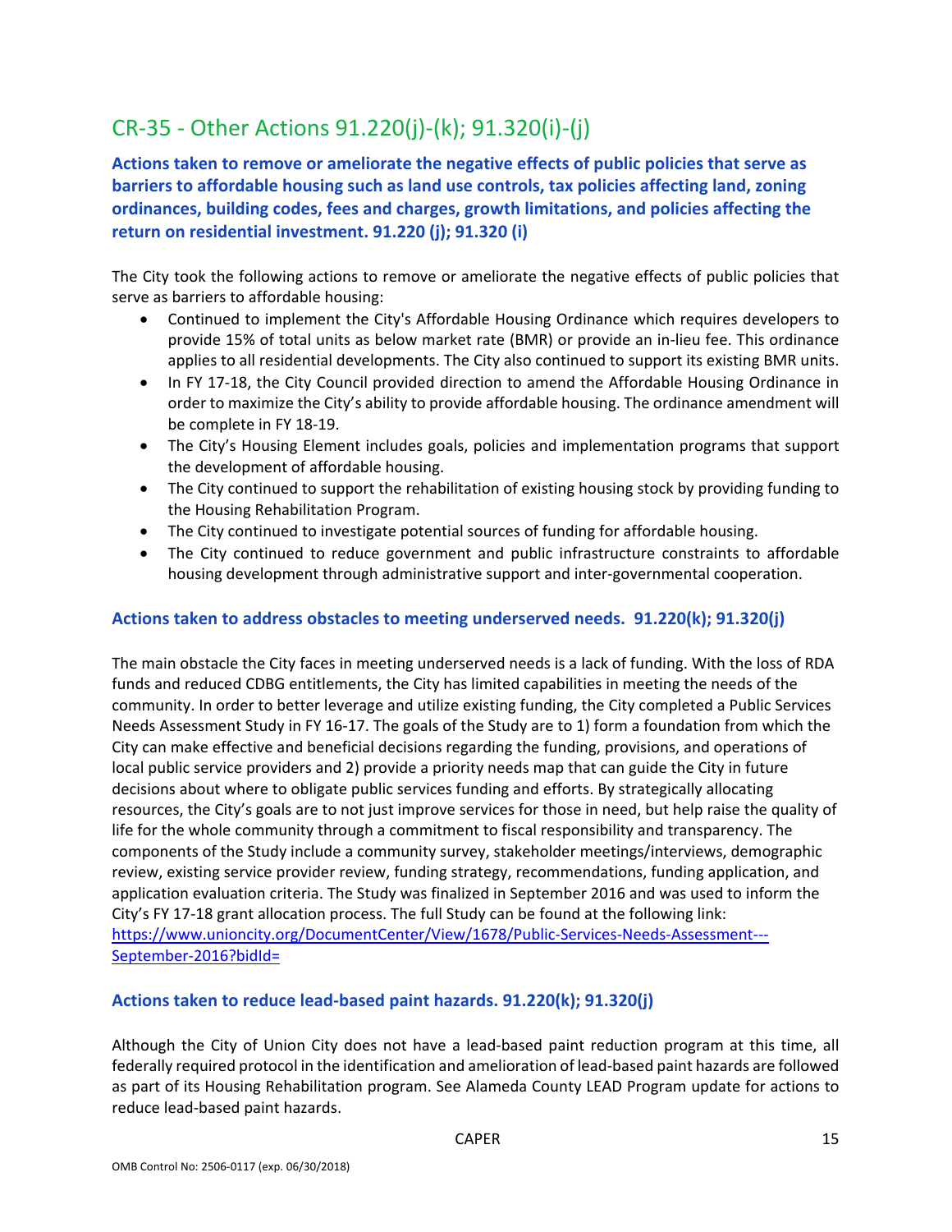## CR-35 - Other Actions 91.220(j)-(k); 91.320(i)-(j)

**Actions taken to remove or ameliorate the negative effects of public policies that serve as barriers to affordable housing such as land use controls, tax policies affecting land, zoning ordinances, building codes, fees and charges, growth limitations, and policies affecting the return on residential investment. 91.220 (j); 91.320 (i)**

The City took the following actions to remove or ameliorate the negative effects of public policies that serve as barriers to affordable housing:

- Continued to implement the City's Affordable Housing Ordinance which requires developers to provide 15% of total units as below market rate (BMR) or provide an in-lieu fee. This ordinance applies to all residential developments. The City also continued to support its existing BMR units.
- In FY 17-18, the City Council provided direction to amend the Affordable Housing Ordinance in order to maximize the City's ability to provide affordable housing. The ordinance amendment will be complete in FY 18-19.
- The City's Housing Element includes goals, policies and implementation programs that support the development of affordable housing.
- The City continued to support the rehabilitation of existing housing stock by providing funding to the Housing Rehabilitation Program.
- The City continued to investigate potential sources of funding for affordable housing.
- The City continued to reduce government and public infrastructure constraints to affordable housing development through administrative support and inter-governmental cooperation.

**Actions taken to address obstacles to meeting underserved needs. 91.220(k); 91.320(j)**

The main obstacle the City faces in meeting underserved needs is a lack of funding. With the loss of RDA funds and reduced CDBG entitlements, the City has limited capabilities in meeting the needs of the community. In order to better leverage and utilize existing funding, the City completed a Public Services Needs Assessment Study in FY 16-17. The goals of the Study are to 1) form a foundation from which the City can make effective and beneficial decisions regarding the funding, provisions, and operations of local public service providers and 2) provide a priority needs map that can guide the City in future decisions about where to obligate public services funding and efforts. By strategically allocating resources, the City's goals are to not just improve services for those in need, but help raise the quality of life for the whole community through a commitment to fiscal responsibility and transparency. The components of the Study include a community survey, stakeholder meetings/interviews, demographic review, existing service provider review, funding strategy, recommendations, funding application, and application evaluation criteria. The Study was finalized in September 2016 and was used to inform the City's FY 17-18 grant allocation process. The full Study can be found at the following link: https://www.unioncity.org/DocumentCenter/View/1678/Public-Services-Needs-Assessment---September-2016?bidId=

**Actions taken to reduce lead-based paint hazards. 91.220(k); 91.320(j)**

Although the City of Union City does not have a lead-based paint reduction program at this time, all federally required protocol in the identification and amelioration of lead-based paint hazards are followed as part of its Housing Rehabilitation program. See Alameda County LEAD Program update for actions to reduce lead-based paint hazards.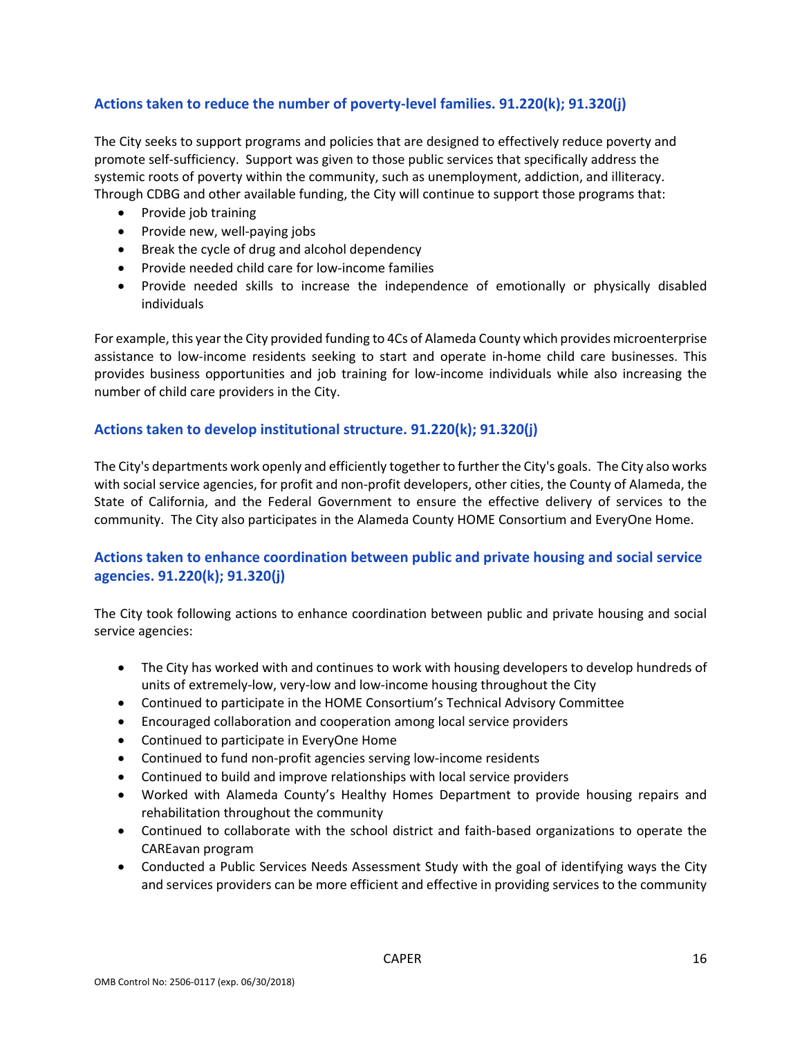## Actions taken to reduce the number of poverty-level families. 91.220(k); 91.320(j)

The City seeks to support programs and policies that are designed to effectively reduce poverty and promote self-sufficiency. Support was given to those public services that specifically address the systemic roots of poverty within the community, such as unemployment, addiction, and illiteracy. Through CDBG and other available funding, the City will continue to support those programs that:

- Provide job training
- Provide new, well-paying jobs
- Break the cycle of drug and alcohol dependency
- Provide needed child care for low-income families
- Provide needed skills to increase the independence of emotionally or physically disabled individuals

For example, this year the City provided funding to 4Cs of Alameda County which provides microenterprise assistance to low-income residents seeking to start and operate in-home child care businesses. This provides business opportunities and job training for low-income individuals while also increasing the number of child care providers in the City.

## Actions taken to develop institutional structure. 91.220(k); 91.320(j)

The City's departments work openly and efficiently together to further the City's goals. The City also works with social service agencies, for profit and non-profit developers, other cities, the County of Alameda, the State of California, and the Federal Government to ensure the effective delivery of services to the community. The City also participates in the Alameda County HOME Consortium and EveryOne Home.

## Actions taken to enhance coordination between public and private housing and social service agencies. 91.220(k); 91.320(j)

The City took following actions to enhance coordination between public and private housing and social service agencies:

- The City has worked with and continues to work with housing developers to develop hundreds of units of extremely-low, very-low and low-income housing throughout the City
- Continued to participate in the HOME Consortium's Technical Advisory Committee
- Encouraged collaboration and cooperation among local service providers
- Continued to participate in EveryOne Home
- Continued to fund non-profit agencies serving low-income residents
- Continued to build and improve relationships with local service providers
- Worked with Alameda County's Healthy Homes Department to provide housing repairs and rehabilitation throughout the community
- Continued to collaborate with the school district and faith-based organizations to operate the CAREavan program
- Conducted a Public Services Needs Assessment Study with the goal of identifying ways the City and services providers can be more efficient and effective in providing services to the community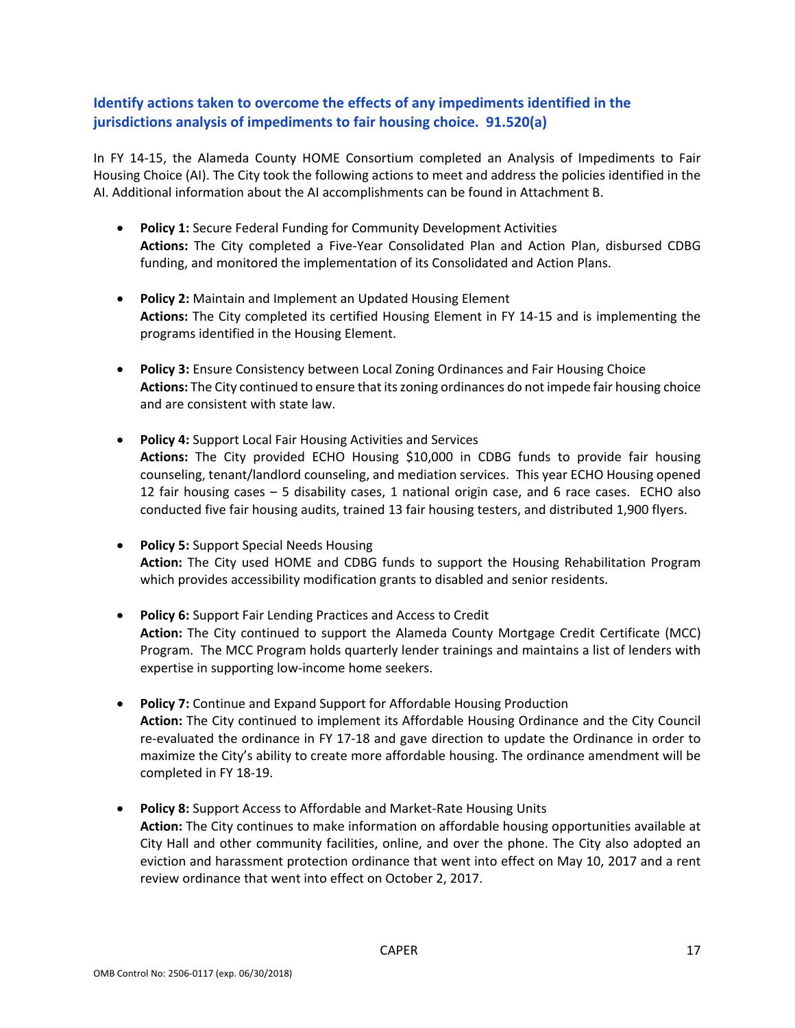### Identify actions taken to overcome the effects of any impediments identified in the jurisdictions analysis of impediments to fair housing choice. 91.520(a)

In FY 14-15, the Alameda County HOME Consortium completed an Analysis of Impediments to Fair Housing Choice (AI). The City took the following actions to meet and address the policies identified in the AI. Additional information about the AI accomplishments can be found in Attachment B.

- **Policy 1:** Secure Federal Funding for Community Development Activities
  **Actions:** The City completed a Five-Year Consolidated Plan and Action Plan, disbursed CDBG funding, and monitored the implementation of its Consolidated and Action Plans.

- **Policy 2:** Maintain and Implement an Updated Housing Element
  **Actions:** The City completed its certified Housing Element in FY 14-15 and is implementing the programs identified in the Housing Element.

- **Policy 3:** Ensure Consistency between Local Zoning Ordinances and Fair Housing Choice
  **Actions:** The City continued to ensure that its zoning ordinances do not impede fair housing choice and are consistent with state law.

- **Policy 4:** Support Local Fair Housing Activities and Services
  **Actions:** The City provided ECHO Housing $10,000 in CDBG funds to provide fair housing counseling, tenant/landlord counseling, and mediation services. This year ECHO Housing opened 12 fair housing cases – 5 disability cases, 1 national origin case, and 6 race cases. ECHO also conducted five fair housing audits, trained 13 fair housing testers, and distributed 1,900 flyers.

- **Policy 5:** Support Special Needs Housing
  **Action:** The City used HOME and CDBG funds to support the Housing Rehabilitation Program which provides accessibility modification grants to disabled and senior residents.

- **Policy 6:** Support Fair Lending Practices and Access to Credit
  **Action:** The City continued to support the Alameda County Mortgage Credit Certificate (MCC) Program. The MCC Program holds quarterly lender trainings and maintains a list of lenders with expertise in supporting low-income home seekers.

- **Policy 7:** Continue and Expand Support for Affordable Housing Production
  **Action:** The City continued to implement its Affordable Housing Ordinance and the City Council re-evaluated the ordinance in FY 17-18 and gave direction to update the Ordinance in order to maximize the City's ability to create more affordable housing. The ordinance amendment will be completed in FY 18-19.

- **Policy 8:** Support Access to Affordable and Market-Rate Housing Units
  **Action:** The City continues to make information on affordable housing opportunities available at City Hall and other community facilities, online, and over the phone. The City also adopted an eviction and harassment protection ordinance that went into effect on May 10, 2017 and a rent review ordinance that went into effect on October 2, 2017.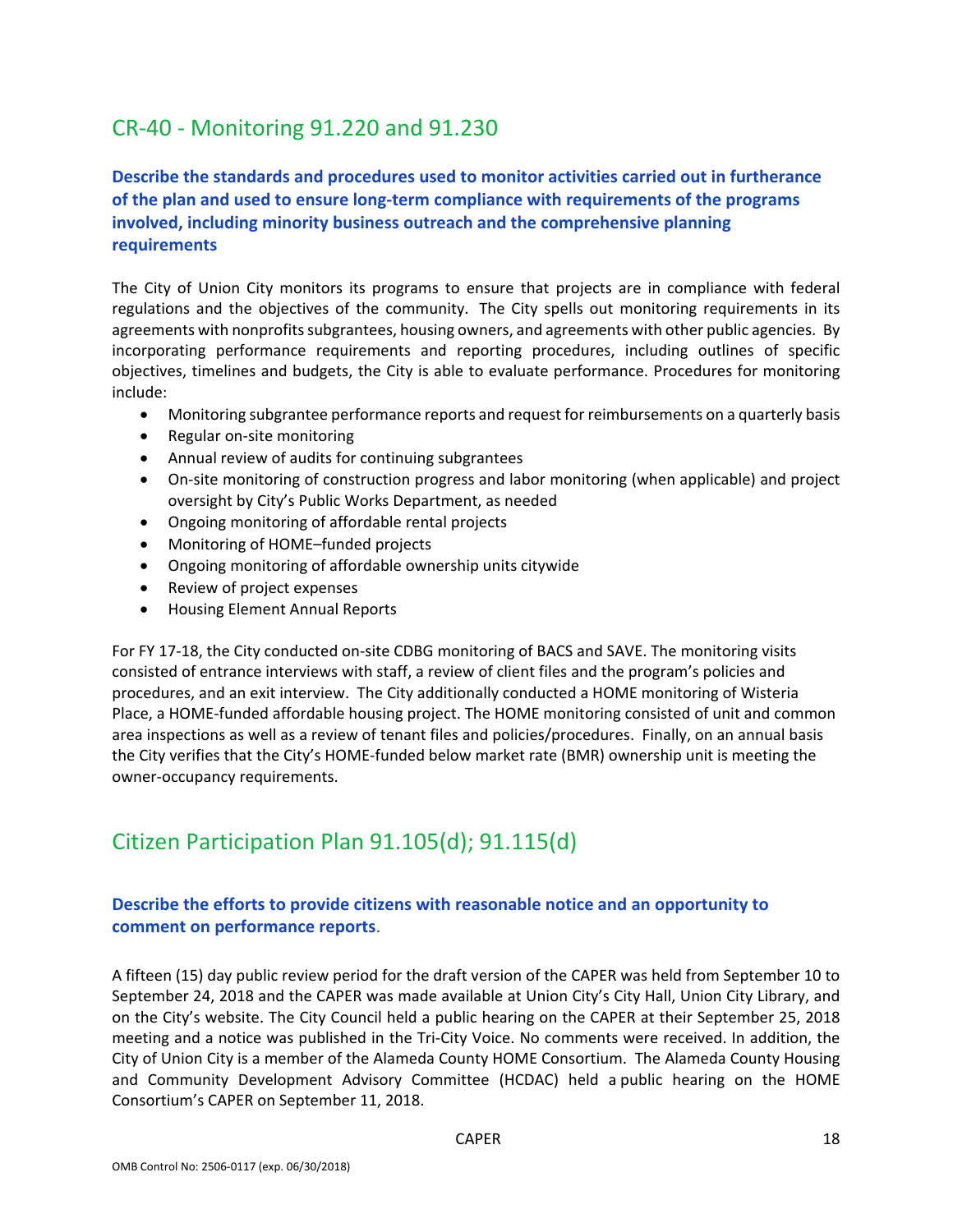## CR-40 - Monitoring 91.220 and 91.230

### Describe the standards and procedures used to monitor activities carried out in furtherance of the plan and used to ensure long-term compliance with requirements of the programs involved, including minority business outreach and the comprehensive planning requirements

The City of Union City monitors its programs to ensure that projects are in compliance with federal regulations and the objectives of the community. The City spells out monitoring requirements in its agreements with nonprofits subgrantees, housing owners, and agreements with other public agencies. By incorporating performance requirements and reporting procedures, including outlines of specific objectives, timelines and budgets, the City is able to evaluate performance. Procedures for monitoring include:

- Monitoring subgrantee performance reports and request for reimbursements on a quarterly basis
- Regular on-site monitoring
- Annual review of audits for continuing subgrantees
- On-site monitoring of construction progress and labor monitoring (when applicable) and project oversight by City's Public Works Department, as needed
- Ongoing monitoring of affordable rental projects
- Monitoring of HOME–funded projects
- Ongoing monitoring of affordable ownership units citywide
- Review of project expenses
- Housing Element Annual Reports

For FY 17-18, the City conducted on-site CDBG monitoring of BACS and SAVE. The monitoring visits consisted of entrance interviews with staff, a review of client files and the program's policies and procedures, and an exit interview. The City additionally conducted a HOME monitoring of Wisteria Place, a HOME-funded affordable housing project. The HOME monitoring consisted of unit and common area inspections as well as a review of tenant files and policies/procedures. Finally, on an annual basis the City verifies that the City's HOME-funded below market rate (BMR) ownership unit is meeting the owner-occupancy requirements.

## Citizen Participation Plan 91.105(d); 91.115(d)

### Describe the efforts to provide citizens with reasonable notice and an opportunity to comment on performance reports.

A fifteen (15) day public review period for the draft version of the CAPER was held from September 10 to September 24, 2018 and the CAPER was made available at Union City's City Hall, Union City Library, and on the City's website. The City Council held a public hearing on the CAPER at their September 25, 2018 meeting and a notice was published in the Tri-City Voice. No comments were received. In addition, the City of Union City is a member of the Alameda County HOME Consortium. The Alameda County Housing and Community Development Advisory Committee (HCDAC) held a public hearing on the HOME Consortium's CAPER on September 11, 2018.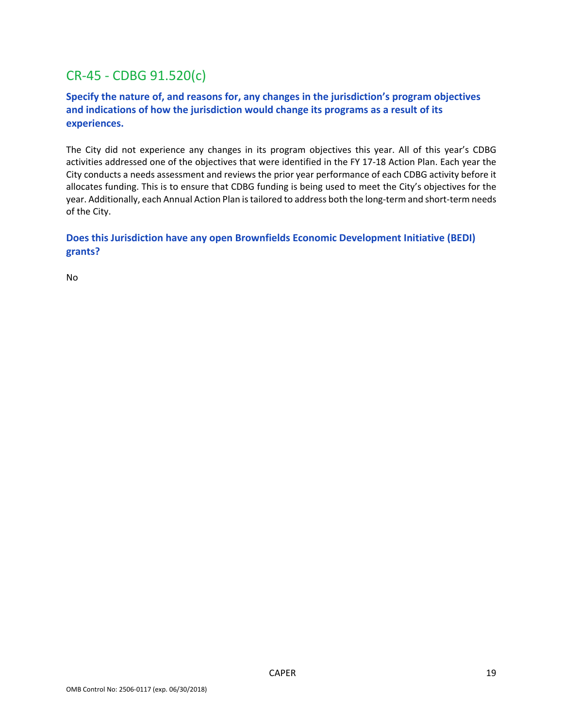## CR-45 - CDBG 91.520(c)

### Specify the nature of, and reasons for, any changes in the jurisdiction's program objectives and indications of how the jurisdiction would change its programs as a result of its experiences.

The City did not experience any changes in its program objectives this year. All of this year's CDBG activities addressed one of the objectives that were identified in the FY 17-18 Action Plan. Each year the City conducts a needs assessment and reviews the prior year performance of each CDBG activity before it allocates funding. This is to ensure that CDBG funding is being used to meet the City's objectives for the year. Additionally, each Annual Action Plan is tailored to address both the long-term and short-term needs of the City.

### Does this Jurisdiction have any open Brownfields Economic Development Initiative (BEDI) grants?

No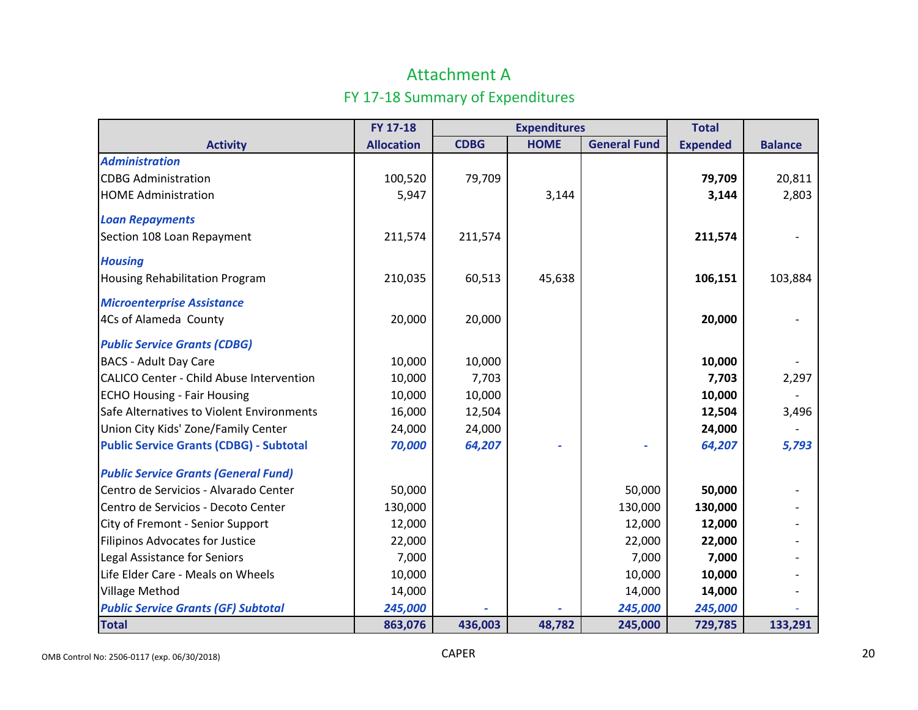# Attachment A

## FY 17-18 Summary of Expenditures

| Activity | FY 17-18 Allocation | Expenditures | | | Total Expended | Balance |
|---|---|---|---|---|---|---|
| | | CDBG | HOME | General Fund | | |
| ***Administration*** | | | | | | |
| CDBG Administration | 100,520 | 79,709 | | | **79,709** | 20,811 |
| HOME Administration | 5,947 | | 3,144 | | **3,144** | 2,803 |
| ***Loan Repayments*** | | | | | | |
| Section 108 Loan Repayment | 211,574 | 211,574 | | | **211,574** | - |
| ***Housing*** | | | | | | |
| Housing Rehabilitation Program | 210,035 | 60,513 | 45,638 | | **106,151** | 103,884 |
| ***Microenterprise Assistance*** | | | | | | |
| 4Cs of Alameda County | 20,000 | 20,000 | | | **20,000** | - |
| ***Public Service Grants (CDBG)*** | | | | | | |
| BACS - Adult Day Care | 10,000 | 10,000 | | | **10,000** | - |
| CALICO Center - Child Abuse Intervention | 10,000 | 7,703 | | | **7,703** | 2,297 |
| ECHO Housing - Fair Housing | 10,000 | 10,000 | | | **10,000** | - |
| Safe Alternatives to Violent Environments | 16,000 | 12,504 | | | **12,504** | 3,496 |
| Union City Kids' Zone/Family Center | 24,000 | 24,000 | | | **24,000** | - |
| ***Public Service Grants (CDBG) - Subtotal*** | ***70,000*** | ***64,207*** | - | - | ***64,207*** | ***5,793*** |
| ***Public Service Grants (General Fund)*** | | | | | | |
| Centro de Servicios - Alvarado Center | 50,000 | | | 50,000 | **50,000** | - |
| Centro de Servicios - Decoto Center | 130,000 | | | 130,000 | **130,000** | - |
| City of Fremont - Senior Support | 12,000 | | | 12,000 | **12,000** | - |
| Filipinos Advocates for Justice | 22,000 | | | 22,000 | **22,000** | - |
| Legal Assistance for Seniors | 7,000 | | | 7,000 | **7,000** | - |
| Life Elder Care - Meals on Wheels | 10,000 | | | 10,000 | **10,000** | - |
| Village Method | 14,000 | | | 14,000 | **14,000** | - |
| ***Public Service Grants (GF) Subtotal*** | ***245,000*** | - | - | ***245,000*** | ***245,000*** | - |
| **Total** | **863,076** | **436,003** | **48,782** | **245,000** | **729,785** | **133,291** |

OMB Control No: 2506-0117 (exp. 06/30/2018)

CAPER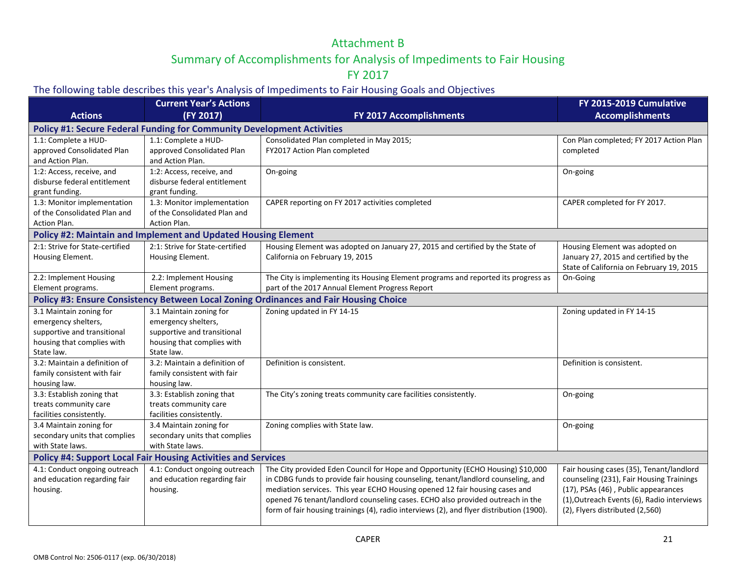# Attachment B

## Summary of Accomplishments for Analysis of Impediments to Fair Housing

## FY 2017

### The following table describes this year's Analysis of Impediments to Fair Housing Goals and Objectives

| Actions | Current Year's Actions (FY 2017) | FY 2017 Accomplishments | FY 2015-2019 Cumulative Accomplishments |
|---|---|---|---|
| **Policy #1: Secure Federal Funding for Community Development Activities** | | | |
| 1.1: Complete a HUD-approved Consolidated Plan and Action Plan. | 1.1: Complete a HUD-approved Consolidated Plan and Action Plan. | Consolidated Plan completed in May 2015; FY2017 Action Plan completed | Con Plan completed; FY 2017 Action Plan completed |
| 1:2: Access, receive, and disburse federal entitlement grant funding. | 1:2: Access, receive, and disburse federal entitlement grant funding. | On-going | On-going |
| 1.3: Monitor implementation of the Consolidated Plan and Action Plan. | 1.3: Monitor implementation of the Consolidated Plan and Action Plan. | CAPER reporting on FY 2017 activities completed | CAPER completed for FY 2017. |
| **Policy #2: Maintain and Implement and Updated Housing Element** | | | |
| 2:1: Strive for State-certified Housing Element. | 2:1: Strive for State-certified Housing Element. | Housing Element was adopted on January 27, 2015 and certified by the State of California on February 19, 2015 | Housing Element was adopted on January 27, 2015 and certified by the State of California on February 19, 2015 |
| 2.2: Implement Housing Element programs. | 2.2: Implement Housing Element programs. | The City is implementing its Housing Element programs and reported its progress as part of the 2017 Annual Element Progress Report | On-Going |
| **Policy #3: Ensure Consistency Between Local Zoning Ordinances and Fair Housing Choice** | | | |
| 3.1 Maintain zoning for emergency shelters, supportive and transitional housing that complies with State law. | 3.1 Maintain zoning for emergency shelters, supportive and transitional housing that complies with State law. | Zoning updated in FY 14-15 | Zoning updated in FY 14-15 |
| 3.2: Maintain a definition of family consistent with fair housing law. | 3.2: Maintain a definition of family consistent with fair housing law. | Definition is consistent. | Definition is consistent. |
| 3.3: Establish zoning that treats community care facilities consistently. | 3.3: Establish zoning that treats community care facilities consistently. | The City's zoning treats community care facilities consistently. | On-going |
| 3.4 Maintain zoning for secondary units that complies with State laws. | 3.4 Maintain zoning for secondary units that complies with State laws. | Zoning complies with State law. | On-going |
| **Policy #4: Support Local Fair Housing Activities and Services** | | | |
| 4.1: Conduct ongoing outreach and education regarding fair housing. | 4.1: Conduct ongoing outreach and education regarding fair housing. | The City provided Eden Council for Hope and Opportunity (ECHO Housing) $10,000 in CDBG funds to provide fair housing counseling, tenant/landlord counseling, and mediation services. This year ECHO Housing opened 12 fair housing cases and opened 76 tenant/landlord counseling cases. ECHO also provided outreach in the form of fair housing trainings (4), radio interviews (2), and flyer distribution (1900). | Fair housing cases (35), Tenant/landlord counseling (231), Fair Housing Trainings (17), PSAs (46) , Public appearances (1),Outreach Events (6), Radio interviews (2), Flyers distributed (2,560) |

CAPER

OMB Control No: 2506-0117 (exp. 06/30/2018)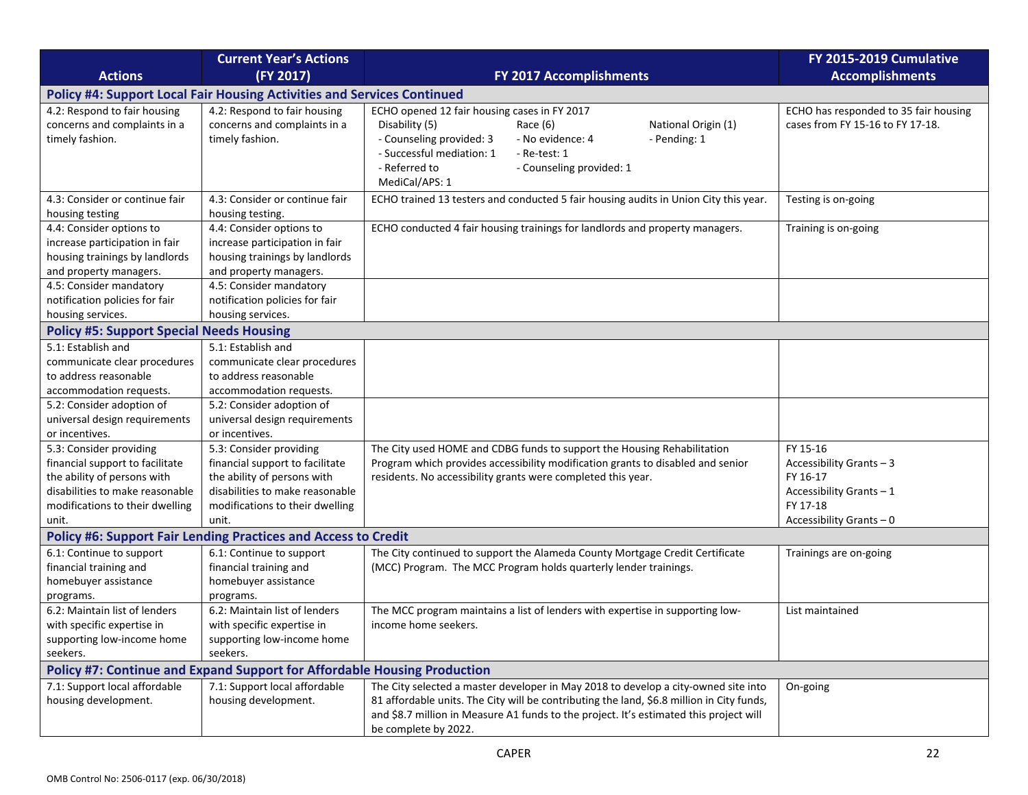| Actions | Current Year's Actions (FY 2017) | FY 2017 Accomplishments | FY 2015-2019 Cumulative Accomplishments |
|---|---|---|---|
| **Policy #4: Support Local Fair Housing Activities and Services Continued** | | | |
| 4.2: Respond to fair housing concerns and complaints in a timely fashion. | 4.2: Respond to fair housing concerns and complaints in a timely fashion. | ECHO opened 12 fair housing cases in FY 2017<br>Disability (5)<br>- Counseling provided: 3<br>- Successful mediation: 1<br>- Referred to MediCal/APS: 1<br>Race (6)<br>- No evidence: 4<br>- Re-test: 1<br>- Counseling provided: 1<br>National Origin (1)<br>- Pending: 1 | ECHO has responded to 35 fair housing cases from FY 15-16 to FY 17-18. |
| 4.3: Consider or continue fair housing testing | 4.3: Consider or continue fair housing testing. | ECHO trained 13 testers and conducted 5 fair housing audits in Union City this year. | Testing is on-going |
| 4.4: Consider options to increase participation in fair housing trainings by landlords and property managers. | 4.4: Consider options to increase participation in fair housing trainings by landlords and property managers. | ECHO conducted 4 fair housing trainings for landlords and property managers. | Training is on-going |
| 4.5: Consider mandatory notification policies for fair housing services. | 4.5: Consider mandatory notification policies for fair housing services. | | |
| **Policy #5: Support Special Needs Housing** | | | |
| 5.1: Establish and communicate clear procedures to address reasonable accommodation requests. | 5.1: Establish and communicate clear procedures to address reasonable accommodation requests. | | |
| 5.2: Consider adoption of universal design requirements or incentives. | 5.2: Consider adoption of universal design requirements or incentives. | | |
| 5.3: Consider providing financial support to facilitate the ability of persons with disabilities to make reasonable modifications to their dwelling unit. | 5.3: Consider providing financial support to facilitate the ability of persons with disabilities to make reasonable modifications to their dwelling unit. | The City used HOME and CDBG funds to support the Housing Rehabilitation Program which provides accessibility modification grants to disabled and senior residents. No accessibility grants were completed this year. | FY 15-16<br>Accessibility Grants – 3<br>FY 16-17<br>Accessibility Grants – 1<br>FY 17-18<br>Accessibility Grants – 0 |
| **Policy #6: Support Fair Lending Practices and Access to Credit** | | | |
| 6.1: Continue to support financial training and homebuyer assistance programs. | 6.1: Continue to support financial training and homebuyer assistance programs. | The City continued to support the Alameda County Mortgage Credit Certificate (MCC) Program. The MCC Program holds quarterly lender trainings. | Trainings are on-going |
| 6.2: Maintain list of lenders with specific expertise in supporting low-income home seekers. | 6.2: Maintain list of lenders with specific expertise in supporting low-income home seekers. | The MCC program maintains a list of lenders with expertise in supporting low-income home seekers. | List maintained |
| **Policy #7: Continue and Expand Support for Affordable Housing Production** | | | |
| 7.1: Support local affordable housing development. | 7.1: Support local affordable housing development. | The City selected a master developer in May 2018 to develop a city-owned site into 81 affordable units. The City will be contributing the land, $6.8 million in City funds, and $8.7 million in Measure A1 funds to the project. It's estimated this project will be complete by 2022. | On-going |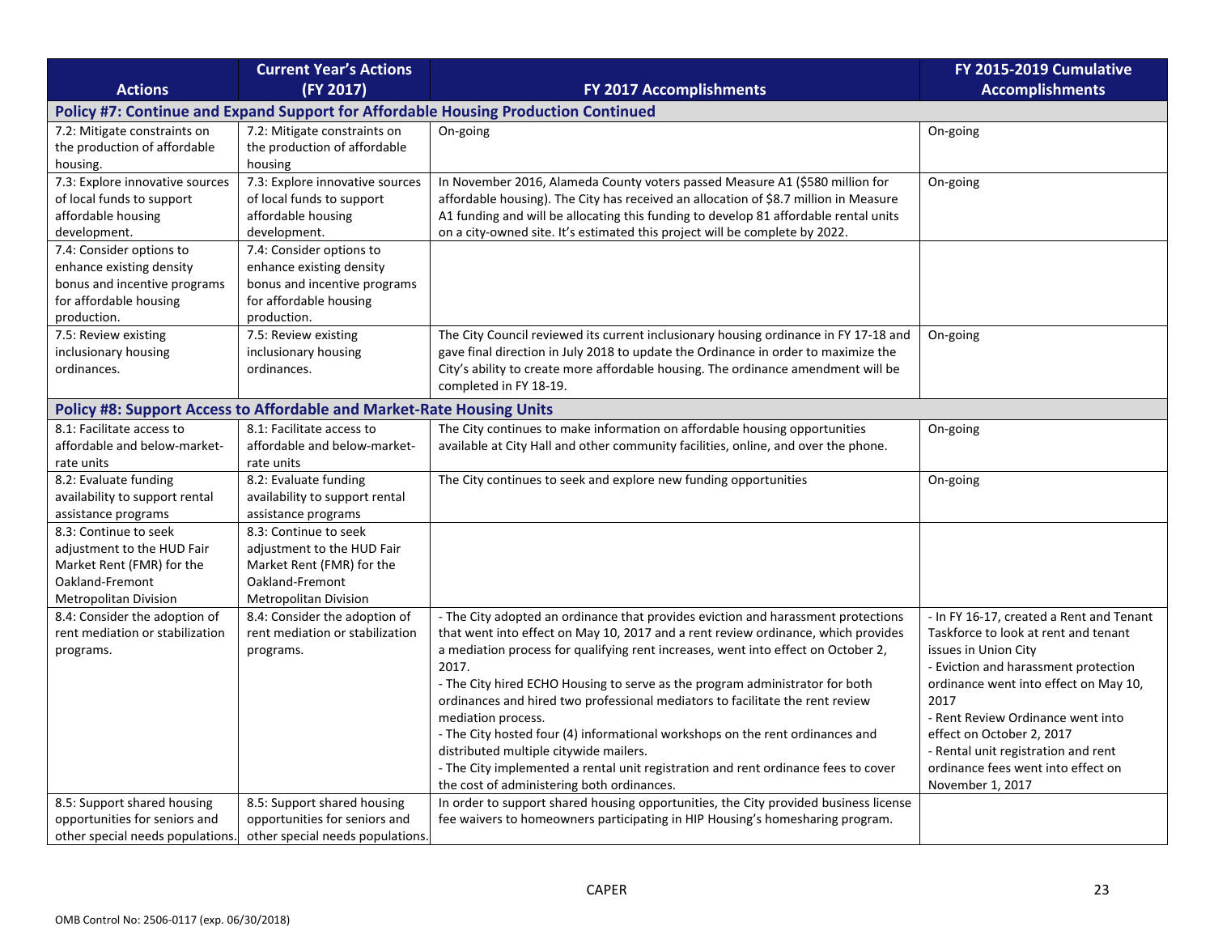| Actions | Current Year's Actions (FY 2017) | FY 2017 Accomplishments | FY 2015-2019 Cumulative Accomplishments |
|---|---|---|---|
| **Policy #7: Continue and Expand Support for Affordable Housing Production Continued** | | | |
| 7.2: Mitigate constraints on the production of affordable housing. | 7.2: Mitigate constraints on the production of affordable housing | On-going | On-going |
| 7.3: Explore innovative sources of local funds to support affordable housing development. | 7.3: Explore innovative sources of local funds to support affordable housing development. | In November 2016, Alameda County voters passed Measure A1 ($580 million for affordable housing). The City has received an allocation of $8.7 million in Measure A1 funding and will be allocating this funding to develop 81 affordable rental units on a city-owned site. It's estimated this project will be complete by 2022. | On-going |
| 7.4: Consider options to enhance existing density bonus and incentive programs for affordable housing production. | 7.4: Consider options to enhance existing density bonus and incentive programs for affordable housing production. | | |
| 7.5: Review existing inclusionary housing ordinances. | 7.5: Review existing inclusionary housing ordinances. | The City Council reviewed its current inclusionary housing ordinance in FY 17-18 and gave final direction in July 2018 to update the Ordinance in order to maximize the City's ability to create more affordable housing. The ordinance amendment will be completed in FY 18-19. | On-going |
| **Policy #8: Support Access to Affordable and Market-Rate Housing Units** | | | |
| 8.1: Facilitate access to affordable and below-market-rate units | 8.1: Facilitate access to affordable and below-market-rate units | The City continues to make information on affordable housing opportunities available at City Hall and other community facilities, online, and over the phone. | On-going |
| 8.2: Evaluate funding availability to support rental assistance programs | 8.2: Evaluate funding availability to support rental assistance programs | The City continues to seek and explore new funding opportunities | On-going |
| 8.3: Continue to seek adjustment to the HUD Fair Market Rent (FMR) for the Oakland-Fremont Metropolitan Division | 8.3: Continue to seek adjustment to the HUD Fair Market Rent (FMR) for the Oakland-Fremont Metropolitan Division | | |
| 8.4: Consider the adoption of rent mediation or stabilization programs. | 8.4: Consider the adoption of rent mediation or stabilization programs. | - The City adopted an ordinance that provides eviction and harassment protections that went into effect on May 10, 2017 and a rent review ordinance, which provides a mediation process for qualifying rent increases, went into effect on October 2, 2017.<br>- The City hired ECHO Housing to serve as the program administrator for both ordinances and hired two professional mediators to facilitate the rent review mediation process.<br>- The City hosted four (4) informational workshops on the rent ordinances and distributed multiple citywide mailers.<br>- The City implemented a rental unit registration and rent ordinance fees to cover the cost of administering both ordinances. | - In FY 16-17, created a Rent and Tenant Taskforce to look at rent and tenant issues in Union City<br>- Eviction and harassment protection ordinance went into effect on May 10, 2017<br>- Rent Review Ordinance went into effect on October 2, 2017<br>- Rental unit registration and rent ordinance fees went into effect on November 1, 2017 |
| 8.5: Support shared housing opportunities for seniors and other special needs populations. | 8.5: Support shared housing opportunities for seniors and other special needs populations. | In order to support shared housing opportunities, the City provided business license fee waivers to homeowners participating in HIP Housing's homesharing program. | |

CAPER

OMB Control No: 2506-0117 (exp. 06/30/2018)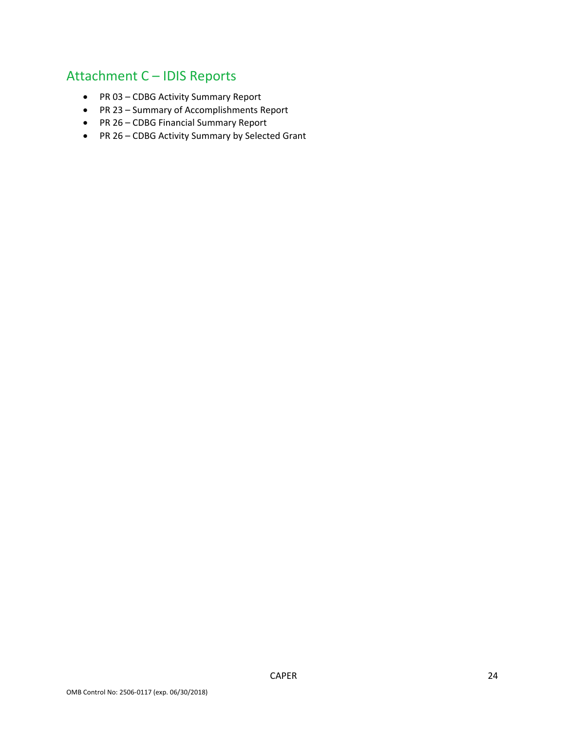## Attachment C – IDIS Reports

- PR 03 – CDBG Activity Summary Report
- PR 23 – Summary of Accomplishments Report
- PR 26 – CDBG Financial Summary Report
- PR 26 – CDBG Activity Summary by Selected Grant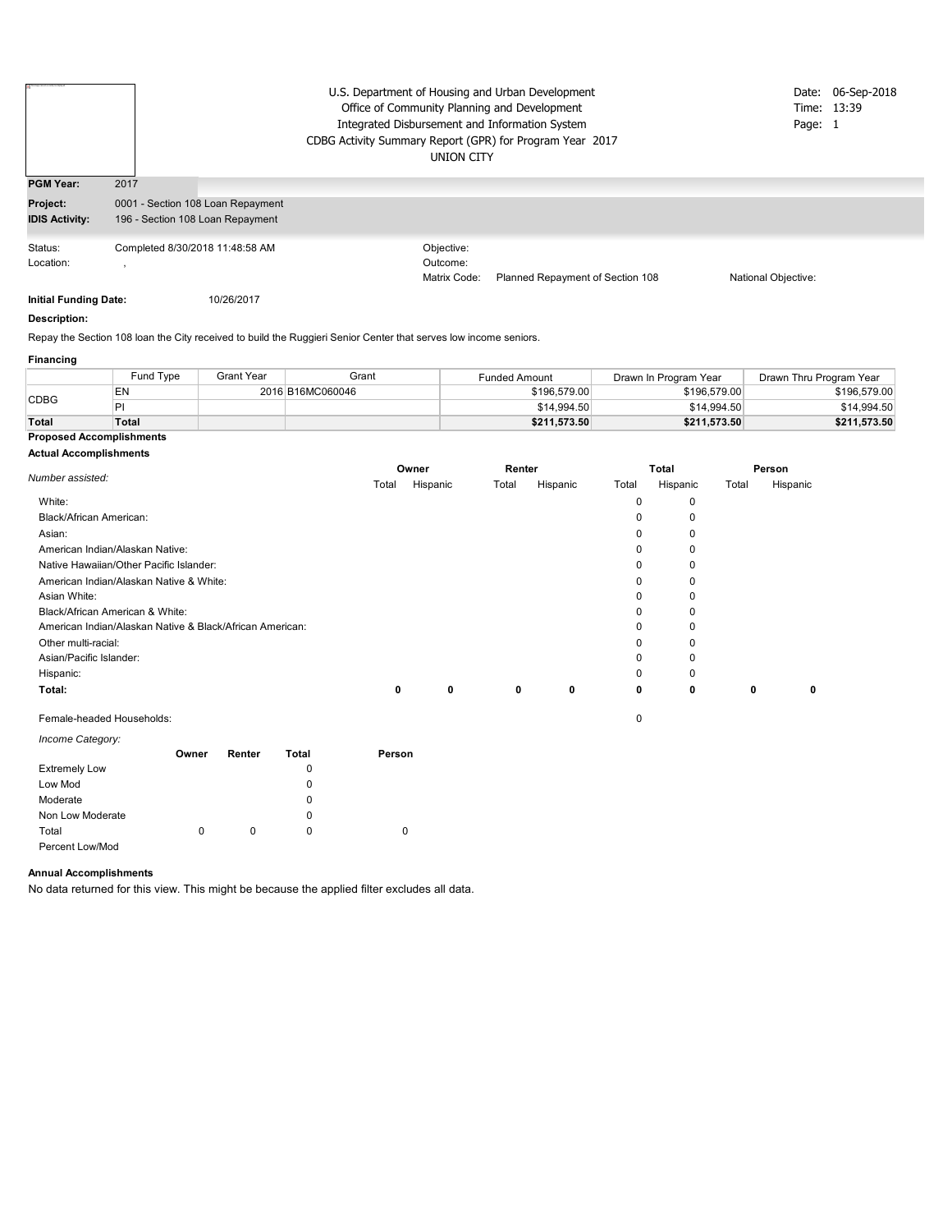U.S. Department of Housing and Urban Development
Office of Community Planning and Development
Integrated Disbursement and Information System
CDBG Activity Summary Report (GPR) for Program Year 2017
UNION CITY

Date: 06-Sep-2018
Time: 13:39
Page: 1

**PGM Year:** 2017

**Project:** 0001 - Section 108 Loan Repayment

**IDIS Activity:** 196 - Section 108 Loan Repayment

Status: Completed 8/30/2018 11:48:58 AM

Location: ,

Objective:

Outcome:

Matrix Code: Planned Repayment of Section 108

National Objective:

**Initial Funding Date:** 10/26/2017

**Description:**

Repay the Section 108 loan the City received to build the Ruggieri Senior Center that serves low income seniors.

**Financing**

| | Fund Type | Grant Year | Grant | Funded Amount | Drawn In Program Year | Drawn Thru Program Year |
|---|---|---|---|---|---|---|
| CDBG | EN | 2016 | B16MC060046 | $196,579.00 | $196,579.00 | $196,579.00 |
| | PI | | | $14,994.50 | $14,994.50 | $14,994.50 |
| **Total** | **Total** | | | **$211,573.50** | **$211,573.50** | **$211,573.50** |

**Proposed Accomplishments**

**Actual Accomplishments**

| *Number assisted:* | Owner | | Renter | | Total | | Person | |
|---|---|---|---|---|---|---|---|---|
| | Total | Hispanic | Total | Hispanic | Total | Hispanic | Total | Hispanic |
| White: | | | | | 0 | 0 | | |
| Black/African American: | | | | | 0 | 0 | | |
| Asian: | | | | | 0 | 0 | | |
| American Indian/Alaskan Native: | | | | | 0 | 0 | | |
| Native Hawaiian/Other Pacific Islander: | | | | | 0 | 0 | | |
| American Indian/Alaskan Native & White: | | | | | 0 | 0 | | |
| Asian White: | | | | | 0 | 0 | | |
| Black/African American & White: | | | | | 0 | 0 | | |
| American Indian/Alaskan Native & Black/African American: | | | | | 0 | 0 | | |
| Other multi-racial: | | | | | 0 | 0 | | |
| Asian/Pacific Islander: | | | | | 0 | 0 | | |
| Hispanic: | | | | | 0 | 0 | | |
| **Total:** | **0** | **0** | **0** | **0** | **0** | **0** | **0** | **0** |
| Female-headed Households: | | | | | 0 | | | |

*Income Category:*

| | Owner | Renter | Total | Person |
|---|---|---|---|---|
| Extremely Low | | | 0 | |
| Low Mod | | | 0 | |
| Moderate | | | 0 | |
| Non Low Moderate | | | 0 | |
| Total | 0 | 0 | 0 | 0 |
| Percent Low/Mod | | | | |

**Annual Accomplishments**

No data returned for this view. This might be because the applied filter excludes all data.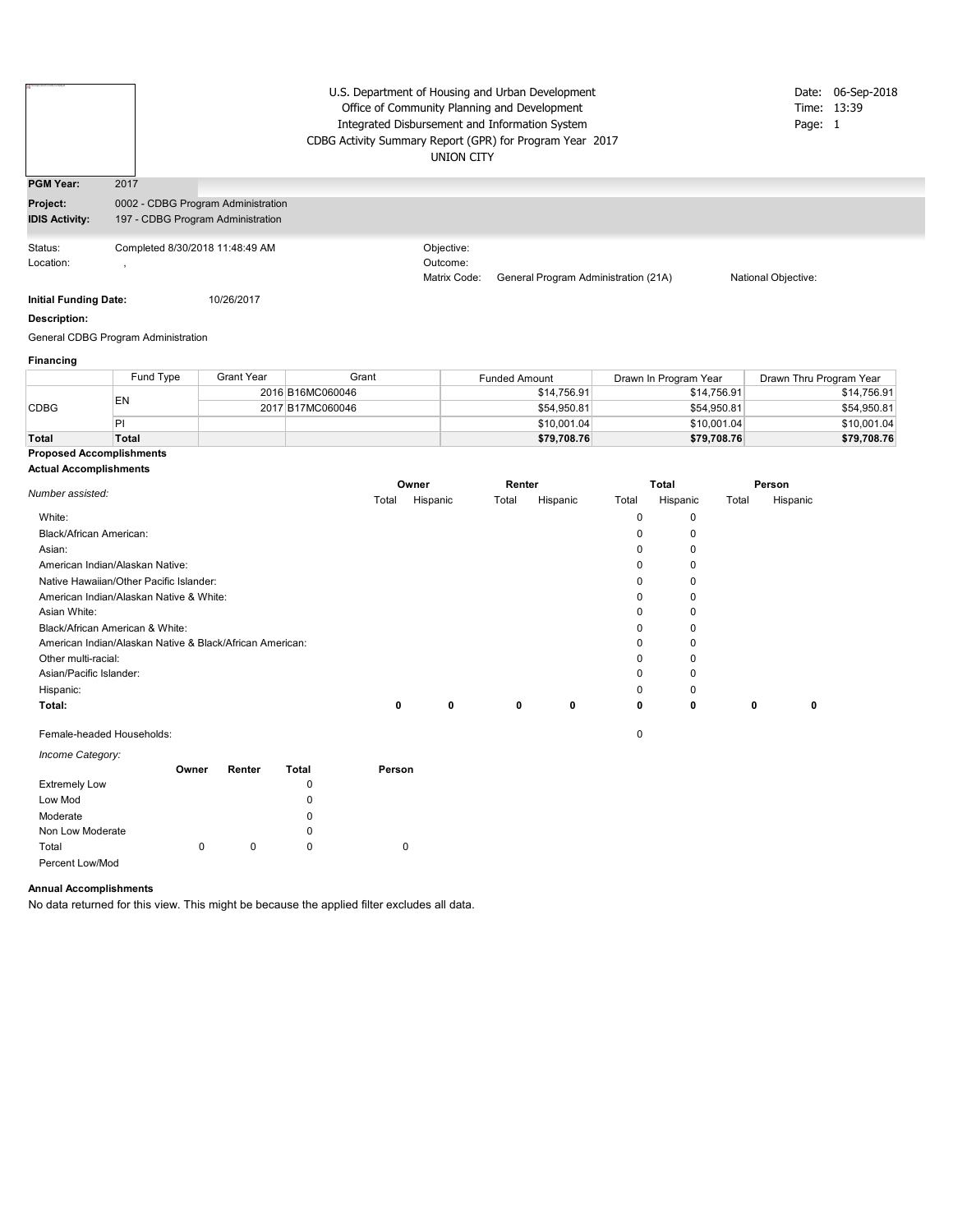U.S. Department of Housing and Urban Development
Office of Community Planning and Development
Integrated Disbursement and Information System
CDBG Activity Summary Report (GPR) for Program Year 2017
UNION CITY

Date: 06-Sep-2018
Time: 13:39

**PGM Year:** 2017

**Project:** 0002 - CDBG Program Administration

**IDIS Activity:** 197 - CDBG Program Administration

Status: Completed 8/30/2018 11:48:49 AM

Location: ,

Objective:

Outcome:

Matrix Code: General Program Administration (21A)

National Objective:

**Initial Funding Date:** 10/26/2017

**Description:**

General CDBG Program Administration

**Financing**

| | Fund Type | Grant Year | Grant | Funded Amount | Drawn In Program Year | Drawn Thru Program Year |
|---|---|---|---|---|---|---|
| CDBG | EN | 2016 | B16MC060046 | $14,756.91 | $14,756.91 | $14,756.91 |
| | | 2017 | B17MC060046 | $54,950.81 | $54,950.81 | $54,950.81 |
| | PI | | | $10,001.04 | $10,001.04 | $10,001.04 |
| **Total** | **Total** | | | **$79,708.76** | **$79,708.76** | **$79,708.76** |

**Proposed Accomplishments**

**Actual Accomplishments**

| *Number assisted:* | Owner | | Renter | | Total | | Person | |
|---|---|---|---|---|---|---|---|---|
| | Total | Hispanic | Total | Hispanic | Total | Hispanic | Total | Hispanic |
| White: | | | | | 0 | 0 | | |
| Black/African American: | | | | | 0 | 0 | | |
| Asian: | | | | | 0 | 0 | | |
| American Indian/Alaskan Native: | | | | | 0 | 0 | | |
| Native Hawaiian/Other Pacific Islander: | | | | | 0 | 0 | | |
| American Indian/Alaskan Native & White: | | | | | 0 | 0 | | |
| Asian White: | | | | | 0 | 0 | | |
| Black/African American & White: | | | | | 0 | 0 | | |
| American Indian/Alaskan Native & Black/African American: | | | | | 0 | 0 | | |
| Other multi-racial: | | | | | 0 | 0 | | |
| Asian/Pacific Islander: | | | | | 0 | 0 | | |
| Hispanic: | | | | | 0 | 0 | | |
| **Total:** | **0** | **0** | **0** | **0** | **0** | **0** | **0** | **0** |
| Female-headed Households: | | | | | 0 | | | |

*Income Category:*

| | Owner | Renter | Total | Person |
|---|---|---|---|---|
| Extremely Low | | | 0 | |
| Low Mod | | | 0 | |
| Moderate | | | 0 | |
| Non Low Moderate | | | 0 | |
| Total | 0 | 0 | 0 | 0 |
| Percent Low/Mod | | | | |

**Annual Accomplishments**

No data returned for this view. This might be because the applied filter excludes all data.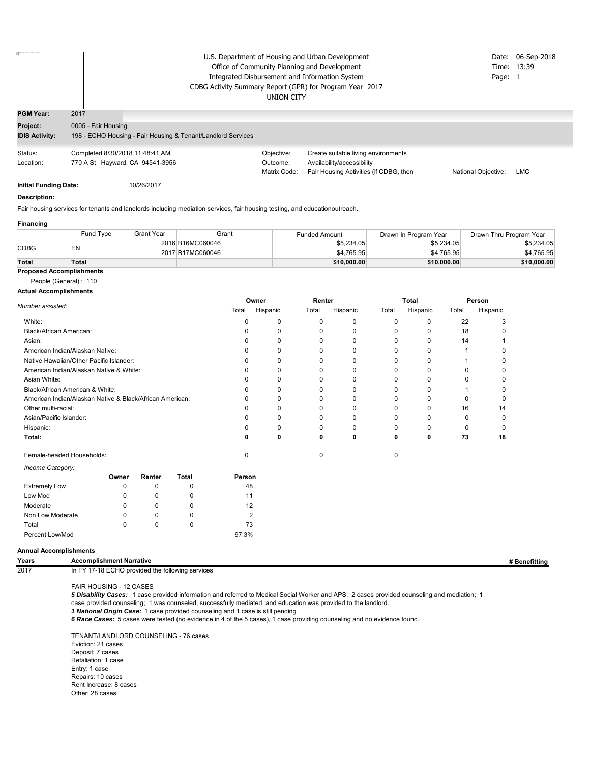U.S. Department of Housing and Urban Development
Office of Community Planning and Development
Integrated Disbursement and Information System
CDBG Activity Summary Report (GPR) for Program Year 2017
UNION CITY

Date: 06-Sep-2018
Time: 13:39

**PGM Year:** 2017

**Project:** 0005 - Fair Housing

**IDIS Activity:** 198 - ECHO Housing - Fair Housing & Tenant/Landlord Services

Status: Completed 8/30/2018 11:48:41 AM
Location: 770 A St Hayward, CA 94541-3956

Objective: Create suitable living environments
Outcome: Availability/accessibility
Matrix Code: Fair Housing Activities (if CDBG, then
National Objective: LMC

**Initial Funding Date:** 10/26/2017

**Description:**

Fair housing services for tenants and landlords including mediation services, fair housing testing, and educationoutreach.

**Financing**

| | Fund Type | Grant Year | Grant | Funded Amount | Drawn In Program Year | Drawn Thru Program Year |
|---|---|---|---|---|---|---|
| CDBG | EN | 2016 | B16MC060046 | $5,234.05 | $5,234.05 | $5,234.05 |
| | | 2017 | B17MC060046 | $4,765.95 | $4,765.95 | $4,765.95 |
| **Total** | **Total** | | | **$10,000.00** | **$10,000.00** | **$10,000.00** |

**Proposed Accomplishments**

People (General) : 110

**Actual Accomplishments**

| *Number assisted:* | Owner Total | Owner Hispanic | Renter Total | Renter Hispanic | Total Total | Total Hispanic | Person Total | Person Hispanic |
|---|---|---|---|---|---|---|---|---|
| White: | 0 | 0 | 0 | 0 | 0 | 0 | 22 | 3 |
| Black/African American: | 0 | 0 | 0 | 0 | 0 | 0 | 18 | 0 |
| Asian: | 0 | 0 | 0 | 0 | 0 | 0 | 14 | 1 |
| American Indian/Alaskan Native: | 0 | 0 | 0 | 0 | 0 | 0 | 1 | 0 |
| Native Hawaiian/Other Pacific Islander: | 0 | 0 | 0 | 0 | 0 | 0 | 1 | 0 |
| American Indian/Alaskan Native & White: | 0 | 0 | 0 | 0 | 0 | 0 | 0 | 0 |
| Asian White: | 0 | 0 | 0 | 0 | 0 | 0 | 0 | 0 |
| Black/African American & White: | 0 | 0 | 0 | 0 | 0 | 0 | 1 | 0 |
| American Indian/Alaskan Native & Black/African American: | 0 | 0 | 0 | 0 | 0 | 0 | 0 | 0 |
| Other multi-racial: | 0 | 0 | 0 | 0 | 0 | 0 | 16 | 14 |
| Asian/Pacific Islander: | 0 | 0 | 0 | 0 | 0 | 0 | 0 | 0 |
| Hispanic: | 0 | 0 | 0 | 0 | 0 | 0 | 0 | 0 |
| **Total:** | **0** | **0** | **0** | **0** | **0** | **0** | **73** | **18** |
| Female-headed Households: | 0 | | 0 | | 0 | | | |

*Income Category:*

| | Owner | Renter | Total | Person |
|---|---|---|---|---|
| Extremely Low | 0 | 0 | 0 | 48 |
| Low Mod | 0 | 0 | 0 | 11 |
| Moderate | 0 | 0 | 0 | 12 |
| Non Low Moderate | 0 | 0 | 0 | 2 |
| Total | 0 | 0 | 0 | 73 |
| Percent Low/Mod | | | | 97.3% |

**Annual Accomplishments**

| Years | Accomplishment Narrative | # Benefitting |
|---|---|---|
| 2017 | In FY 17-18 ECHO provided the following services | |

FAIR HOUSING - 12 CASES

***5 Disability Cases:*** 1 case provided information and referred to Medical Social Worker and APS; 2 cases provided counseling and mediation; 1 case provided counseling; 1 was counseled, successfully mediated, and education was provided to the landlord.

***1 National Origin Case:*** 1 case provided counseling and 1 case is still pending

***6 Race Cases:*** 5 cases were tested (no evidence in 4 of the 5 cases), 1 case providing counseling and no evidence found.

TENANT/LANDLORD COUNSELING - 76 cases

Eviction: 21 cases
Deposit: 7 cases
Retaliation: 1 case
Entry: 1 case
Repairs: 10 cases
Rent Increase: 8 cases
Other: 28 cases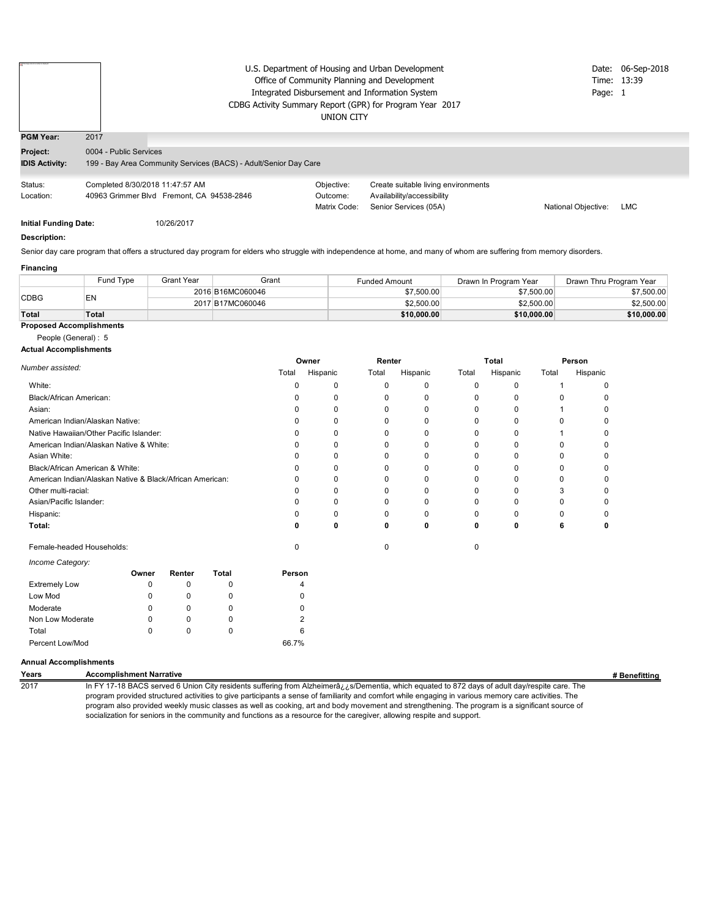U.S. Department of Housing and Urban Development
Office of Community Planning and Development
Integrated Disbursement and Information System
CDBG Activity Summary Report (GPR) for Program Year 2017
UNION CITY

Date: 06-Sep-2018
Time: 13:39
Page: 1

**PGM Year:** 2017

**Project:** 0004 - Public Services

**IDIS Activity:** 199 - Bay Area Community Services (BACS) - Adult/Senior Day Care

Status: Completed 8/30/2018 11:47:57 AM
Location: 40963 Grimmer Blvd Fremont, CA 94538-2846

Objective: Create suitable living environments
Outcome: Availability/accessibility
Matrix Code: Senior Services (05A)
National Objective: LMC

**Initial Funding Date:** 10/26/2017

**Description:**

Senior day care program that offers a structured day program for elders who struggle with independence at home, and many of whom are suffering from memory disorders.

**Financing**

| | Fund Type | Grant Year | Grant | Funded Amount | Drawn In Program Year | Drawn Thru Program Year |
|---|---|---|---|---|---|---|
| CDBG | EN | 2016 | B16MC060046 | $7,500.00 | $7,500.00 | $7,500.00 |
| | | 2017 | B17MC060046 | $2,500.00 | $2,500.00 | $2,500.00 |
| **Total** | **Total** | | | **$10,000.00** | **$10,000.00** | **$10,000.00** |

**Proposed Accomplishments**

People (General) : 5

**Actual Accomplishments**

| *Number assisted:* | Owner Total | Owner Hispanic | Renter Total | Renter Hispanic | Total Total | Total Hispanic | Person Total | Person Hispanic |
|---|---|---|---|---|---|---|---|---|
| White: | 0 | 0 | 0 | 0 | 0 | 0 | 1 | 0 |
| Black/African American: | 0 | 0 | 0 | 0 | 0 | 0 | 0 | 0 |
| Asian: | 0 | 0 | 0 | 0 | 0 | 0 | 1 | 0 |
| American Indian/Alaskan Native: | 0 | 0 | 0 | 0 | 0 | 0 | 0 | 0 |
| Native Hawaiian/Other Pacific Islander: | 0 | 0 | 0 | 0 | 0 | 0 | 1 | 0 |
| American Indian/Alaskan Native & White: | 0 | 0 | 0 | 0 | 0 | 0 | 0 | 0 |
| Asian White: | 0 | 0 | 0 | 0 | 0 | 0 | 0 | 0 |
| Black/African American & White: | 0 | 0 | 0 | 0 | 0 | 0 | 0 | 0 |
| American Indian/Alaskan Native & Black/African American: | 0 | 0 | 0 | 0 | 0 | 0 | 0 | 0 |
| Other multi-racial: | 0 | 0 | 0 | 0 | 0 | 0 | 3 | 0 |
| Asian/Pacific Islander: | 0 | 0 | 0 | 0 | 0 | 0 | 0 | 0 |
| Hispanic: | 0 | 0 | 0 | 0 | 0 | 0 | 0 | 0 |
| **Total:** | **0** | **0** | **0** | **0** | **0** | **0** | **6** | **0** |
| Female-headed Households: | 0 | | 0 | | 0 | | | |

*Income Category:*

| | Owner | Renter | Total | Person |
|---|---|---|---|---|
| Extremely Low | 0 | 0 | 0 | 4 |
| Low Mod | 0 | 0 | 0 | 0 |
| Moderate | 0 | 0 | 0 | 0 |
| Non Low Moderate | 0 | 0 | 0 | 2 |
| Total | 0 | 0 | 0 | 6 |
| Percent Low/Mod | | | | 66.7% |

**Annual Accomplishments**

| Years | Accomplishment Narrative | # Benefitting |
|---|---|---|
| 2017 | In FY 17-18 BACS served 6 Union City residents suffering from Alzheimerâ¿¿s/Dementia, which equated to 872 days of adult day/respite care. The program provided structured activities to give participants a sense of familiarity and comfort while engaging in various memory care activities. The program also provided weekly music classes as well as cooking, art and body movement and strengthening. The program is a significant source of socialization for seniors in the community and functions as a resource for the caregiver, allowing respite and support. | |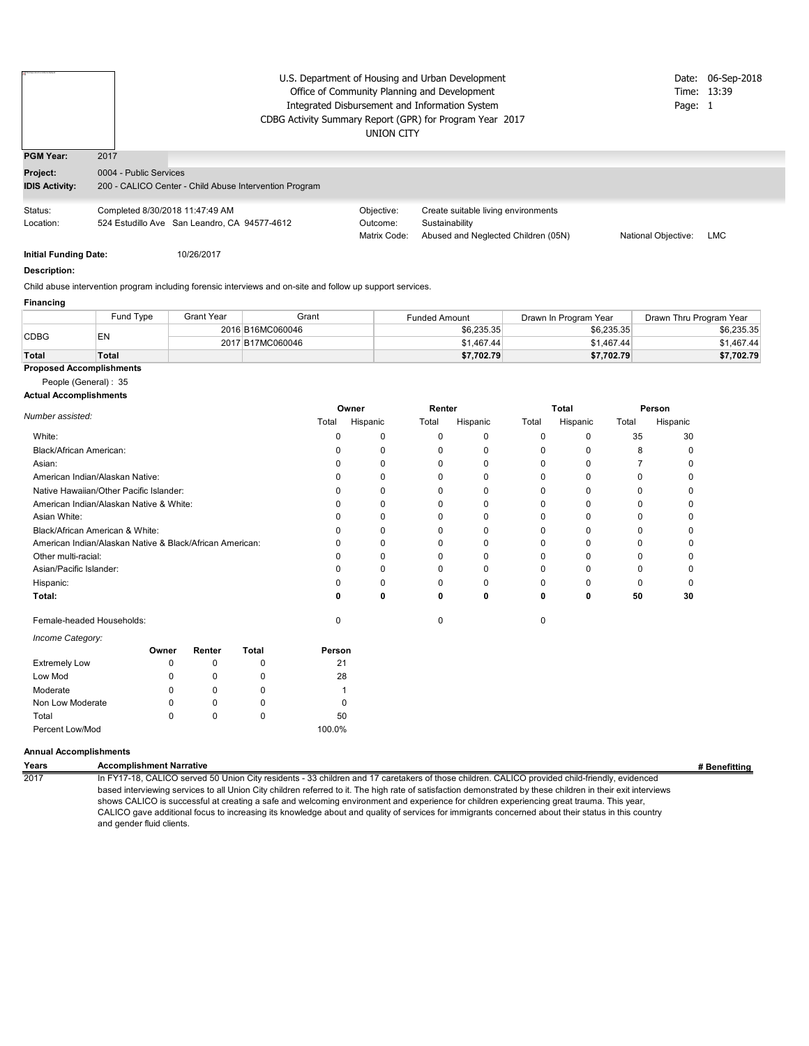U.S. Department of Housing and Urban Development
Office of Community Planning and Development
Integrated Disbursement and Information System
CDBG Activity Summary Report (GPR) for Program Year 2017
UNION CITY

Date: 06-Sep-2018
Time: 13:39
Page: 1

**PGM Year:** 2017

**Project:** 0004 - Public Services

**IDIS Activity:** 200 - CALICO Center - Child Abuse Intervention Program

Status: Completed 8/30/2018 11:47:49 AM

Location: 524 Estudillo Ave San Leandro, CA 94577-4612

Objective: Create suitable living environments

Outcome: Sustainability

Matrix Code: Abused and Neglected Children (05N)

National Objective: LMC

**Initial Funding Date:** 10/26/2017

**Description:**

Child abuse intervention program including forensic interviews and on-site and follow up support services.

**Financing**

| | Fund Type | Grant Year | Grant | Funded Amount | Drawn In Program Year | Drawn Thru Program Year |
|---|---|---|---|---|---|---|
| CDBG | EN | 2016 | B16MC060046 | $6,235.35 | $6,235.35 | $6,235.35 |
| | | 2017 | B17MC060046 | $1,467.44 | $1,467.44 | $1,467.44 |
| **Total** | **Total** | | | **$7,702.79** | **$7,702.79** | **$7,702.79** |

**Proposed Accomplishments**

People (General) : 35

**Actual Accomplishments**

| *Number assisted:* | Owner | | Renter | | Total | | Person | |
|---|---|---|---|---|---|---|---|---|
| | Total | Hispanic | Total | Hispanic | Total | Hispanic | Total | Hispanic |
| White: | 0 | 0 | 0 | 0 | 0 | 0 | 35 | 30 |
| Black/African American: | 0 | 0 | 0 | 0 | 0 | 0 | 8 | 0 |
| Asian: | 0 | 0 | 0 | 0 | 0 | 0 | 7 | 0 |
| American Indian/Alaskan Native: | 0 | 0 | 0 | 0 | 0 | 0 | 0 | 0 |
| Native Hawaiian/Other Pacific Islander: | 0 | 0 | 0 | 0 | 0 | 0 | 0 | 0 |
| American Indian/Alaskan Native & White: | 0 | 0 | 0 | 0 | 0 | 0 | 0 | 0 |
| Asian White: | 0 | 0 | 0 | 0 | 0 | 0 | 0 | 0 |
| Black/African American & White: | 0 | 0 | 0 | 0 | 0 | 0 | 0 | 0 |
| American Indian/Alaskan Native & Black/African American: | 0 | 0 | 0 | 0 | 0 | 0 | 0 | 0 |
| Other multi-racial: | 0 | 0 | 0 | 0 | 0 | 0 | 0 | 0 |
| Asian/Pacific Islander: | 0 | 0 | 0 | 0 | 0 | 0 | 0 | 0 |
| Hispanic: | 0 | 0 | 0 | 0 | 0 | 0 | 0 | 0 |
| **Total:** | **0** | **0** | **0** | **0** | **0** | **0** | **50** | **30** |
| Female-headed Households: | 0 | | 0 | | 0 | | | |

*Income Category:*

| | Owner | Renter | Total | Person |
|---|---|---|---|---|
| Extremely Low | 0 | 0 | 0 | 21 |
| Low Mod | 0 | 0 | 0 | 28 |
| Moderate | 0 | 0 | 0 | 1 |
| Non Low Moderate | 0 | 0 | 0 | 0 |
| Total | 0 | 0 | 0 | 50 |
| Percent Low/Mod | | | | 100.0% |

**Annual Accomplishments**

| Years | Accomplishment Narrative | # Benefitting |
|---|---|---|
| 2017 | In FY17-18, CALICO served 50 Union City residents - 33 children and 17 caretakers of those children. CALICO provided child-friendly, evidenced based interviewing services to all Union City children referred to it. The high rate of satisfaction demonstrated by these children in their exit interviews shows CALICO is successful at creating a safe and welcoming environment and experience for children experiencing great trauma. This year, CALICO gave additional focus to increasing its knowledge about and quality of services for immigrants concerned about their status in this country and gender fluid clients. | |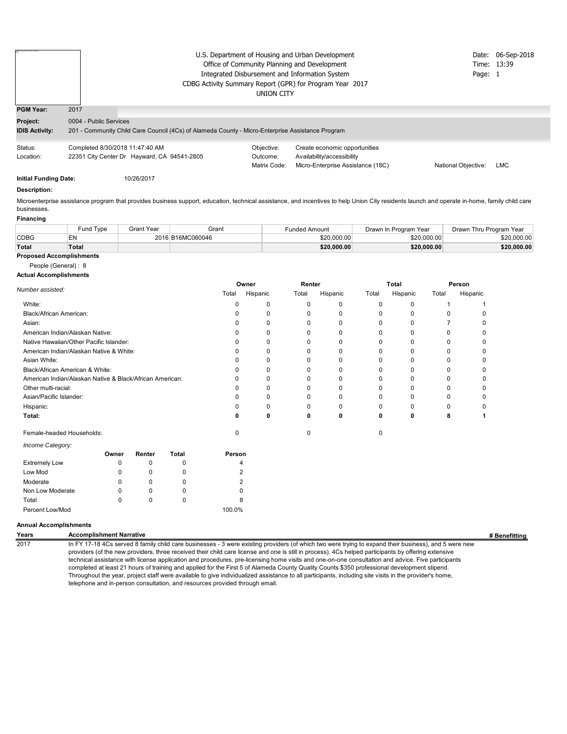U.S. Department of Housing and Urban Development
Office of Community Planning and Development
Integrated Disbursement and Information System
CDBG Activity Summary Report (GPR) for Program Year 2017
UNION CITY

Date: 06-Sep-2018
Time: 13:39

**PGM Year:** 2017

**Project:** 0004 - Public Services

**IDIS Activity:** 201 - Community Child Care Council (4Cs) of Alameda County - Micro-Enterprise Assistance Program

Status: Completed 8/30/2018 11:47:40 AM
Location: 22351 City Center Dr Hayward, CA 94541-2805

Objective: Create economic opportunities
Outcome: Availability/accessibility
Matrix Code: Micro-Enterprise Assistance (18C)
National Objective: LMC

**Initial Funding Date:** 10/26/2017

**Description:**

Microenterprise assistance program that provides business support, education, technical assistance, and incentives to help Union City residents launch and operate in-home, family child care businesses.

**Financing**

| | Fund Type | Grant Year | Grant | Funded Amount | Drawn In Program Year | Drawn Thru Program Year |
|---|---|---|---|---|---|---|
| CDBG | EN | 2016 | B16MC060046 | $20,000.00 | $20,000.00 | $20,000.00 |
| **Total** | **Total** | | | **$20,000.00** | **$20,000.00** | **$20,000.00** |

**Proposed Accomplishments**

People (General) : 8

**Actual Accomplishments**

| *Number assisted:* | Owner Total | Owner Hispanic | Renter Total | Renter Hispanic | Total Total | Total Hispanic | Person Total | Person Hispanic |
|---|---|---|---|---|---|---|---|---|
| White: | 0 | 0 | 0 | 0 | 0 | 0 | 1 | 1 |
| Black/African American: | 0 | 0 | 0 | 0 | 0 | 0 | 0 | 0 |
| Asian: | 0 | 0 | 0 | 0 | 0 | 0 | 7 | 0 |
| American Indian/Alaskan Native: | 0 | 0 | 0 | 0 | 0 | 0 | 0 | 0 |
| Native Hawaiian/Other Pacific Islander: | 0 | 0 | 0 | 0 | 0 | 0 | 0 | 0 |
| American Indian/Alaskan Native & White: | 0 | 0 | 0 | 0 | 0 | 0 | 0 | 0 |
| Asian White: | 0 | 0 | 0 | 0 | 0 | 0 | 0 | 0 |
| Black/African American & White: | 0 | 0 | 0 | 0 | 0 | 0 | 0 | 0 |
| American Indian/Alaskan Native & Black/African American: | 0 | 0 | 0 | 0 | 0 | 0 | 0 | 0 |
| Other multi-racial: | 0 | 0 | 0 | 0 | 0 | 0 | 0 | 0 |
| Asian/Pacific Islander: | 0 | 0 | 0 | 0 | 0 | 0 | 0 | 0 |
| Hispanic: | 0 | 0 | 0 | 0 | 0 | 0 | 0 | 0 |
| **Total:** | **0** | **0** | **0** | **0** | **0** | **0** | **8** | **1** |
| Female-headed Households: | 0 | | 0 | | 0 | | | |

*Income Category:*

| | Owner | Renter | Total | Person |
|---|---|---|---|---|
| Extremely Low | 0 | 0 | 0 | 4 |
| Low Mod | 0 | 0 | 0 | 2 |
| Moderate | 0 | 0 | 0 | 2 |
| Non Low Moderate | 0 | 0 | 0 | 0 |
| Total | 0 | 0 | 0 | 8 |
| Percent Low/Mod | | | | 100.0% |

**Annual Accomplishments**

| Years | Accomplishment Narrative | # Benefitting |
|---|---|---|
| 2017 | In FY 17-18 4Cs served 8 family child care businesses - 3 were existing providers (of which two were trying to expand their business), and 5 were new providers (of the new providers, three received their child care license and one is still in process). 4Cs helped participants by offering extensive technical assistance with license application and procedures, pre-licensing home visits and one-on-one consultation and advice. Five participants completed at least 21 hours of training and applied for the First 5 of Alameda County Quality Counts $350 professional development stipend. Throughout the year, project staff were available to give individualized assistance to all participants, including site visits in the provider's home, telephone and in-person consultation, and resources provided through email. | |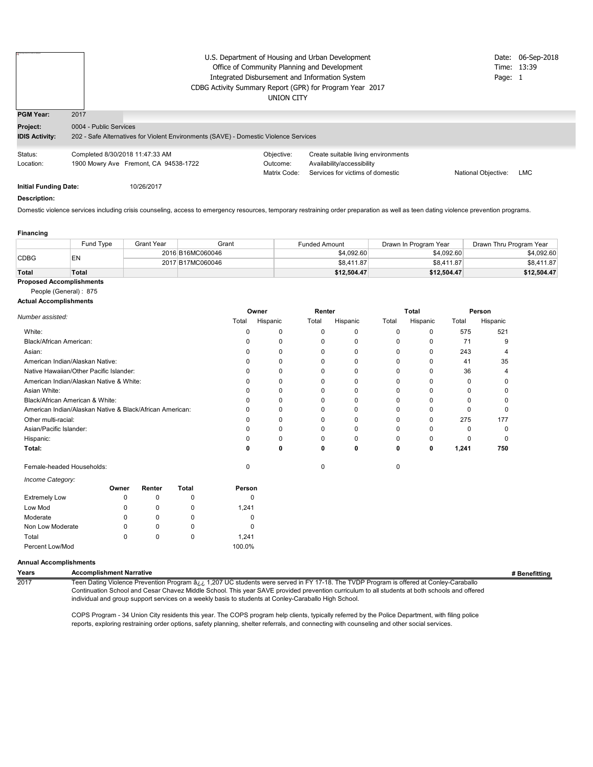U.S. Department of Housing and Urban Development
Office of Community Planning and Development
Integrated Disbursement and Information System
CDBG Activity Summary Report (GPR) for Program Year 2017
UNION CITY

Date: 06-Sep-2018
Time: 13:39

**PGM Year:** 2017

**Project:** 0004 - Public Services

**IDIS Activity:** 202 - Safe Alternatives for Violent Environments (SAVE) - Domestic Violence Services

Status: Completed 8/30/2018 11:47:33 AM
Location: 1900 Mowry Ave Fremont, CA 94538-1722

Objective: Create suitable living environments
Outcome: Availability/accessibility
Matrix Code: Services for victims of domestic
National Objective: LMC

**Initial Funding Date:** 10/26/2017

**Description:**

Domestic violence services including crisis counseling, access to emergency resources, temporary restraining order preparation as well as teen dating violence prevention programs.

**Financing**

| | Fund Type | Grant Year | Grant | Funded Amount | Drawn In Program Year | Drawn Thru Program Year |
|---|---|---|---|---|---|---|
| CDBG | EN | 2016 | B16MC060046 | $4,092.60 | $4,092.60 | $4,092.60 |
| | | 2017 | B17MC060046 | $8,411.87 | $8,411.87 | $8,411.87 |
| **Total** | **Total** | | | **$12,504.47** | **$12,504.47** | **$12,504.47** |

**Proposed Accomplishments**

People (General) : 875

**Actual Accomplishments**

| *Number assisted:* | Owner | | Renter | | Total | | Person | |
|---|---|---|---|---|---|---|---|---|
| | Total | Hispanic | Total | Hispanic | Total | Hispanic | Total | Hispanic |
| White: | 0 | 0 | 0 | 0 | 0 | 0 | 575 | 521 |
| Black/African American: | 0 | 0 | 0 | 0 | 0 | 0 | 71 | 9 |
| Asian: | 0 | 0 | 0 | 0 | 0 | 0 | 243 | 4 |
| American Indian/Alaskan Native: | 0 | 0 | 0 | 0 | 0 | 0 | 41 | 35 |
| Native Hawaiian/Other Pacific Islander: | 0 | 0 | 0 | 0 | 0 | 0 | 36 | 4 |
| American Indian/Alaskan Native & White: | 0 | 0 | 0 | 0 | 0 | 0 | 0 | 0 |
| Asian White: | 0 | 0 | 0 | 0 | 0 | 0 | 0 | 0 |
| Black/African American & White: | 0 | 0 | 0 | 0 | 0 | 0 | 0 | 0 |
| American Indian/Alaskan Native & Black/African American: | 0 | 0 | 0 | 0 | 0 | 0 | 0 | 0 |
| Other multi-racial: | 0 | 0 | 0 | 0 | 0 | 0 | 275 | 177 |
| Asian/Pacific Islander: | 0 | 0 | 0 | 0 | 0 | 0 | 0 | 0 |
| Hispanic: | 0 | 0 | 0 | 0 | 0 | 0 | 0 | 0 |
| **Total:** | **0** | **0** | **0** | **0** | **0** | **0** | **1,241** | **750** |
| Female-headed Households: | 0 | | 0 | | 0 | | | |

*Income Category:*

| | Owner | Renter | Total | Person |
|---|---|---|---|---|
| Extremely Low | 0 | 0 | 0 | 0 |
| Low Mod | 0 | 0 | 0 | 1,241 |
| Moderate | 0 | 0 | 0 | 0 |
| Non Low Moderate | 0 | 0 | 0 | 0 |
| Total | 0 | 0 | 0 | 1,241 |
| Percent Low/Mod | | | | 100.0% |

**Annual Accomplishments**

| Years | Accomplishment Narrative | # Benefitting |
|---|---|---|
| 2017 | Teen Dating Violence Prevention Program â¿¿ 1,207 UC students were served in FY 17-18. The TVDP Program is offered at Conley-Caraballo Continuation School and Cesar Chavez Middle School. This year SAVE provided prevention curriculum to all students at both schools and offered individual and group support services on a weekly basis to students at Conley-Caraballo High School.<br><br>COPS Program - 34 Union City residents this year. The COPS program help clients, typically referred by the Police Department, with filing police reports, exploring restraining order options, safety planning, shelter referrals, and connecting with counseling and other social services. | |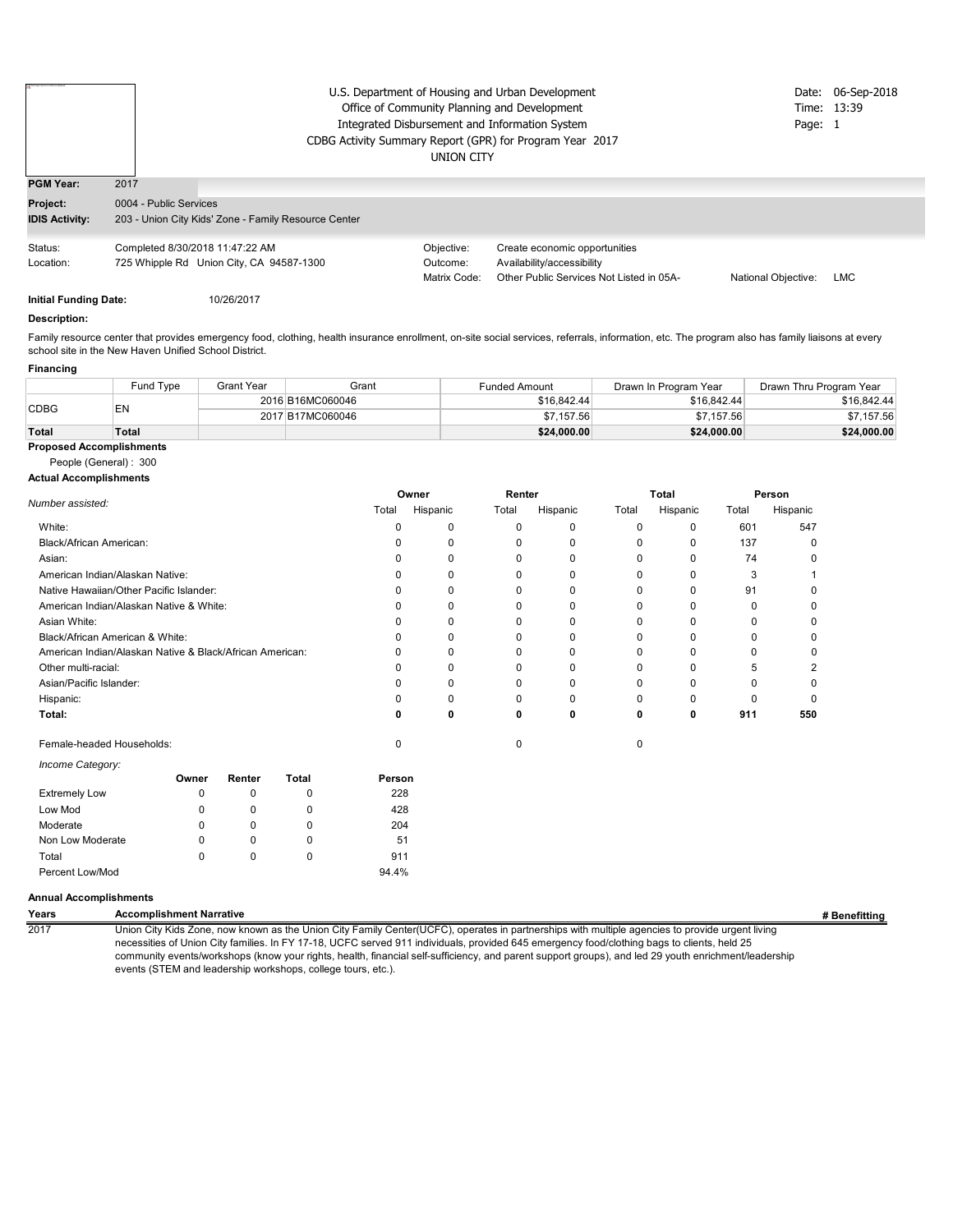U.S. Department of Housing and Urban Development
Office of Community Planning and Development
Integrated Disbursement and Information System
CDBG Activity Summary Report (GPR) for Program Year 2017
UNION CITY

Date: 06-Sep-2018
Time: 13:39

**PGM Year:** 2017

**Project:** 0004 - Public Services

**IDIS Activity:** 203 - Union City Kids' Zone - Family Resource Center

Status: Completed 8/30/2018 11:47:22 AM

Location: 725 Whipple Rd Union City, CA 94587-1300

Objective: Create economic opportunities

Outcome: Availability/accessibility

Matrix Code: Other Public Services Not Listed in 05A-

National Objective: LMC

**Initial Funding Date:** 10/26/2017

**Description:**

Family resource center that provides emergency food, clothing, health insurance enrollment, on-site social services, referrals, information, etc. The program also has family liaisons at every school site in the New Haven Unified School District.

**Financing**

| | Fund Type | Grant Year | Grant | Funded Amount | Drawn In Program Year | Drawn Thru Program Year |
|---|---|---|---|---|---|---|
| CDBG | EN | 2016 | B16MC060046 | $16,842.44 | $16,842.44 | $16,842.44 |
| | | 2017 | B17MC060046 | $7,157.56 | $7,157.56 | $7,157.56 |
| **Total** | **Total** | | | **$24,000.00** | **$24,000.00** | **$24,000.00** |

**Proposed Accomplishments**

People (General) : 300

**Actual Accomplishments**

| *Number assisted:* | Owner | | Renter | | Total | | Person | |
|---|---|---|---|---|---|---|---|---|
| | Total | Hispanic | Total | Hispanic | Total | Hispanic | Total | Hispanic |
| White: | 0 | 0 | 0 | 0 | 0 | 0 | 601 | 547 |
| Black/African American: | 0 | 0 | 0 | 0 | 0 | 0 | 137 | 0 |
| Asian: | 0 | 0 | 0 | 0 | 0 | 0 | 74 | 0 |
| American Indian/Alaskan Native: | 0 | 0 | 0 | 0 | 0 | 0 | 3 | 1 |
| Native Hawaiian/Other Pacific Islander: | 0 | 0 | 0 | 0 | 0 | 0 | 91 | 0 |
| American Indian/Alaskan Native & White: | 0 | 0 | 0 | 0 | 0 | 0 | 0 | 0 |
| Asian White: | 0 | 0 | 0 | 0 | 0 | 0 | 0 | 0 |
| Black/African American & White: | 0 | 0 | 0 | 0 | 0 | 0 | 0 | 0 |
| American Indian/Alaskan Native & Black/African American: | 0 | 0 | 0 | 0 | 0 | 0 | 0 | 0 |
| Other multi-racial: | 0 | 0 | 0 | 0 | 0 | 0 | 5 | 2 |
| Asian/Pacific Islander: | 0 | 0 | 0 | 0 | 0 | 0 | 0 | 0 |
| Hispanic: | 0 | 0 | 0 | 0 | 0 | 0 | 0 | 0 |
| **Total:** | **0** | **0** | **0** | **0** | **0** | **0** | **911** | **550** |
| Female-headed Households: | 0 | | 0 | | 0 | | | |

*Income Category:*

| | Owner | Renter | Total | Person |
|---|---|---|---|---|
| Extremely Low | 0 | 0 | 0 | 228 |
| Low Mod | 0 | 0 | 0 | 428 |
| Moderate | 0 | 0 | 0 | 204 |
| Non Low Moderate | 0 | 0 | 0 | 51 |
| Total | 0 | 0 | 0 | 911 |
| Percent Low/Mod | | | | 94.4% |

**Annual Accomplishments**

| Years | Accomplishment Narrative | # Benefitting |
|---|---|---|
| 2017 | Union City Kids Zone, now known as the Union City Family Center(UCFC), operates in partnerships with multiple agencies to provide urgent living necessities of Union City families. In FY 17-18, UCFC served 911 individuals, provided 645 emergency food/clothing bags to clients, held 25 community events/workshops (know your rights, health, financial self-sufficiency, and parent support groups), and led 29 youth enrichment/leadership events (STEM and leadership workshops, college tours, etc.). | |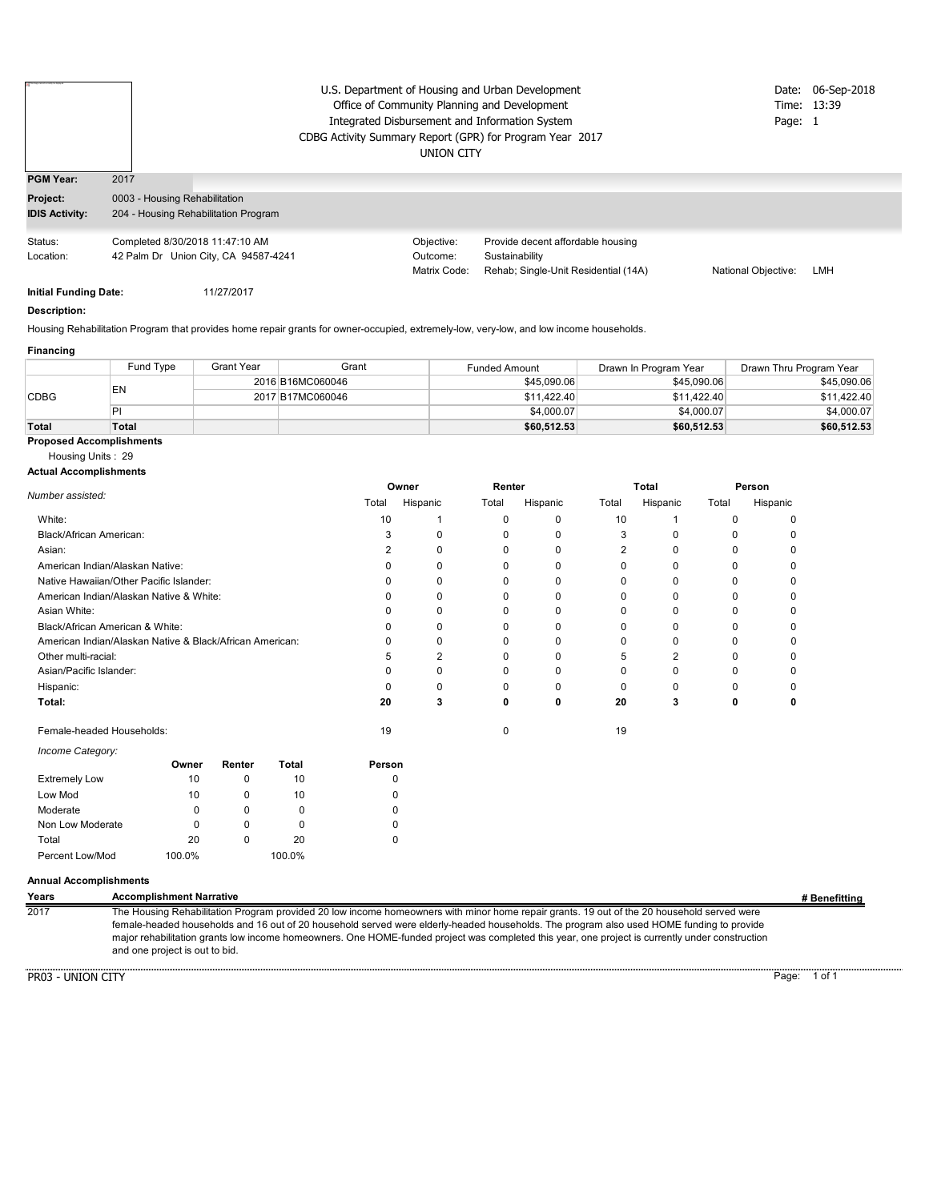U.S. Department of Housing and Urban Development
Office of Community Planning and Development
Integrated Disbursement and Information System
CDBG Activity Summary Report (GPR) for Program Year 2017
UNION CITY

Date: 06-Sep-2018
Time: 13:39

**PGM Year:** 2017

**Project:** 0003 - Housing Rehabilitation

**IDIS Activity:** 204 - Housing Rehabilitation Program

Status: Completed 8/30/2018 11:47:10 AM
Location: 42 Palm Dr Union City, CA 94587-4241

Objective: Provide decent affordable housing
Outcome: Sustainability
Matrix Code: Rehab; Single-Unit Residential (14A)
National Objective: LMH

**Initial Funding Date:** 11/27/2017

**Description:**

Housing Rehabilitation Program that provides home repair grants for owner-occupied, extremely-low, very-low, and low income households.

**Financing**

| | Fund Type | Grant Year | Grant | Funded Amount | Drawn In Program Year | Drawn Thru Program Year |
|---|---|---|---|---|---|---|
| CDBG | EN | 2016 | B16MC060046 | $45,090.06 | $45,090.06 | $45,090.06 |
| | | 2017 | B17MC060046 | $11,422.40 | $11,422.40 | $11,422.40 |
| | PI | | | $4,000.07 | $4,000.07 | $4,000.07 |
| **Total** | **Total** | | | **$60,512.53** | **$60,512.53** | **$60,512.53** |

**Proposed Accomplishments**

Housing Units : 29

**Actual Accomplishments**

| *Number assisted:* | Owner | | Renter | | Total | | Person | |
|---|---|---|---|---|---|---|---|---|
| | Total | Hispanic | Total | Hispanic | Total | Hispanic | Total | Hispanic |
| White: | 10 | 1 | 0 | 0 | 10 | 1 | 0 | 0 |
| Black/African American: | 3 | 0 | 0 | 0 | 3 | 0 | 0 | 0 |
| Asian: | 2 | 0 | 0 | 0 | 2 | 0 | 0 | 0 |
| American Indian/Alaskan Native: | 0 | 0 | 0 | 0 | 0 | 0 | 0 | 0 |
| Native Hawaiian/Other Pacific Islander: | 0 | 0 | 0 | 0 | 0 | 0 | 0 | 0 |
| American Indian/Alaskan Native & White: | 0 | 0 | 0 | 0 | 0 | 0 | 0 | 0 |
| Asian White: | 0 | 0 | 0 | 0 | 0 | 0 | 0 | 0 |
| Black/African American & White: | 0 | 0 | 0 | 0 | 0 | 0 | 0 | 0 |
| American Indian/Alaskan Native & Black/African American: | 0 | 0 | 0 | 0 | 0 | 0 | 0 | 0 |
| Other multi-racial: | 5 | 2 | 0 | 0 | 5 | 2 | 0 | 0 |
| Asian/Pacific Islander: | 0 | 0 | 0 | 0 | 0 | 0 | 0 | 0 |
| Hispanic: | 0 | 0 | 0 | 0 | 0 | 0 | 0 | 0 |
| **Total:** | **20** | **3** | **0** | **0** | **20** | **3** | **0** | **0** |
| Female-headed Households: | 19 | | 0 | | 19 | | | |

*Income Category:*

| | Owner | Renter | Total | Person |
|---|---|---|---|---|
| Extremely Low | 10 | 0 | 10 | 0 |
| Low Mod | 10 | 0 | 10 | 0 |
| Moderate | 0 | 0 | 0 | 0 |
| Non Low Moderate | 0 | 0 | 0 | 0 |
| Total | 20 | 0 | 20 | 0 |
| Percent Low/Mod | 100.0% | | 100.0% | |

**Annual Accomplishments**

| Years | Accomplishment Narrative | # Benefitting |
|---|---|---|
| 2017 | The Housing Rehabilitation Program provided 20 low income homeowners with minor home repair grants. 19 out of the 20 household served were female-headed households and 16 out of 20 household served were elderly-headed households. The program also used HOME funding to provide major rehabilitation grants low income homeowners. One HOME-funded project was completed this year, one project is currently under construction and one project is out to bid. | |

PR03 - UNION CITY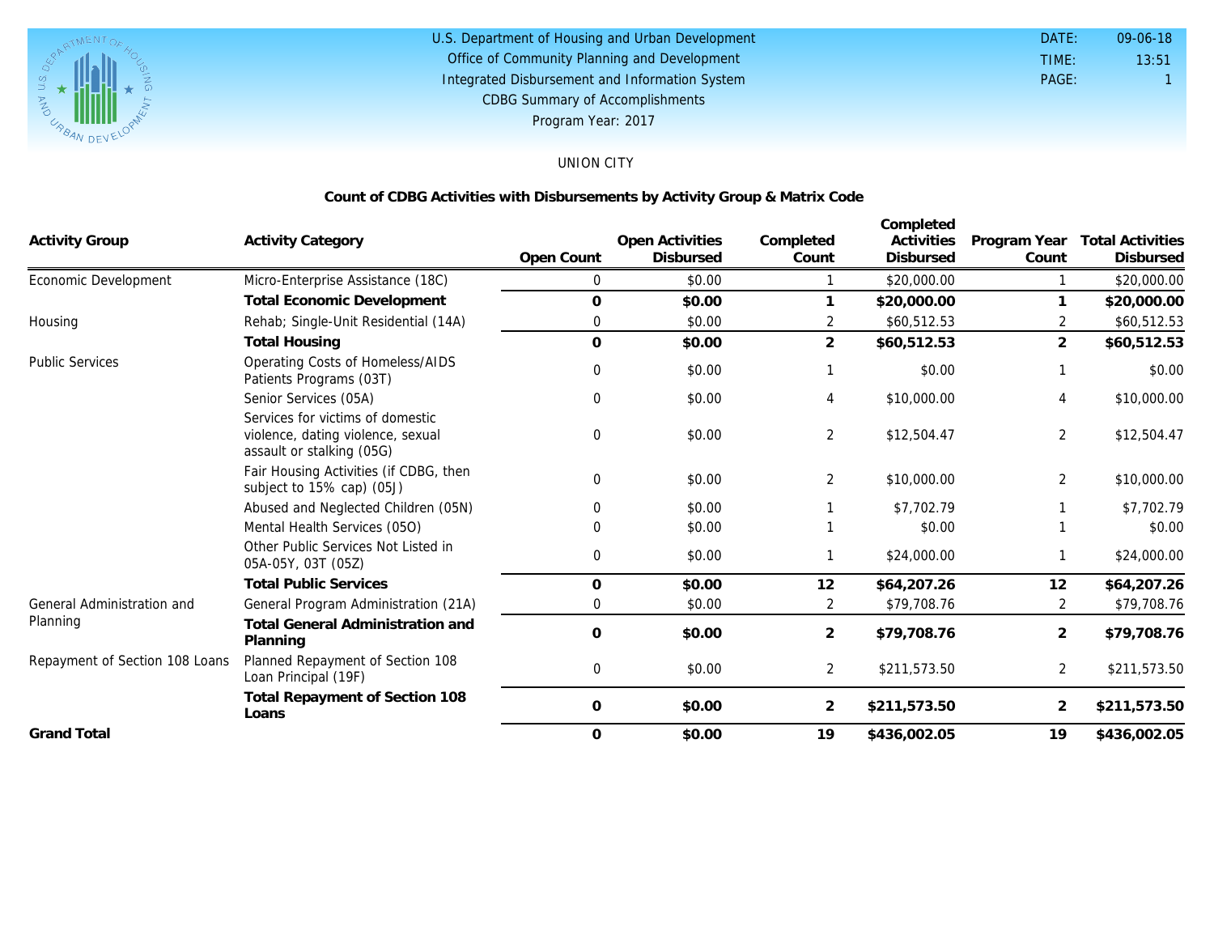U.S. Department of Housing and Urban Development
Office of Community Planning and Development
Integrated Disbursement and Information System
CDBG Summary of Accomplishments
Program Year: 2017

DATE: 09-06-18
TIME: 13:51
PAGE: 1

UNION CITY

**Count of CDBG Activities with Disbursements by Activity Group & Matrix Code**

| Activity Group | Activity Category | Open Count | Open Activities Disbursed | Completed Count | Completed Activities Disbursed | Program Year Count | Total Activities Disbursed |
|---|---|---|---|---|---|---|---|
| Economic Development | Micro-Enterprise Assistance (18C) | 0 | $0.00 | 1 | $20,000.00 | 1 | $20,000.00 |
| | **Total Economic Development** | **0** | **$0.00** | **1** | **$20,000.00** | **1** | **$20,000.00** |
| Housing | Rehab; Single-Unit Residential (14A) | 0 | $0.00 | 2 | $60,512.53 | 2 | $60,512.53 |
| | **Total Housing** | **0** | **$0.00** | **2** | **$60,512.53** | **2** | **$60,512.53** |
| Public Services | Operating Costs of Homeless/AIDS Patients Programs (03T) | 0 | $0.00 | 1 | $0.00 | 1 | $0.00 |
| | Senior Services (05A) | 0 | $0.00 | 4 | $10,000.00 | 4 | $10,000.00 |
| | Services for victims of domestic violence, dating violence, sexual assault or stalking (05G) | 0 | $0.00 | 2 | $12,504.47 | 2 | $12,504.47 |
| | Fair Housing Activities (if CDBG, then subject to 15% cap) (05J) | 0 | $0.00 | 2 | $10,000.00 | 2 | $10,000.00 |
| | Abused and Neglected Children (05N) | 0 | $0.00 | 1 | $7,702.79 | 1 | $7,702.79 |
| | Mental Health Services (05O) | 0 | $0.00 | 1 | $0.00 | 1 | $0.00 |
| | Other Public Services Not Listed in 05A-05Y, 03T (05Z) | 0 | $0.00 | 1 | $24,000.00 | 1 | $24,000.00 |
| | **Total Public Services** | **0** | **$0.00** | **12** | **$64,207.26** | **12** | **$64,207.26** |
| General Administration and Planning | General Program Administration (21A) | 0 | $0.00 | 2 | $79,708.76 | 2 | $79,708.76 |
| | **Total General Administration and Planning** | **0** | **$0.00** | **2** | **$79,708.76** | **2** | **$79,708.76** |
| Repayment of Section 108 Loans | Planned Repayment of Section 108 Loan Principal (19F) | 0 | $0.00 | 2 | $211,573.50 | 2 | $211,573.50 |
| | **Total Repayment of Section 108 Loans** | **0** | **$0.00** | **2** | **$211,573.50** | **2** | **$211,573.50** |
| **Grand Total** | | **0** | **$0.00** | **19** | **$436,002.05** | **19** | **$436,002.05** |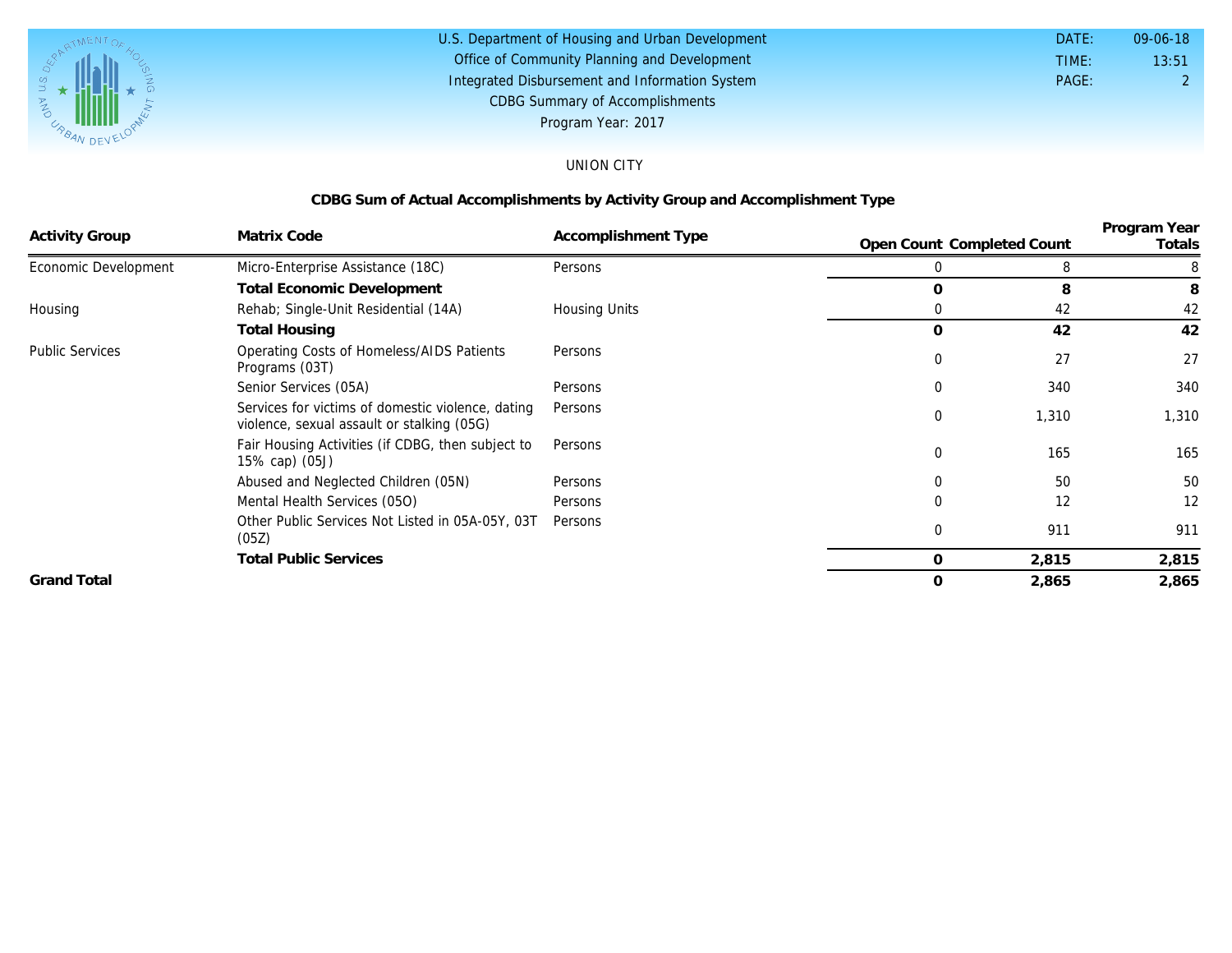U.S. Department of Housing and Urban Development
Office of Community Planning and Development
Integrated Disbursement and Information System
CDBG Summary of Accomplishments
Program Year: 2017

DATE: 09-06-18
TIME: 13:51

UNION CITY

## CDBG Sum of Actual Accomplishments by Activity Group and Accomplishment Type

| Activity Group | Matrix Code | Accomplishment Type | Open Count | Completed Count | Program Year Totals |
|---|---|---|---|---|---|
| Economic Development | Micro-Enterprise Assistance (18C) | Persons | 0 | 8 | 8 |
| | **Total Economic Development** | | **0** | **8** | **8** |
| Housing | Rehab; Single-Unit Residential (14A) | Housing Units | 0 | 42 | 42 |
| | **Total Housing** | | **0** | **42** | **42** |
| Public Services | Operating Costs of Homeless/AIDS Patients Programs (03T) | Persons | 0 | 27 | 27 |
| | Senior Services (05A) | Persons | 0 | 340 | 340 |
| | Services for victims of domestic violence, dating violence, sexual assault or stalking (05G) | Persons | 0 | 1,310 | 1,310 |
| | Fair Housing Activities (if CDBG, then subject to 15% cap) (05J) | Persons | 0 | 165 | 165 |
| | Abused and Neglected Children (05N) | Persons | 0 | 50 | 50 |
| | Mental Health Services (05O) | Persons | 0 | 12 | 12 |
| | Other Public Services Not Listed in 05A-05Y, 03T (05Z) | Persons | 0 | 911 | 911 |
| | **Total Public Services** | | **0** | **2,815** | **2,815** |
| **Grand Total** | | | **0** | **2,865** | **2,865** |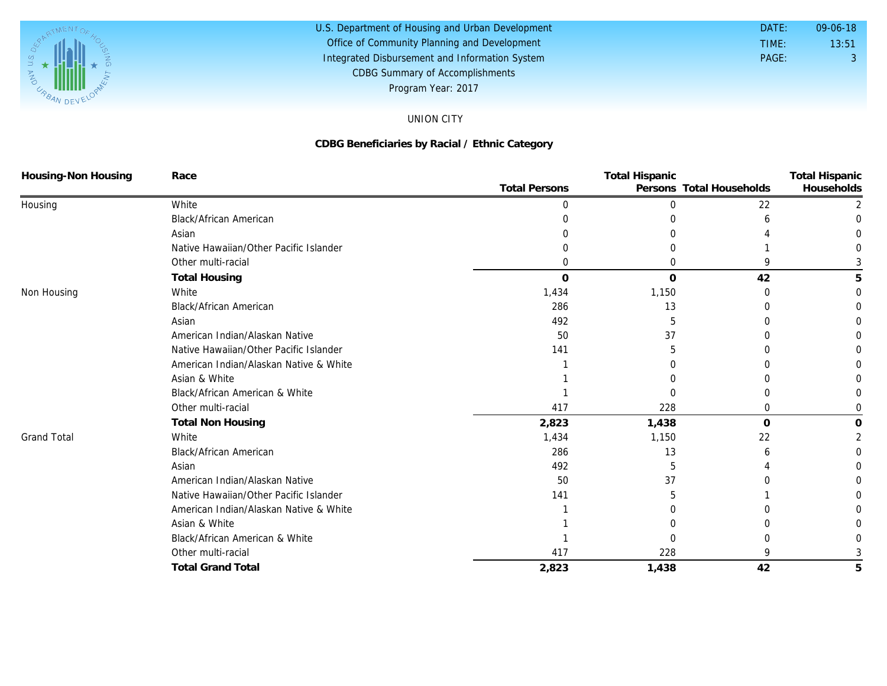U.S. Department of Housing and Urban Development
Office of Community Planning and Development
Integrated Disbursement and Information System
CDBG Summary of Accomplishments
Program Year: 2017

DATE: 09-06-18
TIME: 13:51
PAGE: 3

UNION CITY

**CDBG Beneficiaries by Racial / Ethnic Category**

| Housing-Non Housing | Race | Total Persons | Total Hispanic Persons | Total Households | Total Hispanic Households |
|---|---|---|---|---|---|
| Housing | White | 0 | 0 | 22 | 2 |
| | Black/African American | 0 | 0 | 6 | 0 |
| | Asian | 0 | 0 | 4 | 0 |
| | Native Hawaiian/Other Pacific Islander | 0 | 0 | 1 | 0 |
| | Other multi-racial | 0 | 0 | 9 | 3 |
| | **Total Housing** | **0** | **0** | **42** | **5** |
| Non Housing | White | 1,434 | 1,150 | 0 | 0 |
| | Black/African American | 286 | 13 | 0 | 0 |
| | Asian | 492 | 5 | 0 | 0 |
| | American Indian/Alaskan Native | 50 | 37 | 0 | 0 |
| | Native Hawaiian/Other Pacific Islander | 141 | 5 | 0 | 0 |
| | American Indian/Alaskan Native & White | 1 | 0 | 0 | 0 |
| | Asian & White | 1 | 0 | 0 | 0 |
| | Black/African American & White | 1 | 0 | 0 | 0 |
| | Other multi-racial | 417 | 228 | 0 | 0 |
| | **Total Non Housing** | **2,823** | **1,438** | **0** | **0** |
| Grand Total | White | 1,434 | 1,150 | 22 | 2 |
| | Black/African American | 286 | 13 | 6 | 0 |
| | Asian | 492 | 5 | 4 | 0 |
| | American Indian/Alaskan Native | 50 | 37 | 0 | 0 |
| | Native Hawaiian/Other Pacific Islander | 141 | 5 | 1 | 0 |
| | American Indian/Alaskan Native & White | 1 | 0 | 0 | 0 |
| | Asian & White | 1 | 0 | 0 | 0 |
| | Black/African American & White | 1 | 0 | 0 | 0 |
| | Other multi-racial | 417 | 228 | 9 | 3 |
| | **Total Grand Total** | **2,823** | **1,438** | **42** | **5** |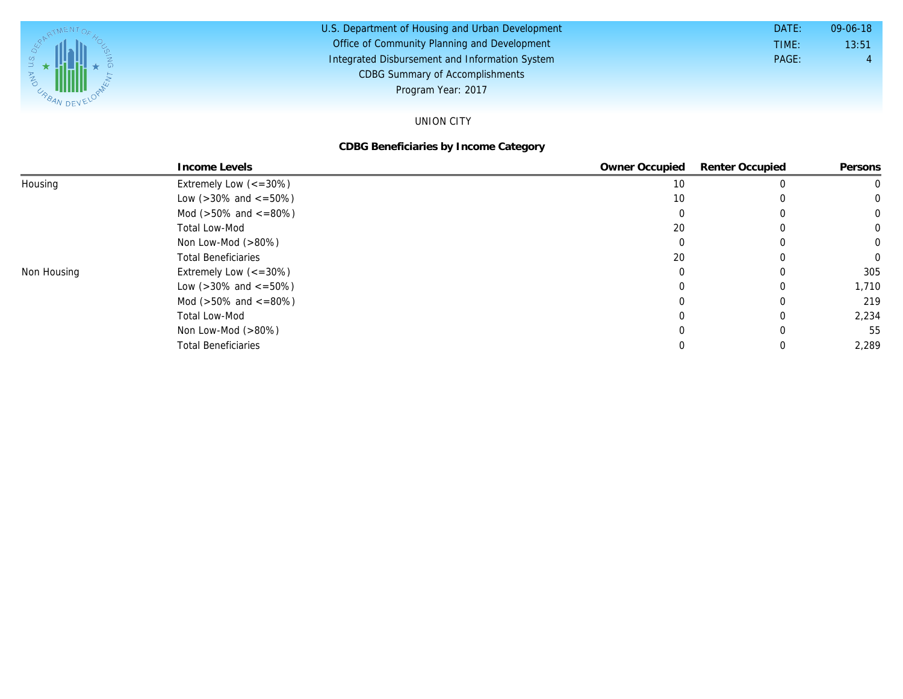U.S. Department of Housing and Urban Development
Office of Community Planning and Development
Integrated Disbursement and Information System
CDBG Summary of Accomplishments
Program Year: 2017

DATE: 09-06-18
TIME: 13:51

UNION CITY

## CDBG Beneficiaries by Income Category

| | Income Levels | Owner Occupied | Renter Occupied | Persons |
|---|---|---|---|---|
| Housing | Extremely Low (<=30%) | 10 | 0 | 0 |
| | Low (>30% and <=50%) | 10 | 0 | 0 |
| | Mod (>50% and <=80%) | 0 | 0 | 0 |
| | Total Low-Mod | 20 | 0 | 0 |
| | Non Low-Mod (>80%) | 0 | 0 | 0 |
| | Total Beneficiaries | 20 | 0 | 0 |
| Non Housing | Extremely Low (<=30%) | 0 | 0 | 305 |
| | Low (>30% and <=50%) | 0 | 0 | 1,710 |
| | Mod (>50% and <=80%) | 0 | 0 | 219 |
| | Total Low-Mod | 0 | 0 | 2,234 |
| | Non Low-Mod (>80%) | 0 | 0 | 55 |
| | Total Beneficiaries | 0 | 0 | 2,289 |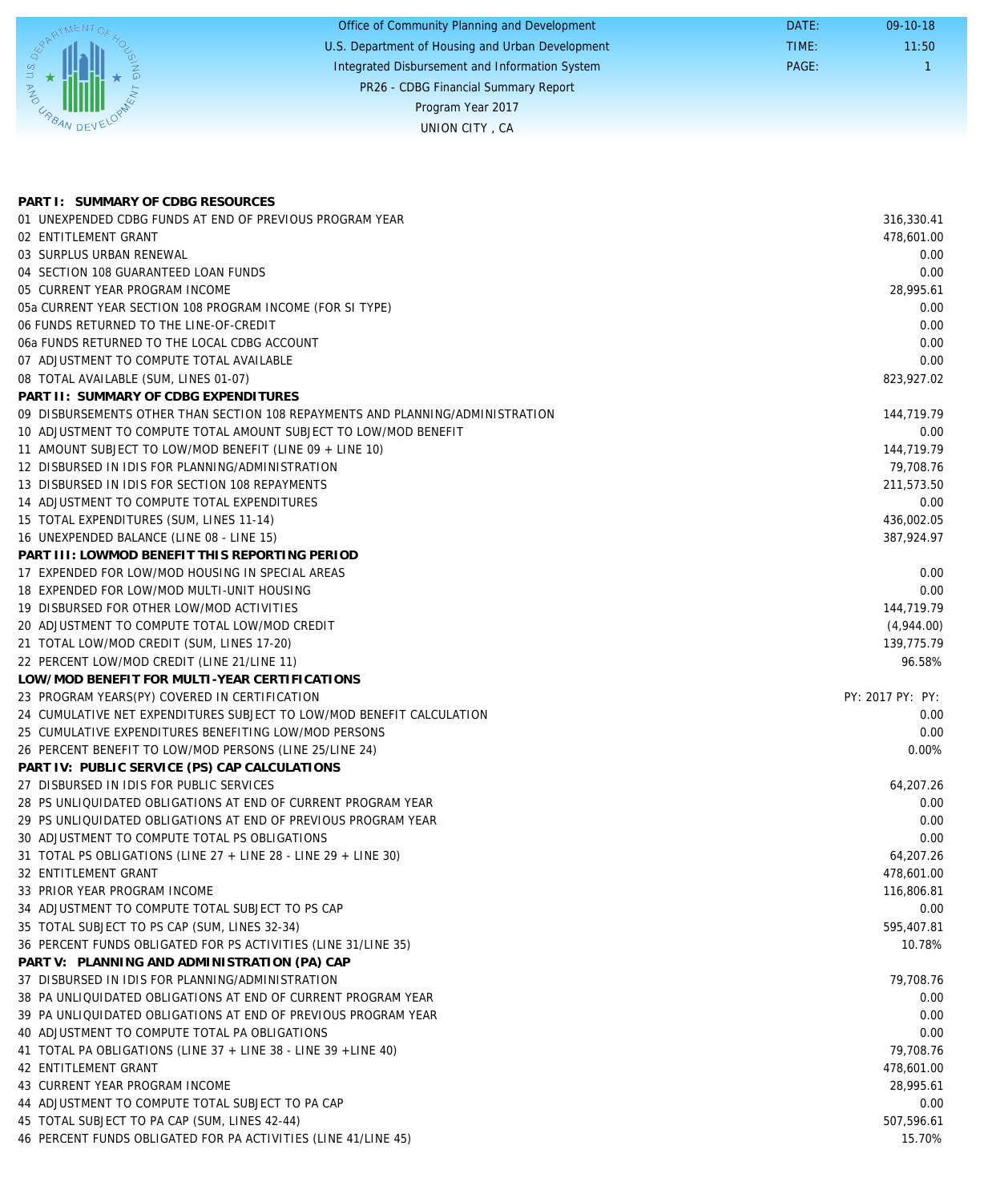Office of Community Planning and Development
U.S. Department of Housing and Urban Development
Integrated Disbursement and Information System
PR26 - CDBG Financial Summary Report
Program Year 2017
UNION CITY , CA

DATE: 09-10-18
TIME: 11:50
PAGE: 1

| | |
|---|---|
| **PART I: SUMMARY OF CDBG RESOURCES** | |
| 01 UNEXPENDED CDBG FUNDS AT END OF PREVIOUS PROGRAM YEAR | 316,330.41 |
| 02 ENTITLEMENT GRANT | 478,601.00 |
| 03 SURPLUS URBAN RENEWAL | 0.00 |
| 04 SECTION 108 GUARANTEED LOAN FUNDS | 0.00 |
| 05 CURRENT YEAR PROGRAM INCOME | 28,995.61 |
| 05a CURRENT YEAR SECTION 108 PROGRAM INCOME (FOR SI TYPE) | 0.00 |
| 06 FUNDS RETURNED TO THE LINE-OF-CREDIT | 0.00 |
| 06a FUNDS RETURNED TO THE LOCAL CDBG ACCOUNT | 0.00 |
| 07 ADJUSTMENT TO COMPUTE TOTAL AVAILABLE | 0.00 |
| 08 TOTAL AVAILABLE (SUM, LINES 01-07) | 823,927.02 |
| **PART II: SUMMARY OF CDBG EXPENDITURES** | |
| 09 DISBURSEMENTS OTHER THAN SECTION 108 REPAYMENTS AND PLANNING/ADMINISTRATION | 144,719.79 |
| 10 ADJUSTMENT TO COMPUTE TOTAL AMOUNT SUBJECT TO LOW/MOD BENEFIT | 0.00 |
| 11 AMOUNT SUBJECT TO LOW/MOD BENEFIT (LINE 09 + LINE 10) | 144,719.79 |
| 12 DISBURSED IN IDIS FOR PLANNING/ADMINISTRATION | 79,708.76 |
| 13 DISBURSED IN IDIS FOR SECTION 108 REPAYMENTS | 211,573.50 |
| 14 ADJUSTMENT TO COMPUTE TOTAL EXPENDITURES | 0.00 |
| 15 TOTAL EXPENDITURES (SUM, LINES 11-14) | 436,002.05 |
| 16 UNEXPENDED BALANCE (LINE 08 - LINE 15) | 387,924.97 |
| **PART III: LOWMOD BENEFIT THIS REPORTING PERIOD** | |
| 17 EXPENDED FOR LOW/MOD HOUSING IN SPECIAL AREAS | 0.00 |
| 18 EXPENDED FOR LOW/MOD MULTI-UNIT HOUSING | 0.00 |
| 19 DISBURSED FOR OTHER LOW/MOD ACTIVITIES | 144,719.79 |
| 20 ADJUSTMENT TO COMPUTE TOTAL LOW/MOD CREDIT | (4,944.00) |
| 21 TOTAL LOW/MOD CREDIT (SUM, LINES 17-20) | 139,775.79 |
| 22 PERCENT LOW/MOD CREDIT (LINE 21/LINE 11) | 96.58% |
| **LOW/MOD BENEFIT FOR MULTI-YEAR CERTIFICATIONS** | |
| 23 PROGRAM YEARS(PY) COVERED IN CERTIFICATION | PY: 2017 PY: PY: |
| 24 CUMULATIVE NET EXPENDITURES SUBJECT TO LOW/MOD BENEFIT CALCULATION | 0.00 |
| 25 CUMULATIVE EXPENDITURES BENEFITING LOW/MOD PERSONS | 0.00 |
| 26 PERCENT BENEFIT TO LOW/MOD PERSONS (LINE 25/LINE 24) | 0.00% |
| **PART IV: PUBLIC SERVICE (PS) CAP CALCULATIONS** | |
| 27 DISBURSED IN IDIS FOR PUBLIC SERVICES | 64,207.26 |
| 28 PS UNLIQUIDATED OBLIGATIONS AT END OF CURRENT PROGRAM YEAR | 0.00 |
| 29 PS UNLIQUIDATED OBLIGATIONS AT END OF PREVIOUS PROGRAM YEAR | 0.00 |
| 30 ADJUSTMENT TO COMPUTE TOTAL PS OBLIGATIONS | 0.00 |
| 31 TOTAL PS OBLIGATIONS (LINE 27 + LINE 28 - LINE 29 + LINE 30) | 64,207.26 |
| 32 ENTITLEMENT GRANT | 478,601.00 |
| 33 PRIOR YEAR PROGRAM INCOME | 116,806.81 |
| 34 ADJUSTMENT TO COMPUTE TOTAL SUBJECT TO PS CAP | 0.00 |
| 35 TOTAL SUBJECT TO PS CAP (SUM, LINES 32-34) | 595,407.81 |
| 36 PERCENT FUNDS OBLIGATED FOR PS ACTIVITIES (LINE 31/LINE 35) | 10.78% |
| **PART V: PLANNING AND ADMINISTRATION (PA) CAP** | |
| 37 DISBURSED IN IDIS FOR PLANNING/ADMINISTRATION | 79,708.76 |
| 38 PA UNLIQUIDATED OBLIGATIONS AT END OF CURRENT PROGRAM YEAR | 0.00 |
| 39 PA UNLIQUIDATED OBLIGATIONS AT END OF PREVIOUS PROGRAM YEAR | 0.00 |
| 40 ADJUSTMENT TO COMPUTE TOTAL PA OBLIGATIONS | 0.00 |
| 41 TOTAL PA OBLIGATIONS (LINE 37 + LINE 38 - LINE 39 +LINE 40) | 79,708.76 |
| 42 ENTITLEMENT GRANT | 478,601.00 |
| 43 CURRENT YEAR PROGRAM INCOME | 28,995.61 |
| 44 ADJUSTMENT TO COMPUTE TOTAL SUBJECT TO PA CAP | 0.00 |
| 45 TOTAL SUBJECT TO PA CAP (SUM, LINES 42-44) | 507,596.61 |
| 46 PERCENT FUNDS OBLIGATED FOR PA ACTIVITIES (LINE 41/LINE 45) | 15.70% |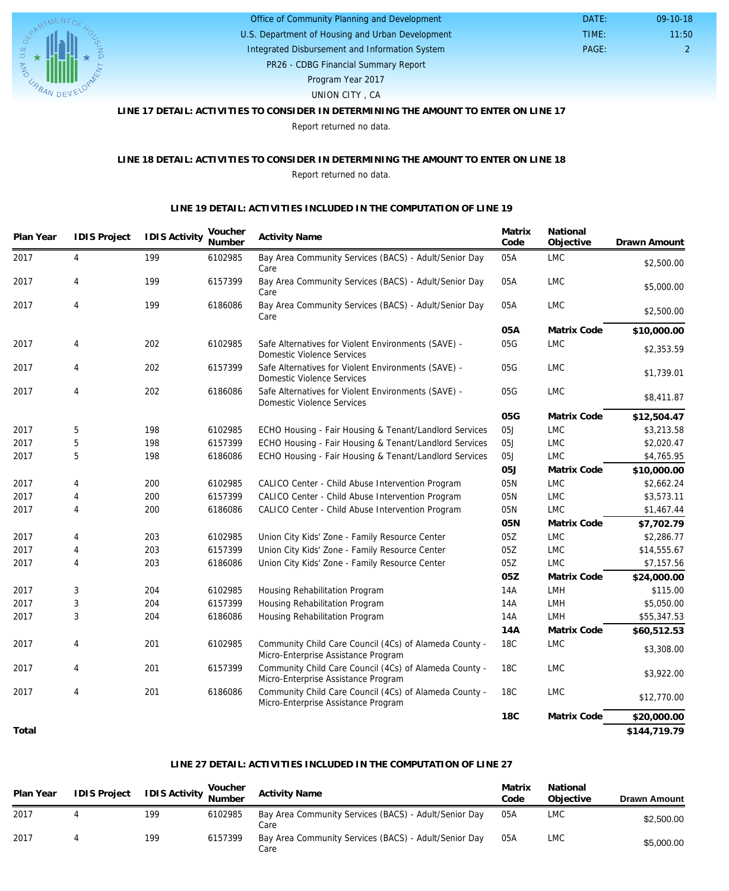Office of Community Planning and Development
U.S. Department of Housing and Urban Development
Integrated Disbursement and Information System
PR26 - CDBG Financial Summary Report
Program Year 2017
UNION CITY , CA

DATE: 09-10-18
TIME: 11:50
PAGE: 2

## LINE 17 DETAIL: ACTIVITIES TO CONSIDER IN DETERMINING THE AMOUNT TO ENTER ON LINE 17

Report returned no data.

## LINE 18 DETAIL: ACTIVITIES TO CONSIDER IN DETERMINING THE AMOUNT TO ENTER ON LINE 18

Report returned no data.

## LINE 19 DETAIL: ACTIVITIES INCLUDED IN THE COMPUTATION OF LINE 19

| Plan Year | IDIS Project | IDIS Activity | Voucher Number | Activity Name | Matrix Code | National Objective | Drawn Amount |
|---|---|---|---|---|---|---|---|
| 2017 | 4 | 199 | 6102985 | Bay Area Community Services (BACS) - Adult/Senior Day Care | 05A | LMC | $2,500.00 |
| 2017 | 4 | 199 | 6157399 | Bay Area Community Services (BACS) - Adult/Senior Day Care | 05A | LMC | $5,000.00 |
| 2017 | 4 | 199 | 6186086 | Bay Area Community Services (BACS) - Adult/Senior Day Care | 05A | LMC | $2,500.00 |
| | | | | | **05A** | **Matrix Code** | **$10,000.00** |
| 2017 | 4 | 202 | 6102985 | Safe Alternatives for Violent Environments (SAVE) - Domestic Violence Services | 05G | LMC | $2,353.59 |
| 2017 | 4 | 202 | 6157399 | Safe Alternatives for Violent Environments (SAVE) - Domestic Violence Services | 05G | LMC | $1,739.01 |
| 2017 | 4 | 202 | 6186086 | Safe Alternatives for Violent Environments (SAVE) - Domestic Violence Services | 05G | LMC | $8,411.87 |
| | | | | | **05G** | **Matrix Code** | **$12,504.47** |
| 2017 | 5 | 198 | 6102985 | ECHO Housing - Fair Housing & Tenant/Landlord Services | 05J | LMC | $3,213.58 |
| 2017 | 5 | 198 | 6157399 | ECHO Housing - Fair Housing & Tenant/Landlord Services | 05J | LMC | $2,020.47 |
| 2017 | 5 | 198 | 6186086 | ECHO Housing - Fair Housing & Tenant/Landlord Services | 05J | LMC | $4,765.95 |
| | | | | | **05J** | **Matrix Code** | **$10,000.00** |
| 2017 | 4 | 200 | 6102985 | CALICO Center - Child Abuse Intervention Program | 05N | LMC | $2,662.24 |
| 2017 | 4 | 200 | 6157399 | CALICO Center - Child Abuse Intervention Program | 05N | LMC | $3,573.11 |
| 2017 | 4 | 200 | 6186086 | CALICO Center - Child Abuse Intervention Program | 05N | LMC | $1,467.44 |
| | | | | | **05N** | **Matrix Code** | **$7,702.79** |
| 2017 | 4 | 203 | 6102985 | Union City Kids' Zone - Family Resource Center | 05Z | LMC | $2,286.77 |
| 2017 | 4 | 203 | 6157399 | Union City Kids' Zone - Family Resource Center | 05Z | LMC | $14,555.67 |
| 2017 | 4 | 203 | 6186086 | Union City Kids' Zone - Family Resource Center | 05Z | LMC | $7,157.56 |
| | | | | | **05Z** | **Matrix Code** | **$24,000.00** |
| 2017 | 3 | 204 | 6102985 | Housing Rehabilitation Program | 14A | LMH | $115.00 |
| 2017 | 3 | 204 | 6157399 | Housing Rehabilitation Program | 14A | LMH | $5,050.00 |
| 2017 | 3 | 204 | 6186086 | Housing Rehabilitation Program | 14A | LMH | $55,347.53 |
| | | | | | **14A** | **Matrix Code** | **$60,512.53** |
| 2017 | 4 | 201 | 6102985 | Community Child Care Council (4Cs) of Alameda County - Micro-Enterprise Assistance Program | 18C | LMC | $3,308.00 |
| 2017 | 4 | 201 | 6157399 | Community Child Care Council (4Cs) of Alameda County - Micro-Enterprise Assistance Program | 18C | LMC | $3,922.00 |
| 2017 | 4 | 201 | 6186086 | Community Child Care Council (4Cs) of Alameda County - Micro-Enterprise Assistance Program | 18C | LMC | $12,770.00 |
| | | | | | **18C** | **Matrix Code** | **$20,000.00** |
| **Total** | | | | | | | **$144,719.79** |

## LINE 27 DETAIL: ACTIVITIES INCLUDED IN THE COMPUTATION OF LINE 27

| Plan Year | IDIS Project | IDIS Activity | Voucher Number | Activity Name | Matrix Code | National Objective | Drawn Amount |
|---|---|---|---|---|---|---|---|
| 2017 | 4 | 199 | 6102985 | Bay Area Community Services (BACS) - Adult/Senior Day Care | 05A | LMC | $2,500.00 |
| 2017 | 4 | 199 | 6157399 | Bay Area Community Services (BACS) - Adult/Senior Day Care | 05A | LMC | $5,000.00 |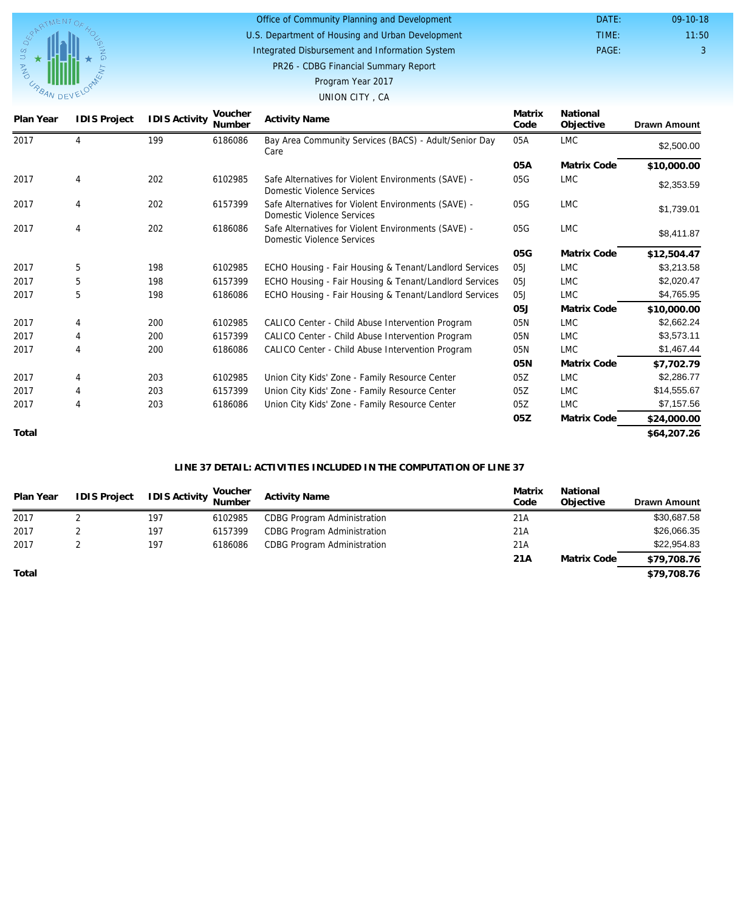Office of Community Planning and Development
U.S. Department of Housing and Urban Development
Integrated Disbursement and Information System
PR26 - CDBG Financial Summary Report
Program Year 2017
UNION CITY , CA

DATE: 09-10-18
TIME: 11:50
PAGE: 3

| Plan Year | IDIS Project | IDIS Activity | Voucher Number | Activity Name | Matrix Code | National Objective | Drawn Amount |
|---|---|---|---|---|---|---|---|
| 2017 | 4 | 199 | 6186086 | Bay Area Community Services (BACS) - Adult/Senior Day Care | 05A | LMC | $2,500.00 |
| | | | | | **05A** | **Matrix Code** | **$10,000.00** |
| 2017 | 4 | 202 | 6102985 | Safe Alternatives for Violent Environments (SAVE) - Domestic Violence Services | 05G | LMC | $2,353.59 |
| 2017 | 4 | 202 | 6157399 | Safe Alternatives for Violent Environments (SAVE) - Domestic Violence Services | 05G | LMC | $1,739.01 |
| 2017 | 4 | 202 | 6186086 | Safe Alternatives for Violent Environments (SAVE) - Domestic Violence Services | 05G | LMC | $8,411.87 |
| | | | | | **05G** | **Matrix Code** | **$12,504.47** |
| 2017 | 5 | 198 | 6102985 | ECHO Housing - Fair Housing & Tenant/Landlord Services | 05J | LMC | $3,213.58 |
| 2017 | 5 | 198 | 6157399 | ECHO Housing - Fair Housing & Tenant/Landlord Services | 05J | LMC | $2,020.47 |
| 2017 | 5 | 198 | 6186086 | ECHO Housing - Fair Housing & Tenant/Landlord Services | 05J | LMC | $4,765.95 |
| | | | | | **05J** | **Matrix Code** | **$10,000.00** |
| 2017 | 4 | 200 | 6102985 | CALICO Center - Child Abuse Intervention Program | 05N | LMC | $2,662.24 |
| 2017 | 4 | 200 | 6157399 | CALICO Center - Child Abuse Intervention Program | 05N | LMC | $3,573.11 |
| 2017 | 4 | 200 | 6186086 | CALICO Center - Child Abuse Intervention Program | 05N | LMC | $1,467.44 |
| | | | | | **05N** | **Matrix Code** | **$7,702.79** |
| 2017 | 4 | 203 | 6102985 | Union City Kids' Zone - Family Resource Center | 05Z | LMC | $2,286.77 |
| 2017 | 4 | 203 | 6157399 | Union City Kids' Zone - Family Resource Center | 05Z | LMC | $14,555.67 |
| 2017 | 4 | 203 | 6186086 | Union City Kids' Zone - Family Resource Center | 05Z | LMC | $7,157.56 |
| | | | | | **05Z** | **Matrix Code** | **$24,000.00** |
| **Total** | | | | | | | **$64,207.26** |

**LINE 37 DETAIL: ACTIVITIES INCLUDED IN THE COMPUTATION OF LINE 37**

| Plan Year | IDIS Project | IDIS Activity | Voucher Number | Activity Name | Matrix Code | National Objective | Drawn Amount |
|---|---|---|---|---|---|---|---|
| 2017 | 2 | 197 | 6102985 | CDBG Program Administration | 21A | | $30,687.58 |
| 2017 | 2 | 197 | 6157399 | CDBG Program Administration | 21A | | $26,066.35 |
| 2017 | 2 | 197 | 6186086 | CDBG Program Administration | 21A | | $22,954.83 |
| | | | | | **21A** | **Matrix Code** | **$79,708.76** |
| **Total** | | | | | | | **$79,708.76** |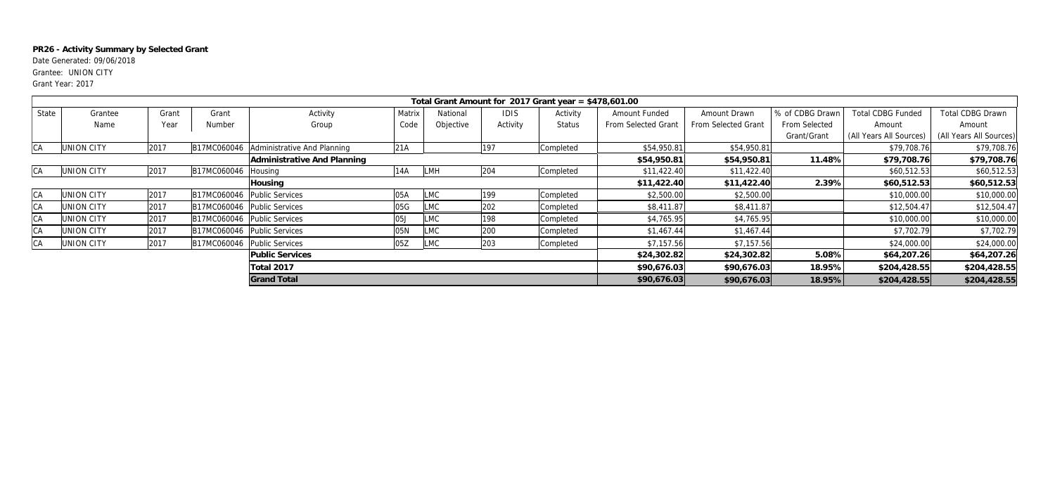**PR26 - Activity Summary by Selected Grant**

Date Generated: 09/06/2018

Grantee: UNION CITY

Grant Year: 2017

| Total Grant Amount for 2017 Grant year = $478,601.00 | | | | | | | | | | | | | |
|---|---|---|---|---|---|---|---|---|---|---|---|---|---|
| State | Grantee Name | Grant Year | Grant Number | Activity Group | Matrix Code | National Objective | IDIS Activity | Activity Status | Amount Funded From Selected Grant | Amount Drawn From Selected Grant | % of CDBG Drawn From Selected Grant/Grant | Total CDBG Funded Amount (All Years All Sources) | Total CDBG Drawn Amount (All Years All Sources) |
| CA | UNION CITY | 2017 | B17MC060046 | Administrative And Planning | 21A | | 197 | Completed | $54,950.81 | $54,950.81 | | $79,708.76 | $79,708.76 |
| | | | | **Administrative And Planning** | | | | | **$54,950.81** | **$54,950.81** | **11.48%** | **$79,708.76** | **$79,708.76** |
| CA | UNION CITY | 2017 | B17MC060046 | Housing | 14A | LMH | 204 | Completed | $11,422.40 | $11,422.40 | | $60,512.53 | $60,512.53 |
| | | | | **Housing** | | | | | **$11,422.40** | **$11,422.40** | **2.39%** | **$60,512.53** | **$60,512.53** |
| CA | UNION CITY | 2017 | B17MC060046 | Public Services | 05A | LMC | 199 | Completed | $2,500.00 | $2,500.00 | | $10,000.00 | $10,000.00 |
| CA | UNION CITY | 2017 | B17MC060046 | Public Services | 05G | LMC | 202 | Completed | $8,411.87 | $8,411.87 | | $12,504.47 | $12,504.47 |
| CA | UNION CITY | 2017 | B17MC060046 | Public Services | 05J | LMC | 198 | Completed | $4,765.95 | $4,765.95 | | $10,000.00 | $10,000.00 |
| CA | UNION CITY | 2017 | B17MC060046 | Public Services | 05N | LMC | 200 | Completed | $1,467.44 | $1,467.44 | | $7,702.79 | $7,702.79 |
| CA | UNION CITY | 2017 | B17MC060046 | Public Services | 05Z | LMC | 203 | Completed | $7,157.56 | $7,157.56 | | $24,000.00 | $24,000.00 |
| | | | | **Public Services** | | | | | **$24,302.82** | **$24,302.82** | **5.08%** | **$64,207.26** | **$64,207.26** |
| | | | | **Total 2017** | | | | | **$90,676.03** | **$90,676.03** | **18.95%** | **$204,428.55** | **$204,428.55** |
| | | | | **Grand Total** | | | | | **$90,676.03** | **$90,676.03** | **18.95%** | **$204,428.55** | **$204,428.55** |